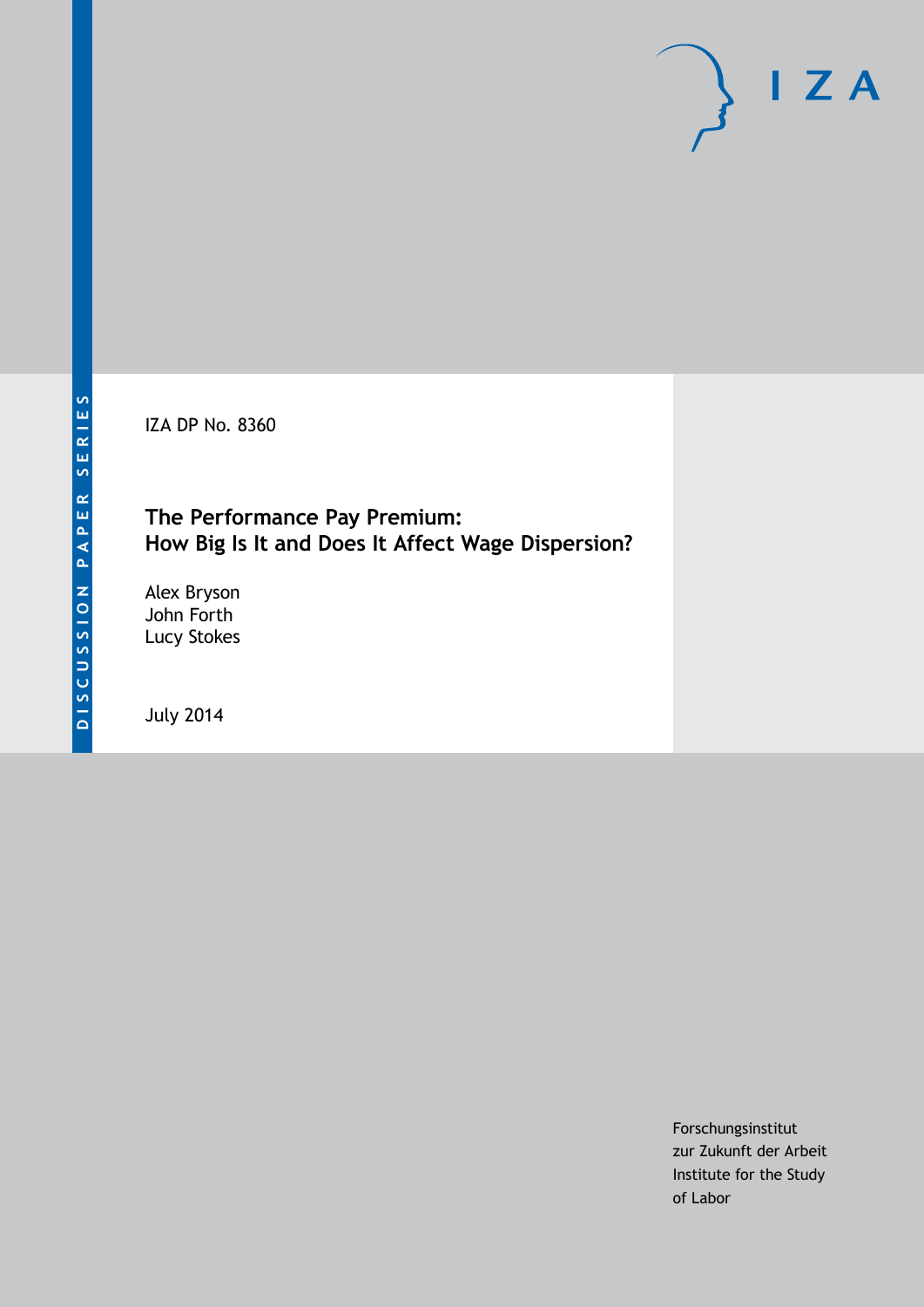DISCUSSION PAPER SERIES

IZA DP No. 8360

# The Performance Pay Premium: How Big Is It and Does It Affect Wage Dispersion?

Alex Bryson
John Forth
Lucy Stokes

July 2014

Forschungsinstitut
zur Zukunft der Arbeit
Institute for the Study
of Labor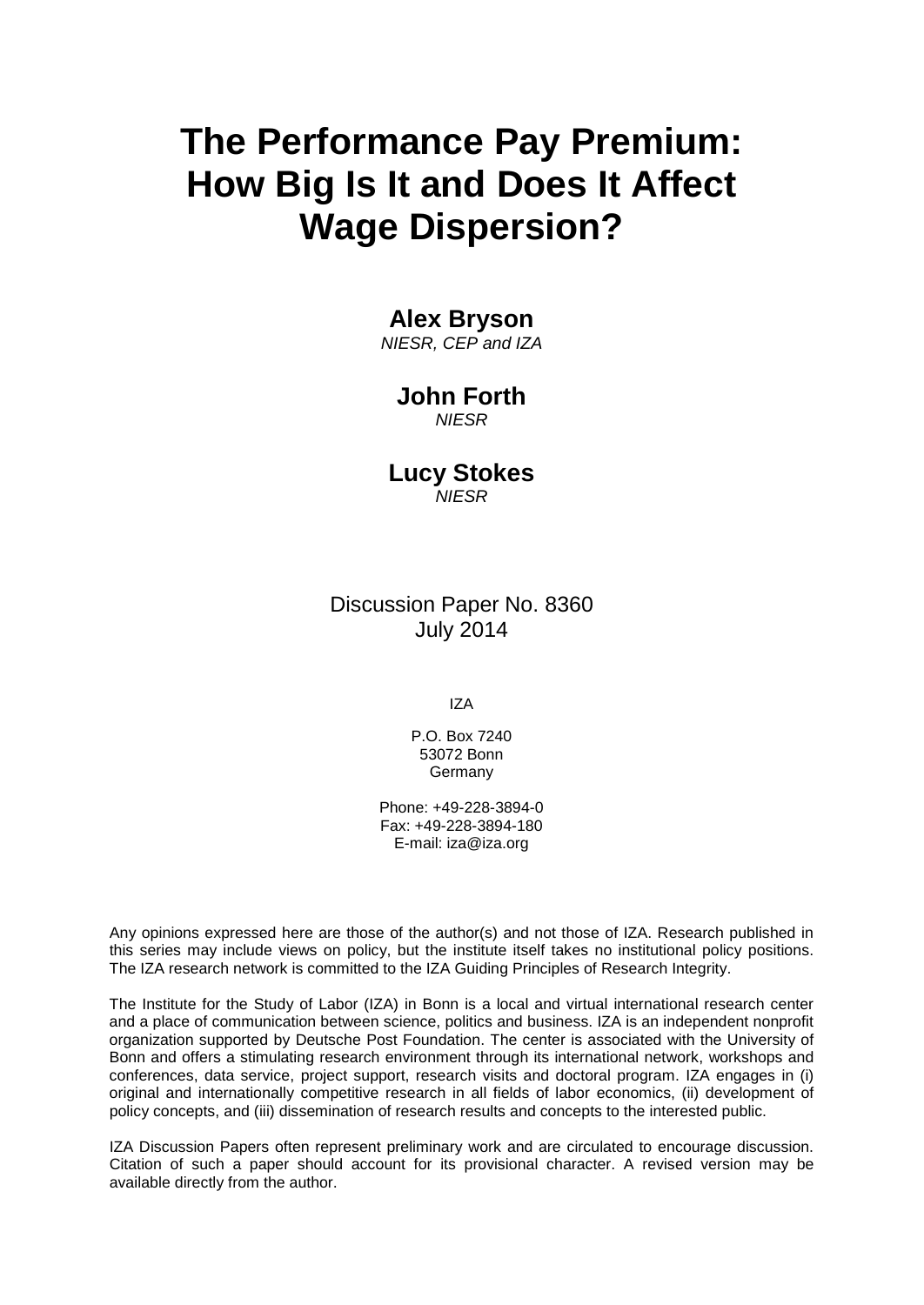# The Performance Pay Premium: How Big Is It and Does It Affect Wage Dispersion?

**Alex Bryson**
*NIESR, CEP and IZA*

**John Forth**
*NIESR*

**Lucy Stokes**
*NIESR*

Discussion Paper No. 8360
July 2014

IZA

P.O. Box 7240
53072 Bonn
Germany

Phone: +49-228-3894-0
Fax: +49-228-3894-180
E-mail: iza@iza.org

Any opinions expressed here are those of the author(s) and not those of IZA. Research published in this series may include views on policy, but the institute itself takes no institutional policy positions. The IZA research network is committed to the IZA Guiding Principles of Research Integrity.

The Institute for the Study of Labor (IZA) in Bonn is a local and virtual international research center and a place of communication between science, politics and business. IZA is an independent nonprofit organization supported by Deutsche Post Foundation. The center is associated with the University of Bonn and offers a stimulating research environment through its international network, workshops and conferences, data service, project support, research visits and doctoral program. IZA engages in (i) original and internationally competitive research in all fields of labor economics, (ii) development of policy concepts, and (iii) dissemination of research results and concepts to the interested public.

IZA Discussion Papers often represent preliminary work and are circulated to encourage discussion. Citation of such a paper should account for its provisional character. A revised version may be available directly from the author.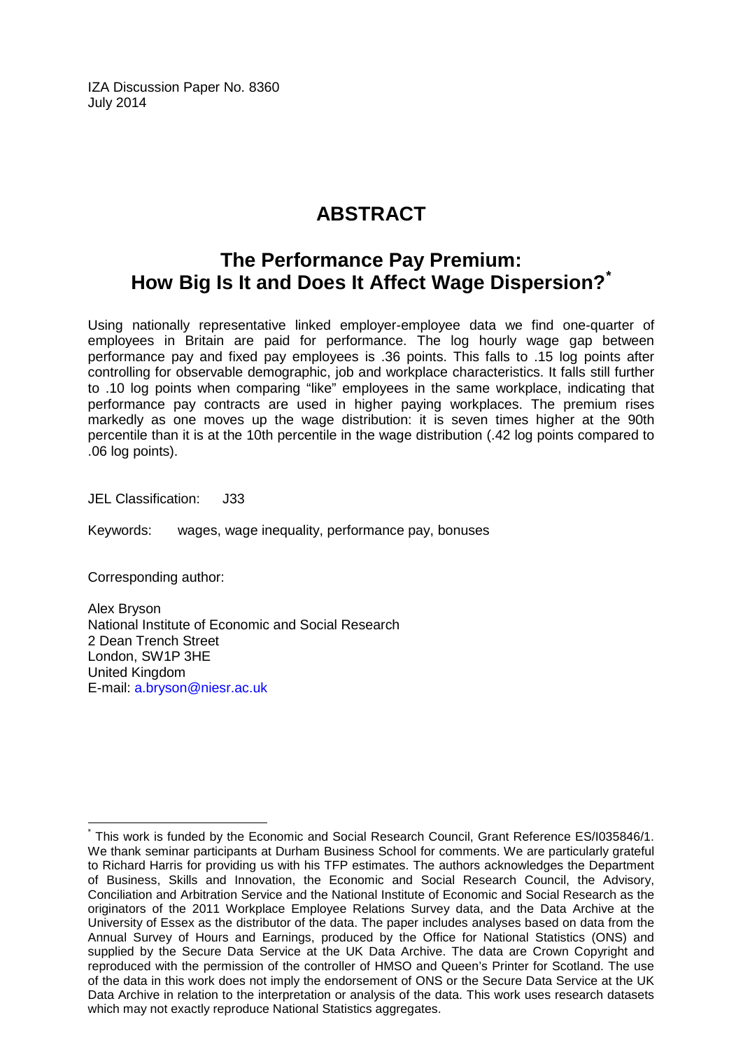IZA Discussion Paper No. 8360
July 2014

# ABSTRACT

## The Performance Pay Premium: How Big Is It and Does It Affect Wage Dispersion?*

Using nationally representative linked employer-employee data we find one-quarter of employees in Britain are paid for performance. The log hourly wage gap between performance pay and fixed pay employees is .36 points. This falls to .15 log points after controlling for observable demographic, job and workplace characteristics. It falls still further to .10 log points when comparing "like" employees in the same workplace, indicating that performance pay contracts are used in higher paying workplaces. The premium rises markedly as one moves up the wage distribution: it is seven times higher at the 90th percentile than it is at the 10th percentile in the wage distribution (.42 log points compared to .06 log points).

JEL Classification: J33

Keywords: wages, wage inequality, performance pay, bonuses

Corresponding author:

Alex Bryson
National Institute of Economic and Social Research
2 Dean Trench Street
London, SW1P 3HE
United Kingdom
E-mail: a.bryson@niesr.ac.uk

---

* This work is funded by the Economic and Social Research Council, Grant Reference ES/I035846/1. We thank seminar participants at Durham Business School for comments. We are particularly grateful to Richard Harris for providing us with his TFP estimates. The authors acknowledges the Department of Business, Skills and Innovation, the Economic and Social Research Council, the Advisory, Conciliation and Arbitration Service and the National Institute of Economic and Social Research as the originators of the 2011 Workplace Employee Relations Survey data, and the Data Archive at the University of Essex as the distributor of the data. The paper includes analyses based on data from the Annual Survey of Hours and Earnings, produced by the Office for National Statistics (ONS) and supplied by the Secure Data Service at the UK Data Archive. The data are Crown Copyright and reproduced with the permission of the controller of HMSO and Queen's Printer for Scotland. The use of the data in this work does not imply the endorsement of ONS or the Secure Data Service at the UK Data Archive in relation to the interpretation or analysis of the data. This work uses research datasets which may not exactly reproduce National Statistics aggregates.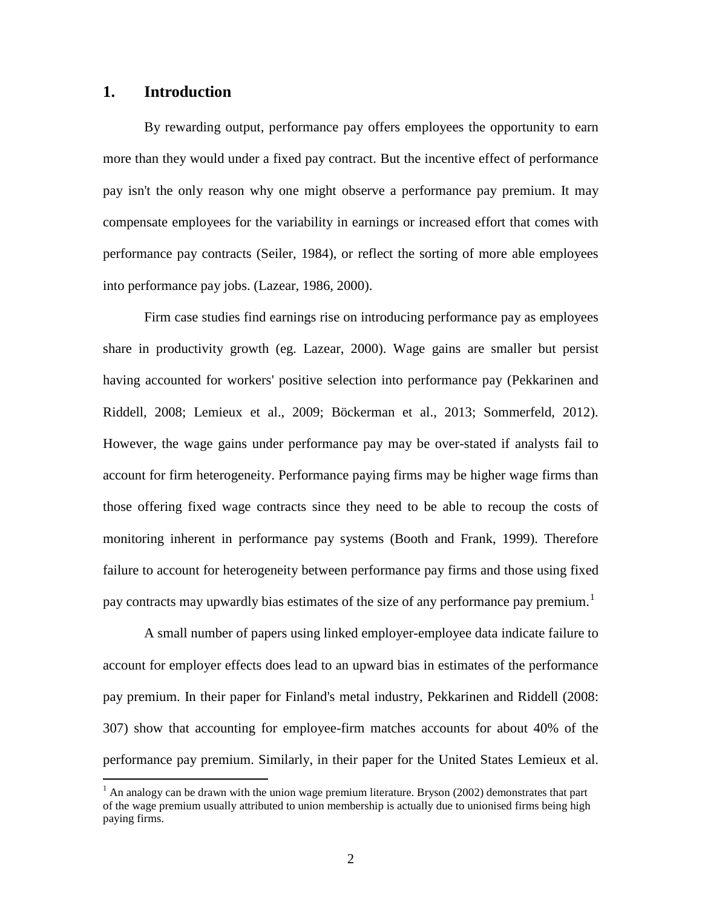## 1. Introduction

By rewarding output, performance pay offers employees the opportunity to earn more than they would under a fixed pay contract. But the incentive effect of performance pay isn't the only reason why one might observe a performance pay premium. It may compensate employees for the variability in earnings or increased effort that comes with performance pay contracts (Seiler, 1984), or reflect the sorting of more able employees into performance pay jobs. (Lazear, 1986, 2000).

Firm case studies find earnings rise on introducing performance pay as employees share in productivity growth (eg. Lazear, 2000). Wage gains are smaller but persist having accounted for workers' positive selection into performance pay (Pekkarinen and Riddell, 2008; Lemieux et al., 2009; Böckerman et al., 2013; Sommerfeld, 2012). However, the wage gains under performance pay may be over-stated if analysts fail to account for firm heterogeneity. Performance paying firms may be higher wage firms than those offering fixed wage contracts since they need to be able to recoup the costs of monitoring inherent in performance pay systems (Booth and Frank, 1999). Therefore failure to account for heterogeneity between performance pay firms and those using fixed pay contracts may upwardly bias estimates of the size of any performance pay premium.[1]

A small number of papers using linked employer-employee data indicate failure to account for employer effects does lead to an upward bias in estimates of the performance pay premium. In their paper for Finland's metal industry, Pekkarinen and Riddell (2008: 307) show that accounting for employee-firm matches accounts for about 40% of the performance pay premium. Similarly, in their paper for the United States Lemieux et al.

[1] An analogy can be drawn with the union wage premium literature. Bryson (2002) demonstrates that part of the wage premium usually attributed to union membership is actually due to unionised firms being high paying firms.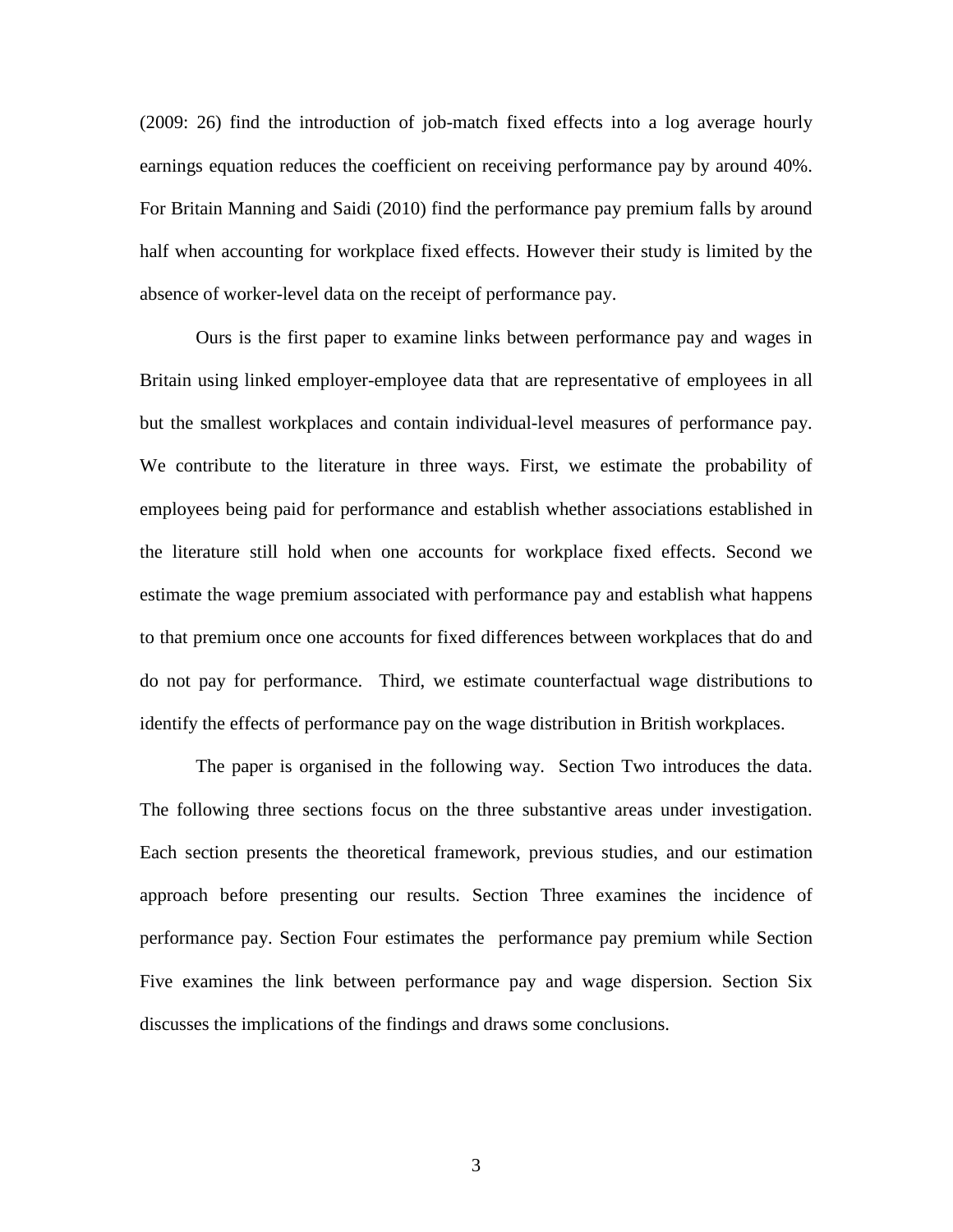(2009: 26) find the introduction of job-match fixed effects into a log average hourly earnings equation reduces the coefficient on receiving performance pay by around 40%. For Britain Manning and Saidi (2010) find the performance pay premium falls by around half when accounting for workplace fixed effects. However their study is limited by the absence of worker-level data on the receipt of performance pay.

Ours is the first paper to examine links between performance pay and wages in Britain using linked employer-employee data that are representative of employees in all but the smallest workplaces and contain individual-level measures of performance pay. We contribute to the literature in three ways. First, we estimate the probability of employees being paid for performance and establish whether associations established in the literature still hold when one accounts for workplace fixed effects. Second we estimate the wage premium associated with performance pay and establish what happens to that premium once one accounts for fixed differences between workplaces that do and do not pay for performance. Third, we estimate counterfactual wage distributions to identify the effects of performance pay on the wage distribution in British workplaces.

The paper is organised in the following way. Section Two introduces the data. The following three sections focus on the three substantive areas under investigation. Each section presents the theoretical framework, previous studies, and our estimation approach before presenting our results. Section Three examines the incidence of performance pay. Section Four estimates the performance pay premium while Section Five examines the link between performance pay and wage dispersion. Section Six discusses the implications of the findings and draws some conclusions.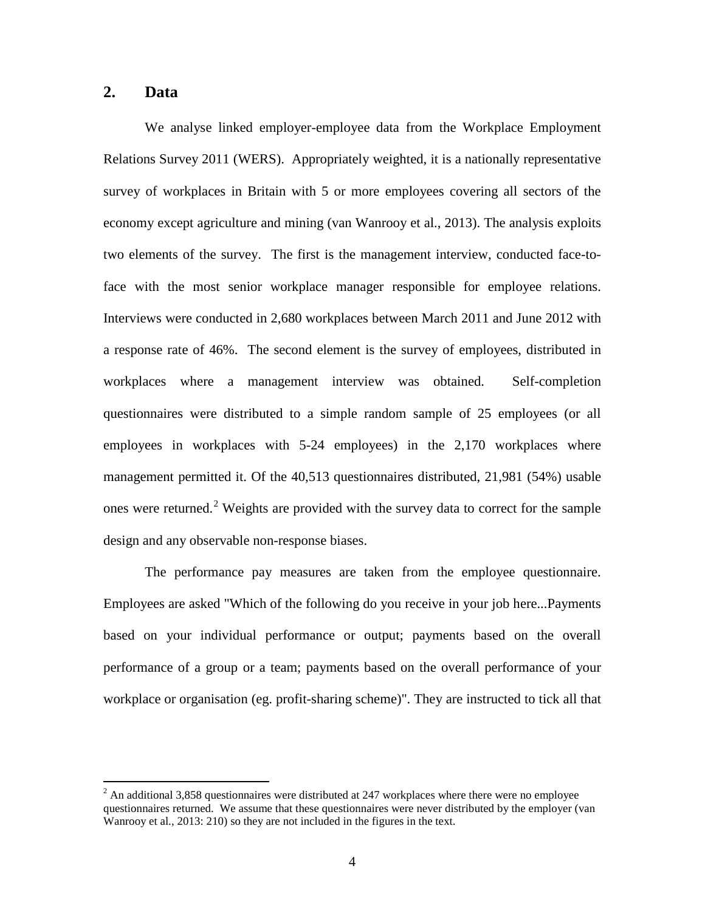## 2. Data

We analyse linked employer-employee data from the Workplace Employment Relations Survey 2011 (WERS). Appropriately weighted, it is a nationally representative survey of workplaces in Britain with 5 or more employees covering all sectors of the economy except agriculture and mining (van Wanrooy et al., 2013). The analysis exploits two elements of the survey. The first is the management interview, conducted face-to-face with the most senior workplace manager responsible for employee relations. Interviews were conducted in 2,680 workplaces between March 2011 and June 2012 with a response rate of 46%. The second element is the survey of employees, distributed in workplaces where a management interview was obtained. Self-completion questionnaires were distributed to a simple random sample of 25 employees (or all employees in workplaces with 5-24 employees) in the 2,170 workplaces where management permitted it. Of the 40,513 questionnaires distributed, 21,981 (54%) usable ones were returned.[2] Weights are provided with the survey data to correct for the sample design and any observable non-response biases.

The performance pay measures are taken from the employee questionnaire. Employees are asked "Which of the following do you receive in your job here...Payments based on your individual performance or output; payments based on the overall performance of a group or a team; payments based on the overall performance of your workplace or organisation (eg. profit-sharing scheme)". They are instructed to tick all that

[2] An additional 3,858 questionnaires were distributed at 247 workplaces where there were no employee questionnaires returned. We assume that these questionnaires were never distributed by the employer (van Wanrooy et al., 2013: 210) so they are not included in the figures in the text.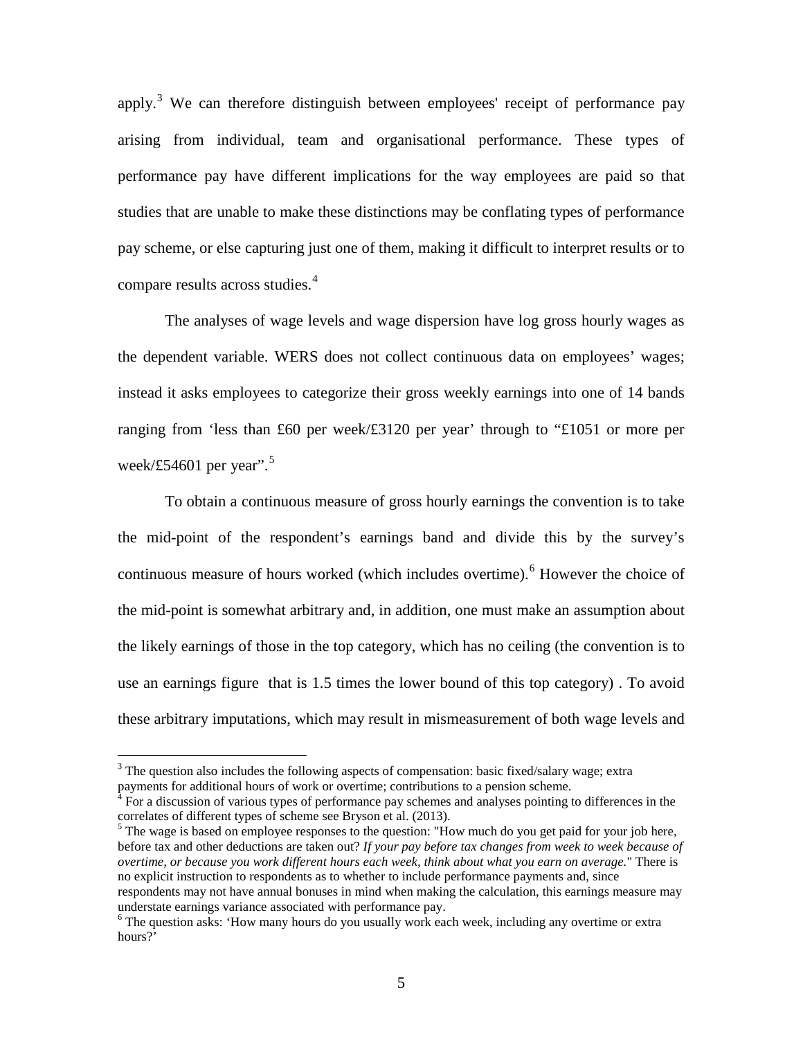apply.[3] We can therefore distinguish between employees' receipt of performance pay arising from individual, team and organisational performance. These types of performance pay have different implications for the way employees are paid so that studies that are unable to make these distinctions may be conflating types of performance pay scheme, or else capturing just one of them, making it difficult to interpret results or to compare results across studies.[4]

The analyses of wage levels and wage dispersion have log gross hourly wages as the dependent variable. WERS does not collect continuous data on employees' wages; instead it asks employees to categorize their gross weekly earnings into one of 14 bands ranging from 'less than £60 per week/£3120 per year' through to "£1051 or more per week/£54601 per year".[5]

To obtain a continuous measure of gross hourly earnings the convention is to take the mid-point of the respondent's earnings band and divide this by the survey's continuous measure of hours worked (which includes overtime).[6] However the choice of the mid-point is somewhat arbitrary and, in addition, one must make an assumption about the likely earnings of those in the top category, which has no ceiling (the convention is to use an earnings figure that is 1.5 times the lower bound of this top category) . To avoid these arbitrary imputations, which may result in mismeasurement of both wage levels and

---

[3] The question also includes the following aspects of compensation: basic fixed/salary wage; extra payments for additional hours of work or overtime; contributions to a pension scheme.

[4] For a discussion of various types of performance pay schemes and analyses pointing to differences in the correlates of different types of scheme see Bryson et al. (2013).

[5] The wage is based on employee responses to the question: "How much do you get paid for your job here, before tax and other deductions are taken out? *If your pay before tax changes from week to week because of overtime, or because you work different hours each week, think about what you earn on average*." There is no explicit instruction to respondents as to whether to include performance payments and, since respondents may not have annual bonuses in mind when making the calculation, this earnings measure may understate earnings variance associated with performance pay.

[6] The question asks: 'How many hours do you usually work each week, including any overtime or extra hours?'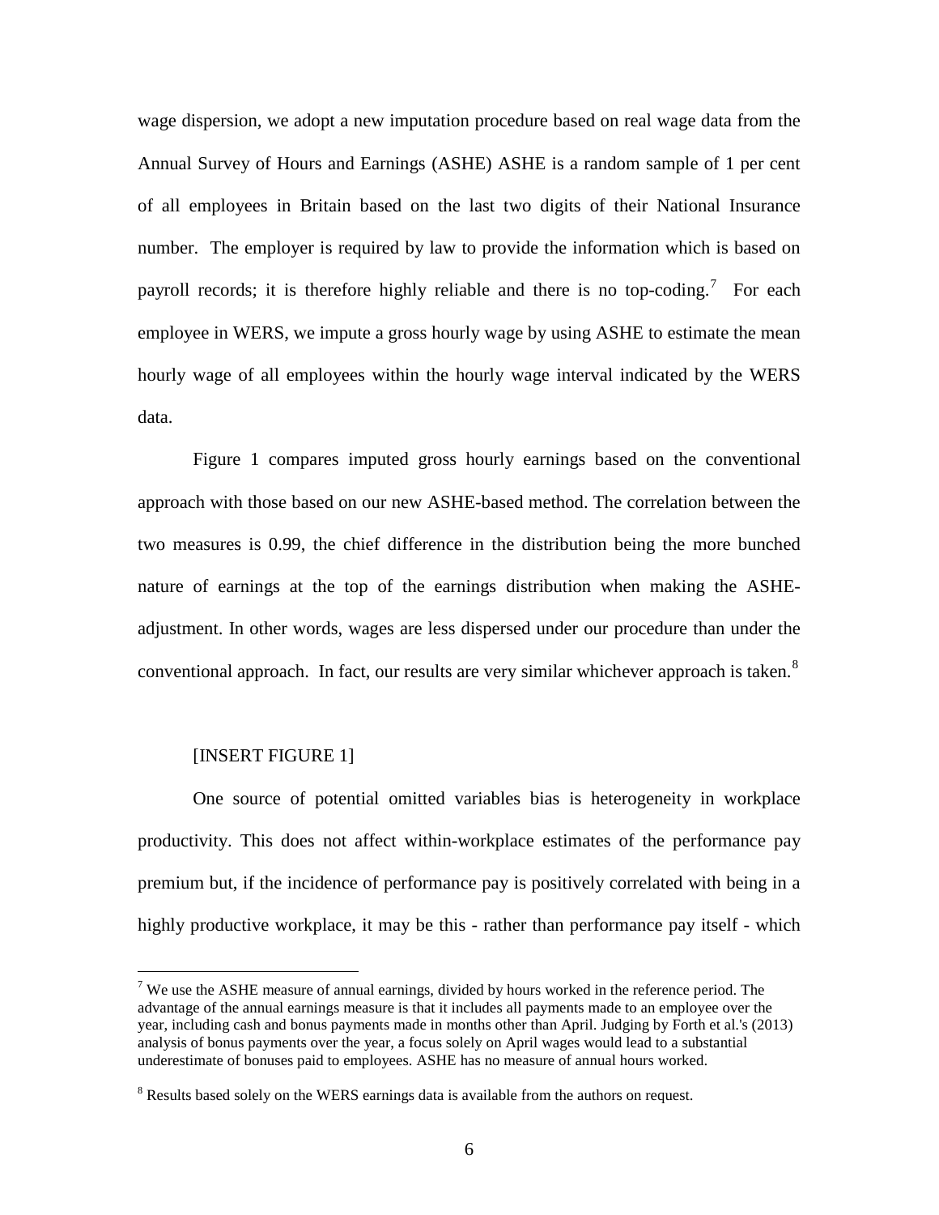wage dispersion, we adopt a new imputation procedure based on real wage data from the Annual Survey of Hours and Earnings (ASHE) ASHE is a random sample of 1 per cent of all employees in Britain based on the last two digits of their National Insurance number. The employer is required by law to provide the information which is based on payroll records; it is therefore highly reliable and there is no top-coding.[7] For each employee in WERS, we impute a gross hourly wage by using ASHE to estimate the mean hourly wage of all employees within the hourly wage interval indicated by the WERS data.

Figure 1 compares imputed gross hourly earnings based on the conventional approach with those based on our new ASHE-based method. The correlation between the two measures is 0.99, the chief difference in the distribution being the more bunched nature of earnings at the top of the earnings distribution when making the ASHE-adjustment. In other words, wages are less dispersed under our procedure than under the conventional approach. In fact, our results are very similar whichever approach is taken.[8]

[INSERT FIGURE 1]

One source of potential omitted variables bias is heterogeneity in workplace productivity. This does not affect within-workplace estimates of the performance pay premium but, if the incidence of performance pay is positively correlated with being in a highly productive workplace, it may be this - rather than performance pay itself - which

---

[7] We use the ASHE measure of annual earnings, divided by hours worked in the reference period. The advantage of the annual earnings measure is that it includes all payments made to an employee over the year, including cash and bonus payments made in months other than April. Judging by Forth et al.'s (2013) analysis of bonus payments over the year, a focus solely on April wages would lead to a substantial underestimate of bonuses paid to employees. ASHE has no measure of annual hours worked.

[8] Results based solely on the WERS earnings data is available from the authors on request.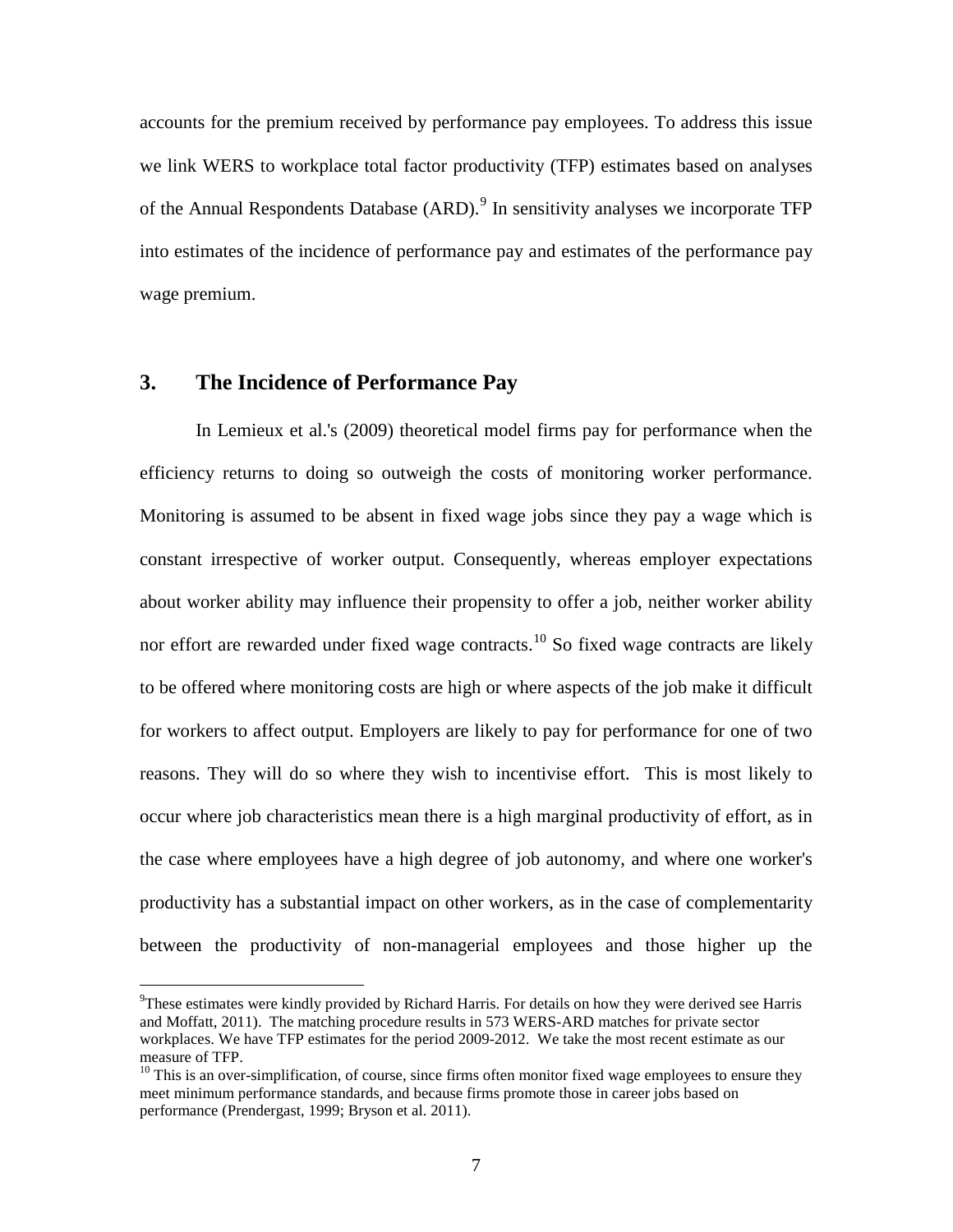accounts for the premium received by performance pay employees. To address this issue we link WERS to workplace total factor productivity (TFP) estimates based on analyses of the Annual Respondents Database (ARD).[9] In sensitivity analyses we incorporate TFP into estimates of the incidence of performance pay and estimates of the performance pay wage premium.

## 3. The Incidence of Performance Pay

In Lemieux et al.'s (2009) theoretical model firms pay for performance when the efficiency returns to doing so outweigh the costs of monitoring worker performance. Monitoring is assumed to be absent in fixed wage jobs since they pay a wage which is constant irrespective of worker output. Consequently, whereas employer expectations about worker ability may influence their propensity to offer a job, neither worker ability nor effort are rewarded under fixed wage contracts.[10] So fixed wage contracts are likely to be offered where monitoring costs are high or where aspects of the job make it difficult for workers to affect output. Employers are likely to pay for performance for one of two reasons. They will do so where they wish to incentivise effort. This is most likely to occur where job characteristics mean there is a high marginal productivity of effort, as in the case where employees have a high degree of job autonomy, and where one worker's productivity has a substantial impact on other workers, as in the case of complementarity between the productivity of non-managerial employees and those higher up the

[9] These estimates were kindly provided by Richard Harris. For details on how they were derived see Harris and Moffatt, 2011). The matching procedure results in 573 WERS-ARD matches for private sector workplaces. We have TFP estimates for the period 2009-2012. We take the most recent estimate as our measure of TFP.

[10] This is an over-simplification, of course, since firms often monitor fixed wage employees to ensure they meet minimum performance standards, and because firms promote those in career jobs based on performance (Prendergast, 1999; Bryson et al. 2011).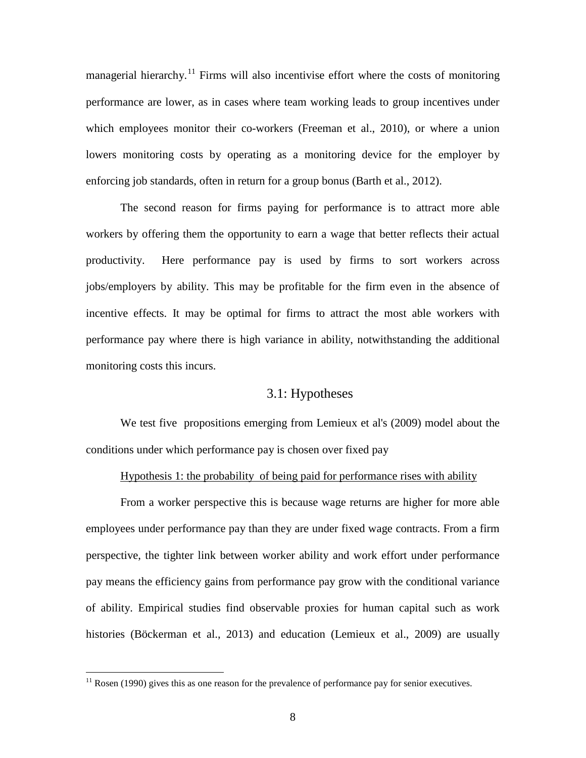managerial hierarchy.[11] Firms will also incentivise effort where the costs of monitoring performance are lower, as in cases where team working leads to group incentives under which employees monitor their co-workers (Freeman et al., 2010), or where a union lowers monitoring costs by operating as a monitoring device for the employer by enforcing job standards, often in return for a group bonus (Barth et al., 2012).

The second reason for firms paying for performance is to attract more able workers by offering them the opportunity to earn a wage that better reflects their actual productivity. Here performance pay is used by firms to sort workers across jobs/employers by ability. This may be profitable for the firm even in the absence of incentive effects. It may be optimal for firms to attract the most able workers with performance pay where there is high variance in ability, notwithstanding the additional monitoring costs this incurs.

### 3.1: Hypotheses

We test five propositions emerging from Lemieux et al's (2009) model about the conditions under which performance pay is chosen over fixed pay

Hypothesis 1: the probability of being paid for performance rises with ability

From a worker perspective this is because wage returns are higher for more able employees under performance pay than they are under fixed wage contracts. From a firm perspective, the tighter link between worker ability and work effort under performance pay means the efficiency gains from performance pay grow with the conditional variance of ability. Empirical studies find observable proxies for human capital such as work histories (Böckerman et al., 2013) and education (Lemieux et al., 2009) are usually

[11] Rosen (1990) gives this as one reason for the prevalence of performance pay for senior executives.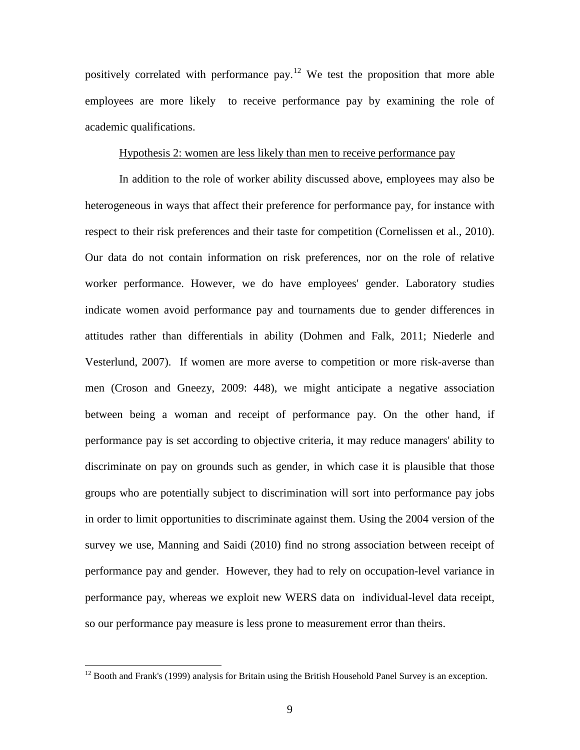positively correlated with performance pay.[12] We test the proposition that more able employees are more likely to receive performance pay by examining the role of academic qualifications.

<u>Hypothesis 2: women are less likely than men to receive performance pay</u>

In addition to the role of worker ability discussed above, employees may also be heterogeneous in ways that affect their preference for performance pay, for instance with respect to their risk preferences and their taste for competition (Cornelissen et al., 2010). Our data do not contain information on risk preferences, nor on the role of relative worker performance. However, we do have employees' gender. Laboratory studies indicate women avoid performance pay and tournaments due to gender differences in attitudes rather than differentials in ability (Dohmen and Falk, 2011; Niederle and Vesterlund, 2007). If women are more averse to competition or more risk-averse than men (Croson and Gneezy, 2009: 448), we might anticipate a negative association between being a woman and receipt of performance pay. On the other hand, if performance pay is set according to objective criteria, it may reduce managers' ability to discriminate on pay on grounds such as gender, in which case it is plausible that those groups who are potentially subject to discrimination will sort into performance pay jobs in order to limit opportunities to discriminate against them. Using the 2004 version of the survey we use, Manning and Saidi (2010) find no strong association between receipt of performance pay and gender. However, they had to rely on occupation-level variance in performance pay, whereas we exploit new WERS data on individual-level data receipt, so our performance pay measure is less prone to measurement error than theirs.

---

[12] Booth and Frank's (1999) analysis for Britain using the British Household Panel Survey is an exception.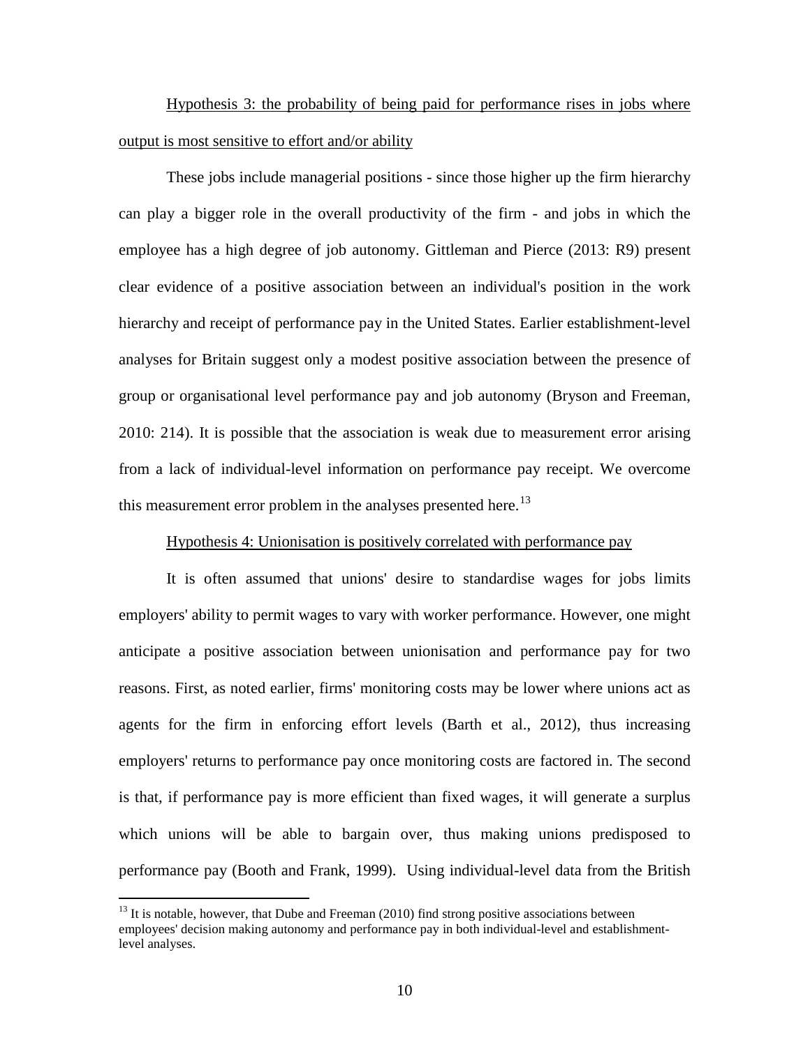Hypothesis 3: the probability of being paid for performance rises in jobs where output is most sensitive to effort and/or ability

These jobs include managerial positions - since those higher up the firm hierarchy can play a bigger role in the overall productivity of the firm - and jobs in which the employee has a high degree of job autonomy. Gittleman and Pierce (2013: R9) present clear evidence of a positive association between an individual's position in the work hierarchy and receipt of performance pay in the United States. Earlier establishment-level analyses for Britain suggest only a modest positive association between the presence of group or organisational level performance pay and job autonomy (Bryson and Freeman, 2010: 214). It is possible that the association is weak due to measurement error arising from a lack of individual-level information on performance pay receipt. We overcome this measurement error problem in the analyses presented here.[13]

Hypothesis 4: Unionisation is positively correlated with performance pay

It is often assumed that unions' desire to standardise wages for jobs limits employers' ability to permit wages to vary with worker performance. However, one might anticipate a positive association between unionisation and performance pay for two reasons. First, as noted earlier, firms' monitoring costs may be lower where unions act as agents for the firm in enforcing effort levels (Barth et al., 2012), thus increasing employers' returns to performance pay once monitoring costs are factored in. The second is that, if performance pay is more efficient than fixed wages, it will generate a surplus which unions will be able to bargain over, thus making unions predisposed to performance pay (Booth and Frank, 1999). Using individual-level data from the British

[13] It is notable, however, that Dube and Freeman (2010) find strong positive associations between employees' decision making autonomy and performance pay in both individual-level and establishment-level analyses.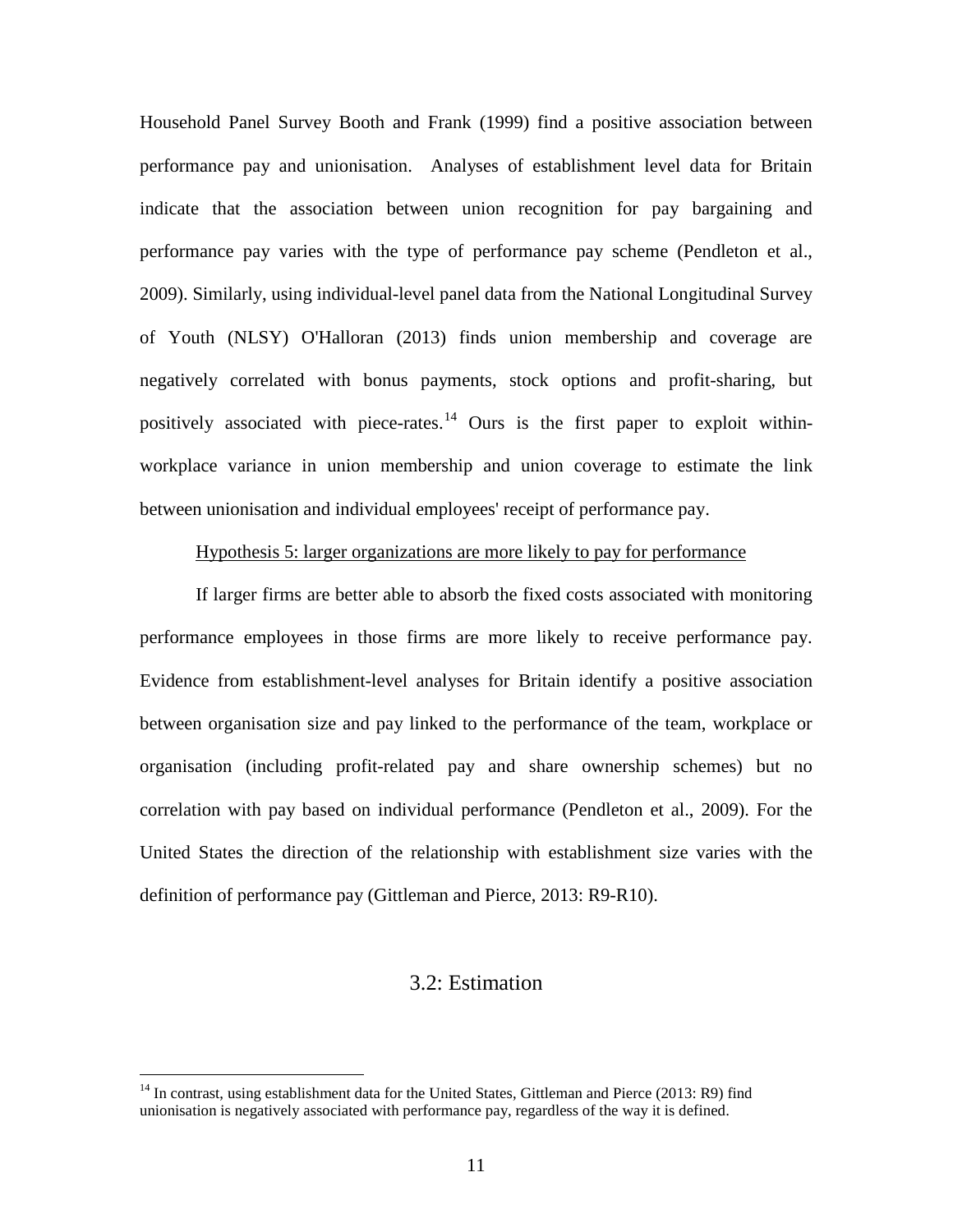Household Panel Survey Booth and Frank (1999) find a positive association between performance pay and unionisation. Analyses of establishment level data for Britain indicate that the association between union recognition for pay bargaining and performance pay varies with the type of performance pay scheme (Pendleton et al., 2009). Similarly, using individual-level panel data from the National Longitudinal Survey of Youth (NLSY) O'Halloran (2013) finds union membership and coverage are negatively correlated with bonus payments, stock options and profit-sharing, but positively associated with piece-rates.[14] Ours is the first paper to exploit within-workplace variance in union membership and union coverage to estimate the link between unionisation and individual employees' receipt of performance pay.

<u>Hypothesis 5: larger organizations are more likely to pay for performance</u>

If larger firms are better able to absorb the fixed costs associated with monitoring performance employees in those firms are more likely to receive performance pay. Evidence from establishment-level analyses for Britain identify a positive association between organisation size and pay linked to the performance of the team, workplace or organisation (including profit-related pay and share ownership schemes) but no correlation with pay based on individual performance (Pendleton et al., 2009). For the United States the direction of the relationship with establishment size varies with the definition of performance pay (Gittleman and Pierce, 2013: R9-R10).

## 3.2: Estimation

[14] In contrast, using establishment data for the United States, Gittleman and Pierce (2013: R9) find unionisation is negatively associated with performance pay, regardless of the way it is defined.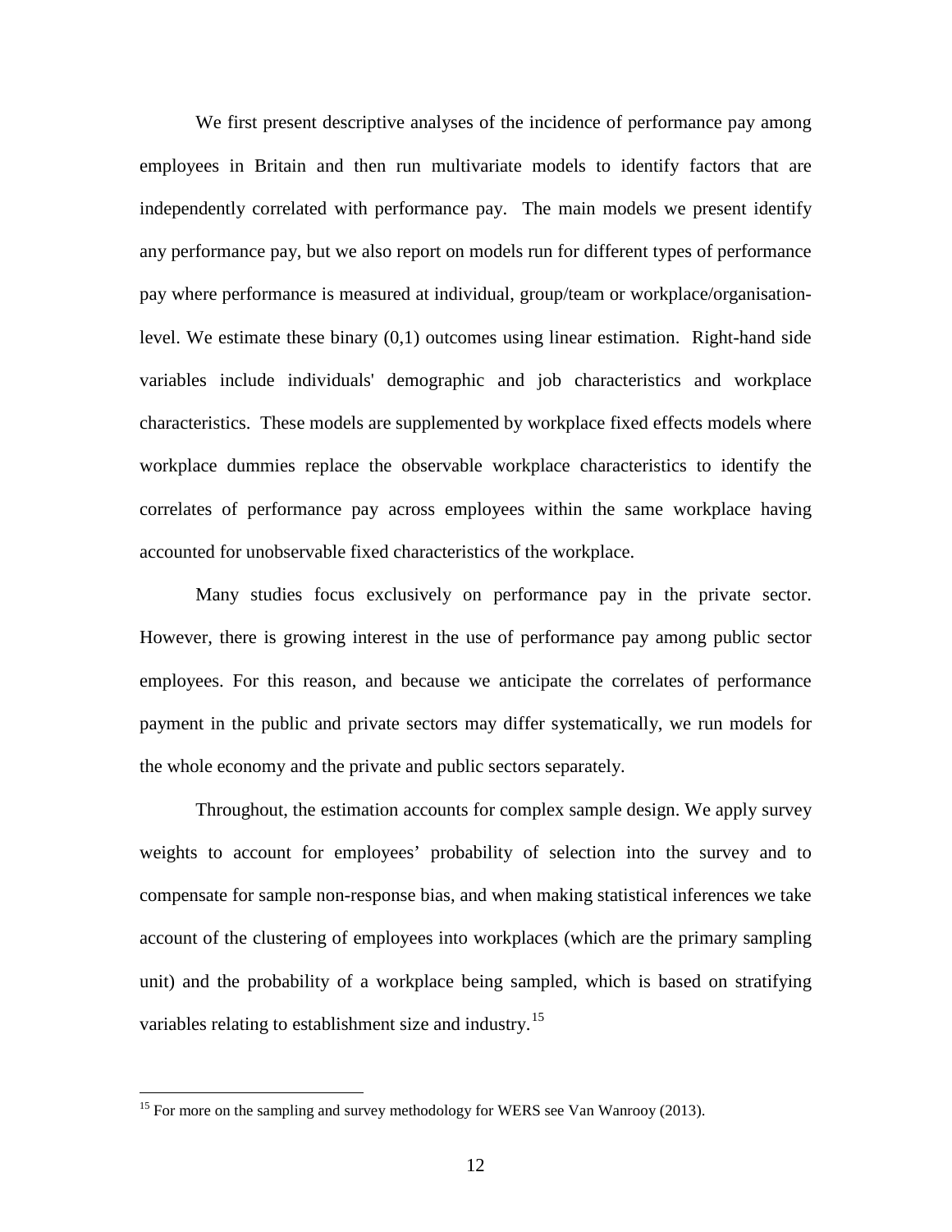We first present descriptive analyses of the incidence of performance pay among employees in Britain and then run multivariate models to identify factors that are independently correlated with performance pay. The main models we present identify any performance pay, but we also report on models run for different types of performance pay where performance is measured at individual, group/team or workplace/organisation-level. We estimate these binary (0,1) outcomes using linear estimation. Right-hand side variables include individuals' demographic and job characteristics and workplace characteristics. These models are supplemented by workplace fixed effects models where workplace dummies replace the observable workplace characteristics to identify the correlates of performance pay across employees within the same workplace having accounted for unobservable fixed characteristics of the workplace.

Many studies focus exclusively on performance pay in the private sector. However, there is growing interest in the use of performance pay among public sector employees. For this reason, and because we anticipate the correlates of performance payment in the public and private sectors may differ systematically, we run models for the whole economy and the private and public sectors separately.

Throughout, the estimation accounts for complex sample design. We apply survey weights to account for employees' probability of selection into the survey and to compensate for sample non-response bias, and when making statistical inferences we take account of the clustering of employees into workplaces (which are the primary sampling unit) and the probability of a workplace being sampled, which is based on stratifying variables relating to establishment size and industry.[15]

---

[15] For more on the sampling and survey methodology for WERS see Van Wanrooy (2013).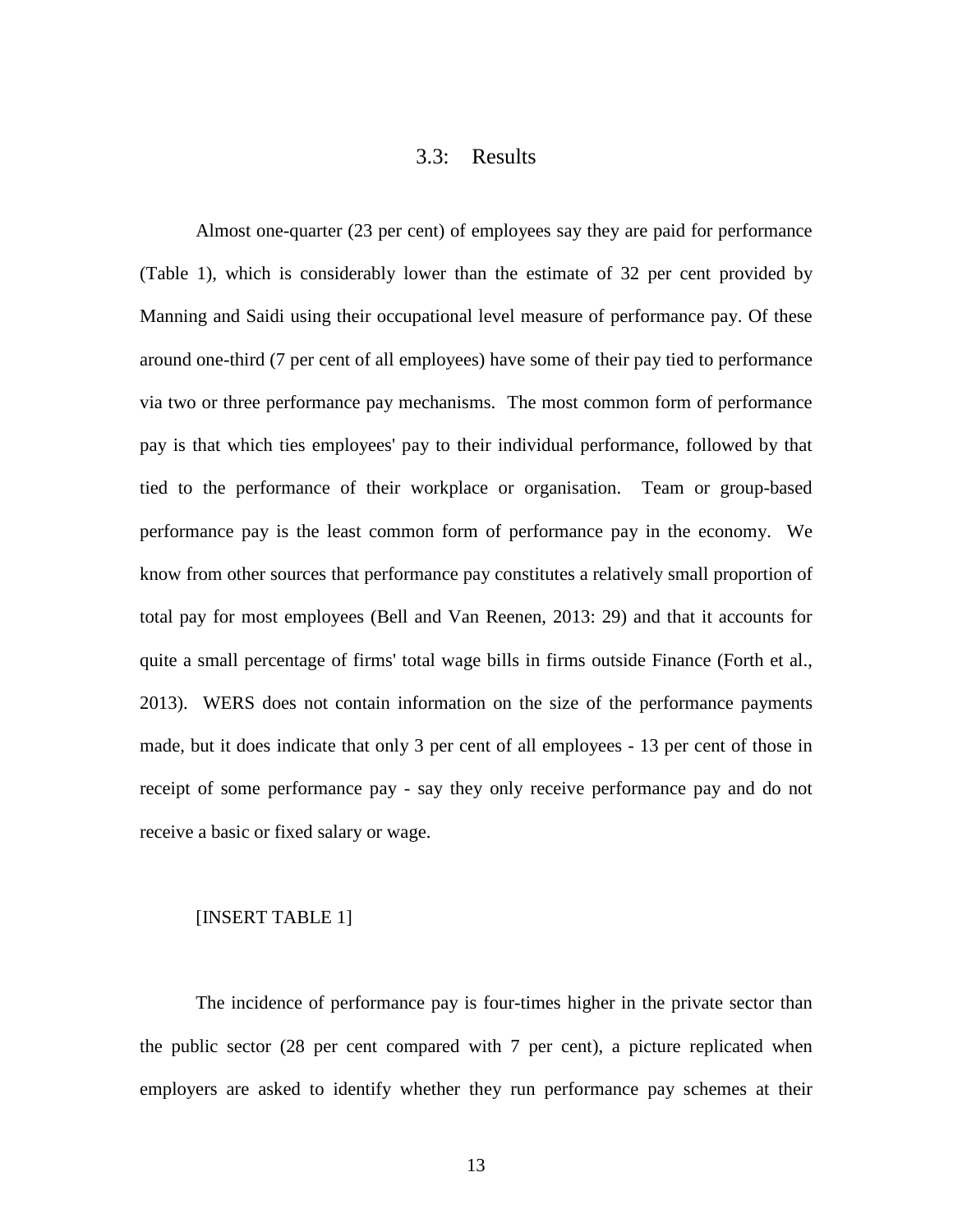### 3.3: Results

Almost one-quarter (23 per cent) of employees say they are paid for performance (Table 1), which is considerably lower than the estimate of 32 per cent provided by Manning and Saidi using their occupational level measure of performance pay. Of these around one-third (7 per cent of all employees) have some of their pay tied to performance via two or three performance pay mechanisms. The most common form of performance pay is that which ties employees' pay to their individual performance, followed by that tied to the performance of their workplace or organisation. Team or group-based performance pay is the least common form of performance pay in the economy. We know from other sources that performance pay constitutes a relatively small proportion of total pay for most employees (Bell and Van Reenen, 2013: 29) and that it accounts for quite a small percentage of firms' total wage bills in firms outside Finance (Forth et al., 2013). WERS does not contain information on the size of the performance payments made, but it does indicate that only 3 per cent of all employees - 13 per cent of those in receipt of some performance pay - say they only receive performance pay and do not receive a basic or fixed salary or wage.

[INSERT TABLE 1]

The incidence of performance pay is four-times higher in the private sector than the public sector (28 per cent compared with 7 per cent), a picture replicated when employers are asked to identify whether they run performance pay schemes at their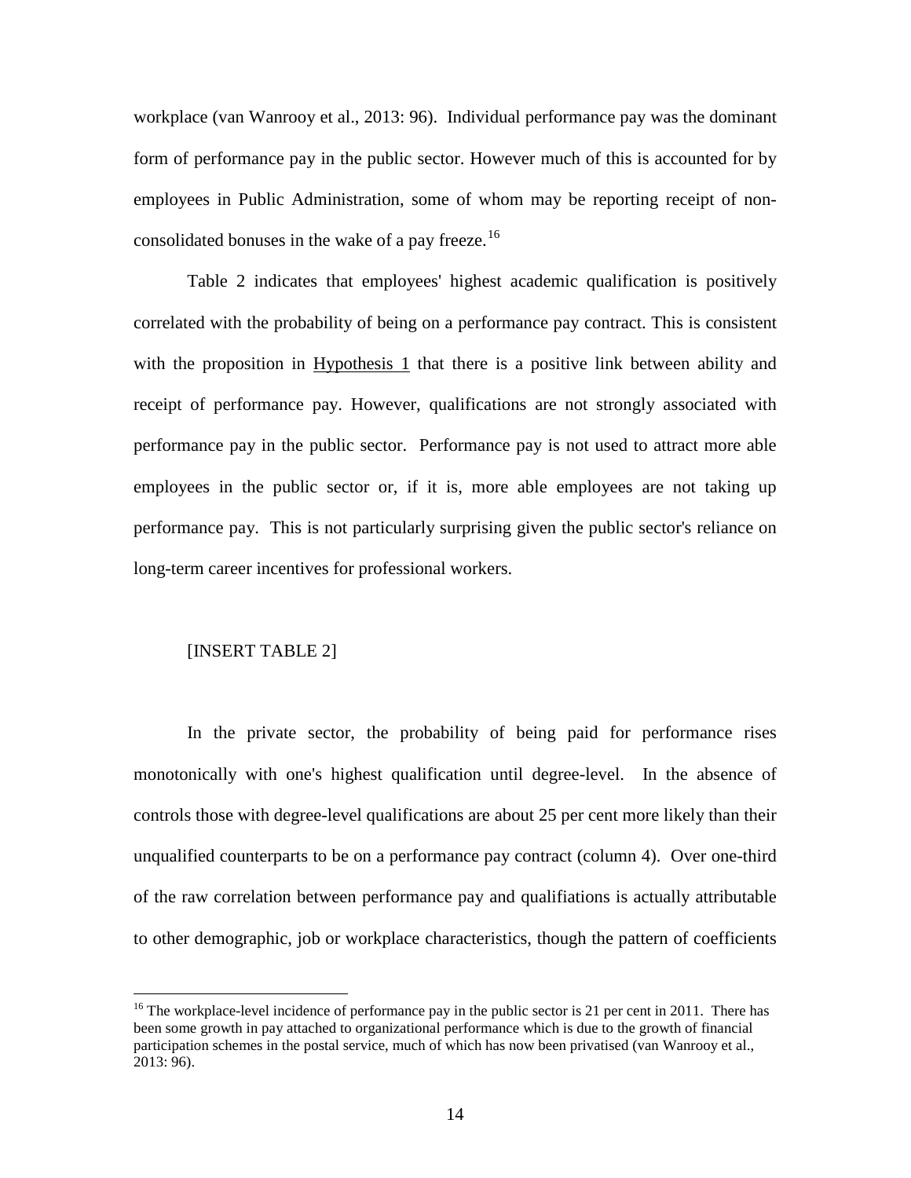workplace (van Wanrooy et al., 2013: 96). Individual performance pay was the dominant form of performance pay in the public sector. However much of this is accounted for by employees in Public Administration, some of whom may be reporting receipt of non-consolidated bonuses in the wake of a pay freeze.[16]

Table 2 indicates that employees' highest academic qualification is positively correlated with the probability of being on a performance pay contract. This is consistent with the proposition in Hypothesis 1 that there is a positive link between ability and receipt of performance pay. However, qualifications are not strongly associated with performance pay in the public sector. Performance pay is not used to attract more able employees in the public sector or, if it is, more able employees are not taking up performance pay. This is not particularly surprising given the public sector's reliance on long-term career incentives for professional workers.

[INSERT TABLE 2]

In the private sector, the probability of being paid for performance rises monotonically with one's highest qualification until degree-level. In the absence of controls those with degree-level qualifications are about 25 per cent more likely than their unqualified counterparts to be on a performance pay contract (column 4). Over one-third of the raw correlation between performance pay and qualifiations is actually attributable to other demographic, job or workplace characteristics, though the pattern of coefficients

[16] The workplace-level incidence of performance pay in the public sector is 21 per cent in 2011. There has been some growth in pay attached to organizational performance which is due to the growth of financial participation schemes in the postal service, much of which has now been privatised (van Wanrooy et al., 2013: 96).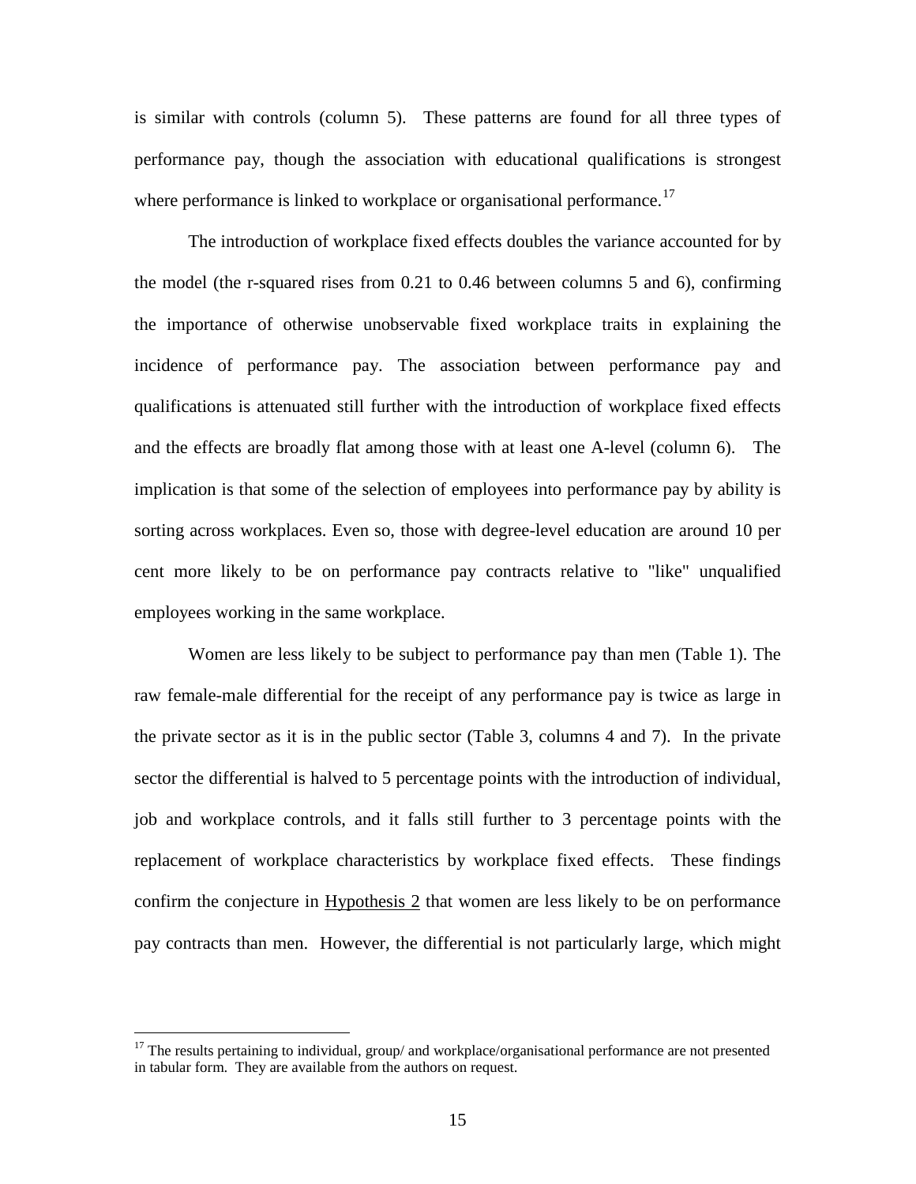is similar with controls (column 5). These patterns are found for all three types of performance pay, though the association with educational qualifications is strongest where performance is linked to workplace or organisational performance.[17]

The introduction of workplace fixed effects doubles the variance accounted for by the model (the r-squared rises from 0.21 to 0.46 between columns 5 and 6), confirming the importance of otherwise unobservable fixed workplace traits in explaining the incidence of performance pay. The association between performance pay and qualifications is attenuated still further with the introduction of workplace fixed effects and the effects are broadly flat among those with at least one A-level (column 6). The implication is that some of the selection of employees into performance pay by ability is sorting across workplaces. Even so, those with degree-level education are around 10 per cent more likely to be on performance pay contracts relative to "like" unqualified employees working in the same workplace.

Women are less likely to be subject to performance pay than men (Table 1). The raw female-male differential for the receipt of any performance pay is twice as large in the private sector as it is in the public sector (Table 3, columns 4 and 7). In the private sector the differential is halved to 5 percentage points with the introduction of individual, job and workplace controls, and it falls still further to 3 percentage points with the replacement of workplace characteristics by workplace fixed effects. These findings confirm the conjecture in Hypothesis 2 that women are less likely to be on performance pay contracts than men. However, the differential is not particularly large, which might

---

[17] The results pertaining to individual, group/ and workplace/organisational performance are not presented in tabular form. They are available from the authors on request.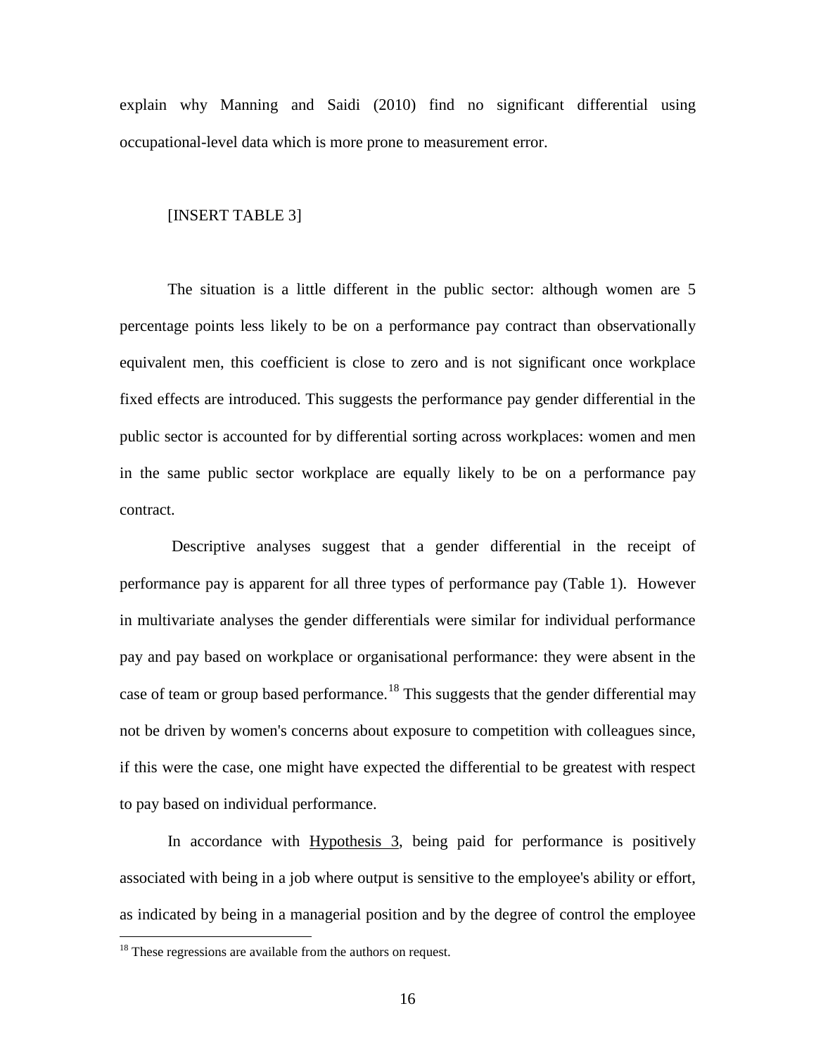explain why Manning and Saidi (2010) find no significant differential using occupational-level data which is more prone to measurement error.

[INSERT TABLE 3]

The situation is a little different in the public sector: although women are 5 percentage points less likely to be on a performance pay contract than observationally equivalent men, this coefficient is close to zero and is not significant once workplace fixed effects are introduced. This suggests the performance pay gender differential in the public sector is accounted for by differential sorting across workplaces: women and men in the same public sector workplace are equally likely to be on a performance pay contract.

Descriptive analyses suggest that a gender differential in the receipt of performance pay is apparent for all three types of performance pay (Table 1). However in multivariate analyses the gender differentials were similar for individual performance pay and pay based on workplace or organisational performance: they were absent in the case of team or group based performance.[18] This suggests that the gender differential may not be driven by women's concerns about exposure to competition with colleagues since, if this were the case, one might have expected the differential to be greatest with respect to pay based on individual performance.

In accordance with Hypothesis 3, being paid for performance is positively associated with being in a job where output is sensitive to the employee's ability or effort, as indicated by being in a managerial position and by the degree of control the employee

[18] These regressions are available from the authors on request.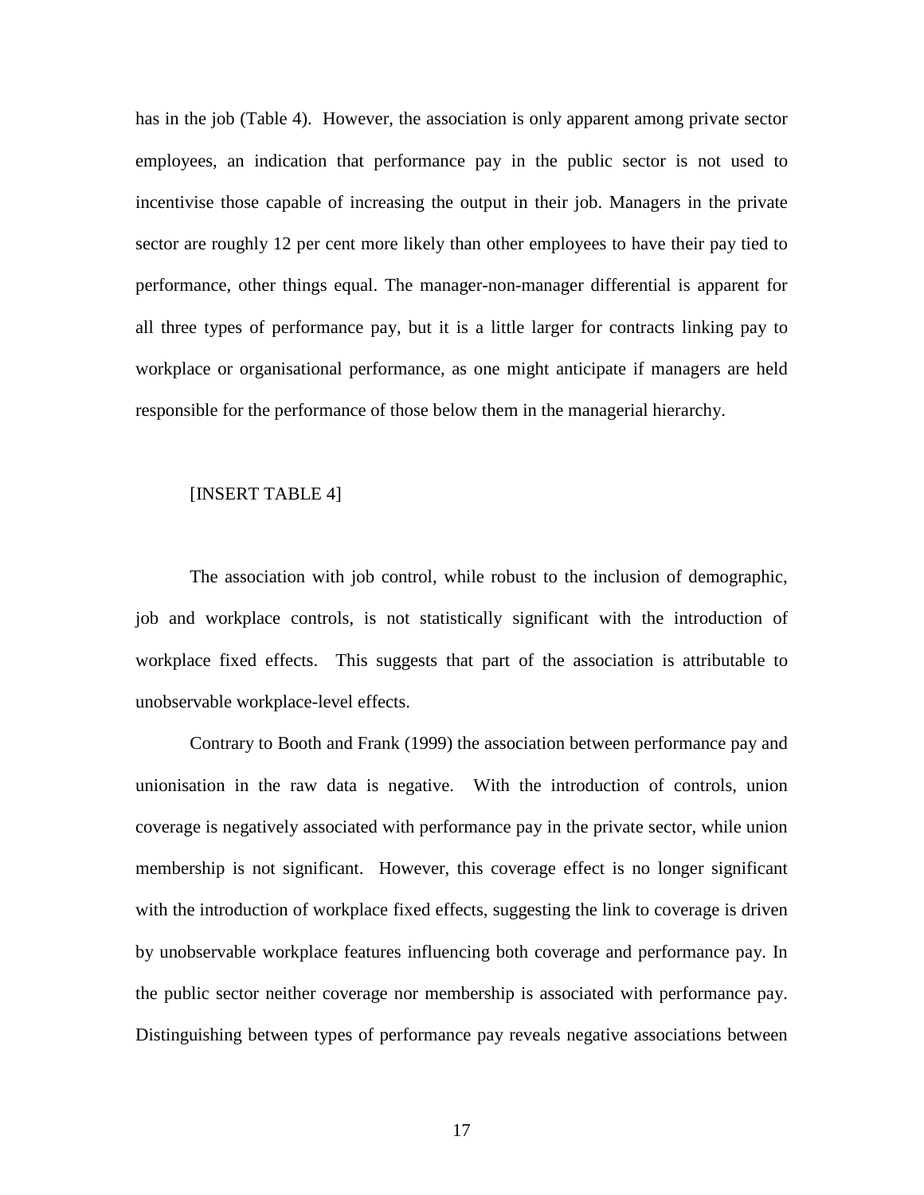has in the job (Table 4). However, the association is only apparent among private sector employees, an indication that performance pay in the public sector is not used to incentivise those capable of increasing the output in their job. Managers in the private sector are roughly 12 per cent more likely than other employees to have their pay tied to performance, other things equal. The manager-non-manager differential is apparent for all three types of performance pay, but it is a little larger for contracts linking pay to workplace or organisational performance, as one might anticipate if managers are held responsible for the performance of those below them in the managerial hierarchy.

[INSERT TABLE 4]

The association with job control, while robust to the inclusion of demographic, job and workplace controls, is not statistically significant with the introduction of workplace fixed effects. This suggests that part of the association is attributable to unobservable workplace-level effects.

Contrary to Booth and Frank (1999) the association between performance pay and unionisation in the raw data is negative. With the introduction of controls, union coverage is negatively associated with performance pay in the private sector, while union membership is not significant. However, this coverage effect is no longer significant with the introduction of workplace fixed effects, suggesting the link to coverage is driven by unobservable workplace features influencing both coverage and performance pay. In the public sector neither coverage nor membership is associated with performance pay. Distinguishing between types of performance pay reveals negative associations between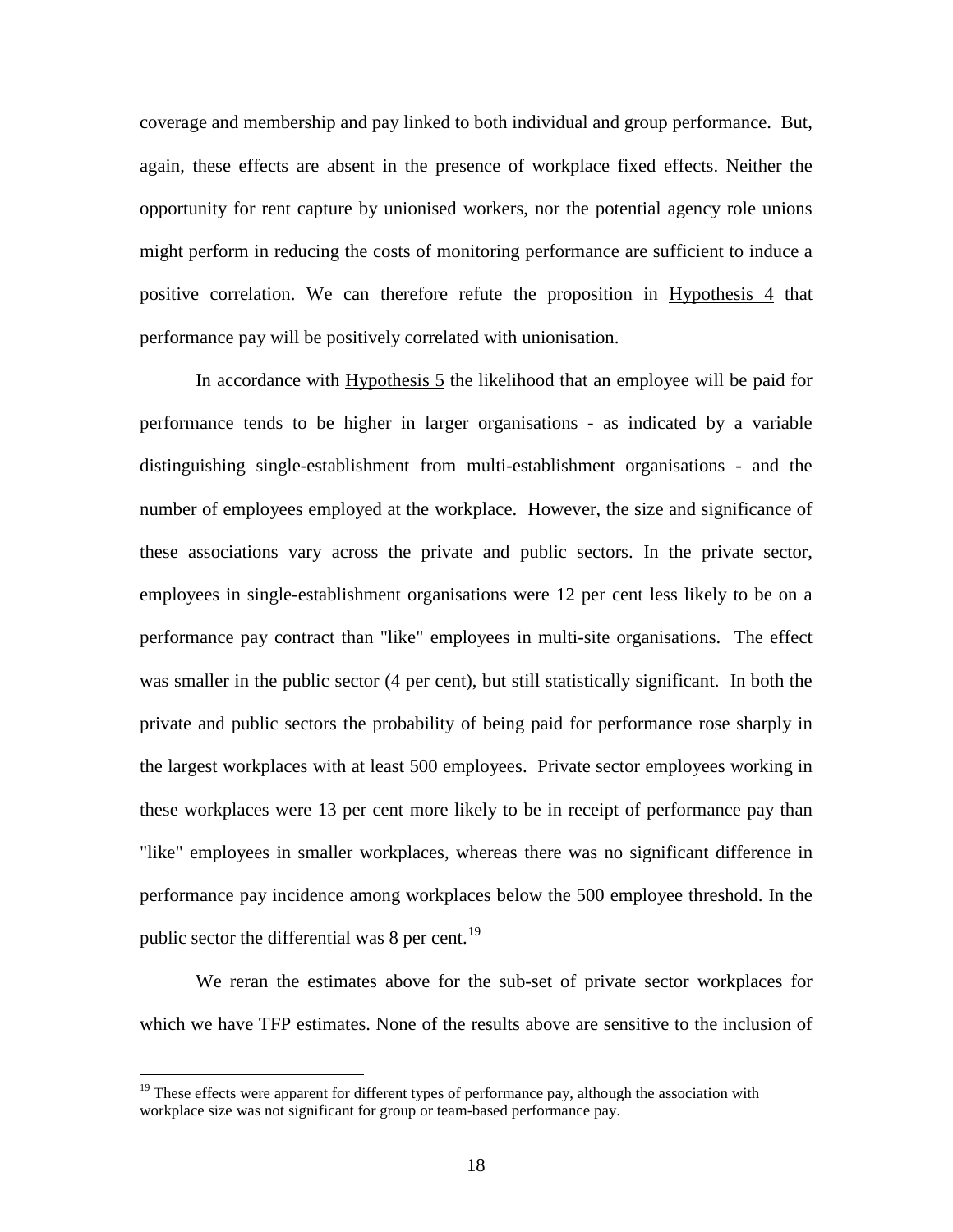coverage and membership and pay linked to both individual and group performance. But, again, these effects are absent in the presence of workplace fixed effects. Neither the opportunity for rent capture by unionised workers, nor the potential agency role unions might perform in reducing the costs of monitoring performance are sufficient to induce a positive correlation. We can therefore refute the proposition in Hypothesis 4 that performance pay will be positively correlated with unionisation.

In accordance with Hypothesis 5 the likelihood that an employee will be paid for performance tends to be higher in larger organisations - as indicated by a variable distinguishing single-establishment from multi-establishment organisations - and the number of employees employed at the workplace. However, the size and significance of these associations vary across the private and public sectors. In the private sector, employees in single-establishment organisations were 12 per cent less likely to be on a performance pay contract than "like" employees in multi-site organisations. The effect was smaller in the public sector (4 per cent), but still statistically significant. In both the private and public sectors the probability of being paid for performance rose sharply in the largest workplaces with at least 500 employees. Private sector employees working in these workplaces were 13 per cent more likely to be in receipt of performance pay than "like" employees in smaller workplaces, whereas there was no significant difference in performance pay incidence among workplaces below the 500 employee threshold. In the public sector the differential was 8 per cent.[19]

We reran the estimates above for the sub-set of private sector workplaces for which we have TFP estimates. None of the results above are sensitive to the inclusion of

[19] These effects were apparent for different types of performance pay, although the association with workplace size was not significant for group or team-based performance pay.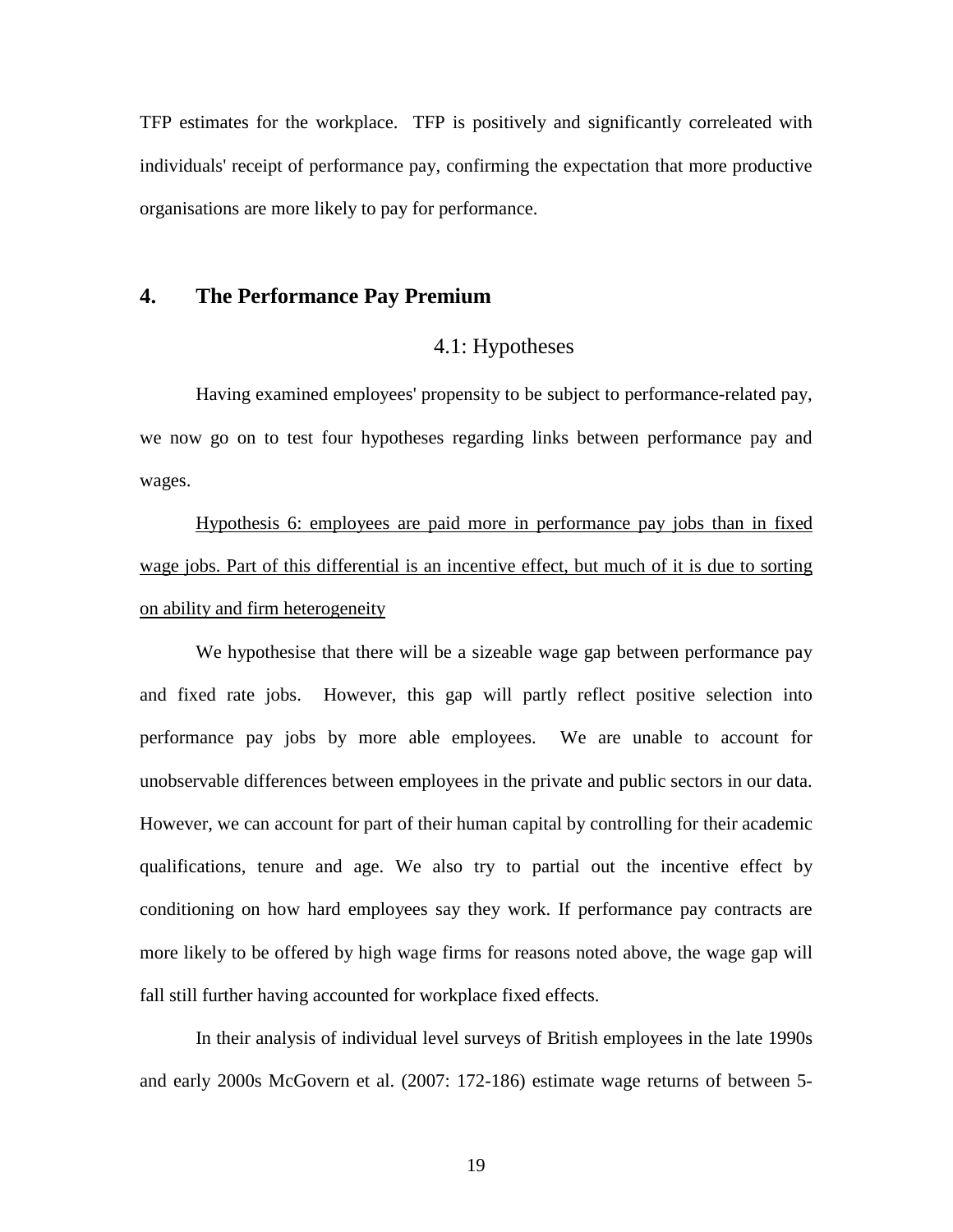TFP estimates for the workplace. TFP is positively and significantly correleated with individuals' receipt of performance pay, confirming the expectation that more productive organisations are more likely to pay for performance.

## 4. The Performance Pay Premium

### 4.1: Hypotheses

Having examined employees' propensity to be subject to performance-related pay, we now go on to test four hypotheses regarding links between performance pay and wages.

<u>Hypothesis 6: employees are paid more in performance pay jobs than in fixed wage jobs. Part of this differential is an incentive effect, but much of it is due to sorting on ability and firm heterogeneity</u>

We hypothesise that there will be a sizeable wage gap between performance pay and fixed rate jobs. However, this gap will partly reflect positive selection into performance pay jobs by more able employees. We are unable to account for unobservable differences between employees in the private and public sectors in our data. However, we can account for part of their human capital by controlling for their academic qualifications, tenure and age. We also try to partial out the incentive effect by conditioning on how hard employees say they work. If performance pay contracts are more likely to be offered by high wage firms for reasons noted above, the wage gap will fall still further having accounted for workplace fixed effects.

In their analysis of individual level surveys of British employees in the late 1990s and early 2000s McGovern et al. (2007: 172-186) estimate wage returns of between 5-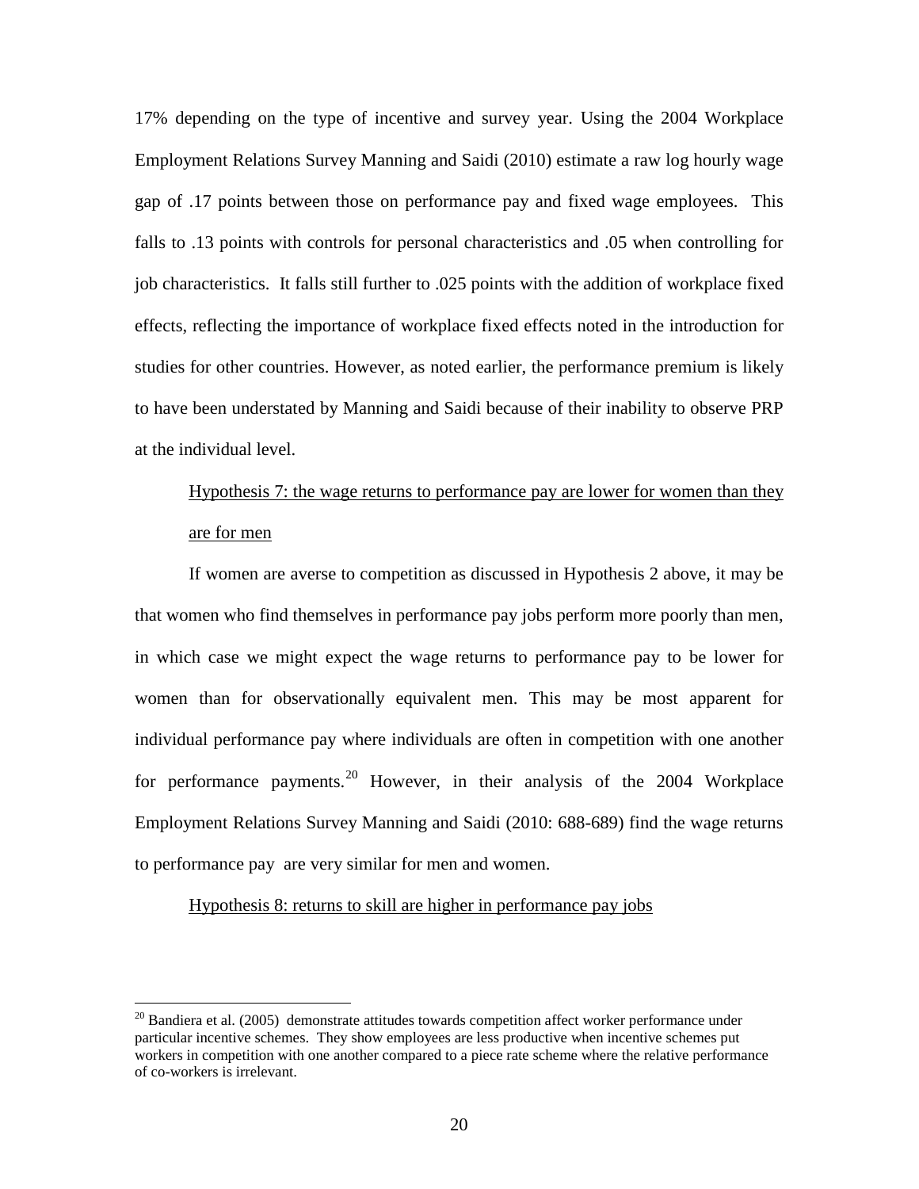17% depending on the type of incentive and survey year. Using the 2004 Workplace Employment Relations Survey Manning and Saidi (2010) estimate a raw log hourly wage gap of .17 points between those on performance pay and fixed wage employees. This falls to .13 points with controls for personal characteristics and .05 when controlling for job characteristics. It falls still further to .025 points with the addition of workplace fixed effects, reflecting the importance of workplace fixed effects noted in the introduction for studies for other countries. However, as noted earlier, the performance premium is likely to have been understated by Manning and Saidi because of their inability to observe PRP at the individual level.

Hypothesis 7: the wage returns to performance pay are lower for women than they are for men

If women are averse to competition as discussed in Hypothesis 2 above, it may be that women who find themselves in performance pay jobs perform more poorly than men, in which case we might expect the wage returns to performance pay to be lower for women than for observationally equivalent men. This may be most apparent for individual performance pay where individuals are often in competition with one another for performance payments.[20] However, in their analysis of the 2004 Workplace Employment Relations Survey Manning and Saidi (2010: 688-689) find the wage returns to performance pay are very similar for men and women.

Hypothesis 8: returns to skill are higher in performance pay jobs

[20] Bandiera et al. (2005) demonstrate attitudes towards competition affect worker performance under particular incentive schemes. They show employees are less productive when incentive schemes put workers in competition with one another compared to a piece rate scheme where the relative performance of co-workers is irrelevant.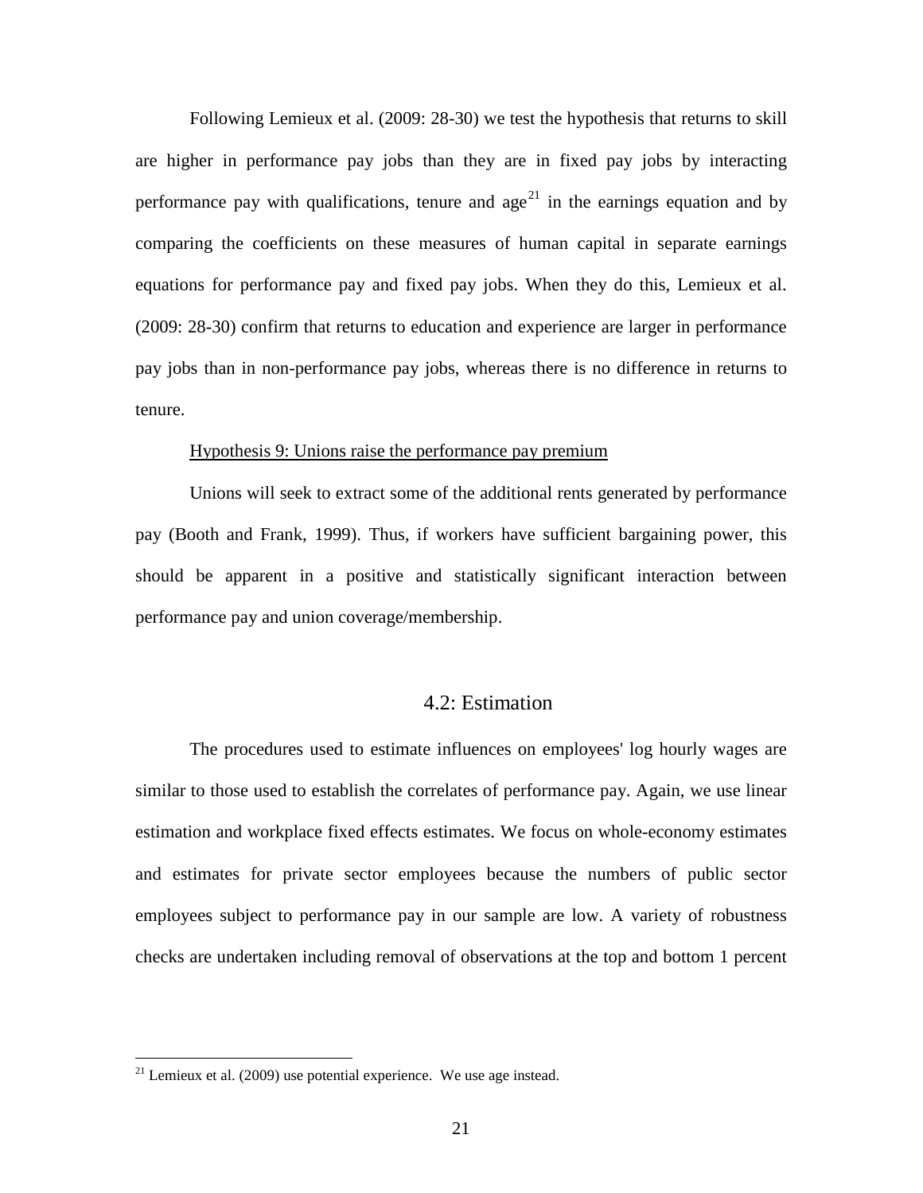Following Lemieux et al. (2009: 28-30) we test the hypothesis that returns to skill are higher in performance pay jobs than they are in fixed pay jobs by interacting performance pay with qualifications, tenure and age[21] in the earnings equation and by comparing the coefficients on these measures of human capital in separate earnings equations for performance pay and fixed pay jobs. When they do this, Lemieux et al. (2009: 28-30) confirm that returns to education and experience are larger in performance pay jobs than in non-performance pay jobs, whereas there is no difference in returns to tenure.

Hypothesis 9: Unions raise the performance pay premium

Unions will seek to extract some of the additional rents generated by performance pay (Booth and Frank, 1999). Thus, if workers have sufficient bargaining power, this should be apparent in a positive and statistically significant interaction between performance pay and union coverage/membership.

## 4.2: Estimation

The procedures used to estimate influences on employees' log hourly wages are similar to those used to establish the correlates of performance pay. Again, we use linear estimation and workplace fixed effects estimates. We focus on whole-economy estimates and estimates for private sector employees because the numbers of public sector employees subject to performance pay in our sample are low. A variety of robustness checks are undertaken including removal of observations at the top and bottom 1 percent

[21] Lemieux et al. (2009) use potential experience. We use age instead.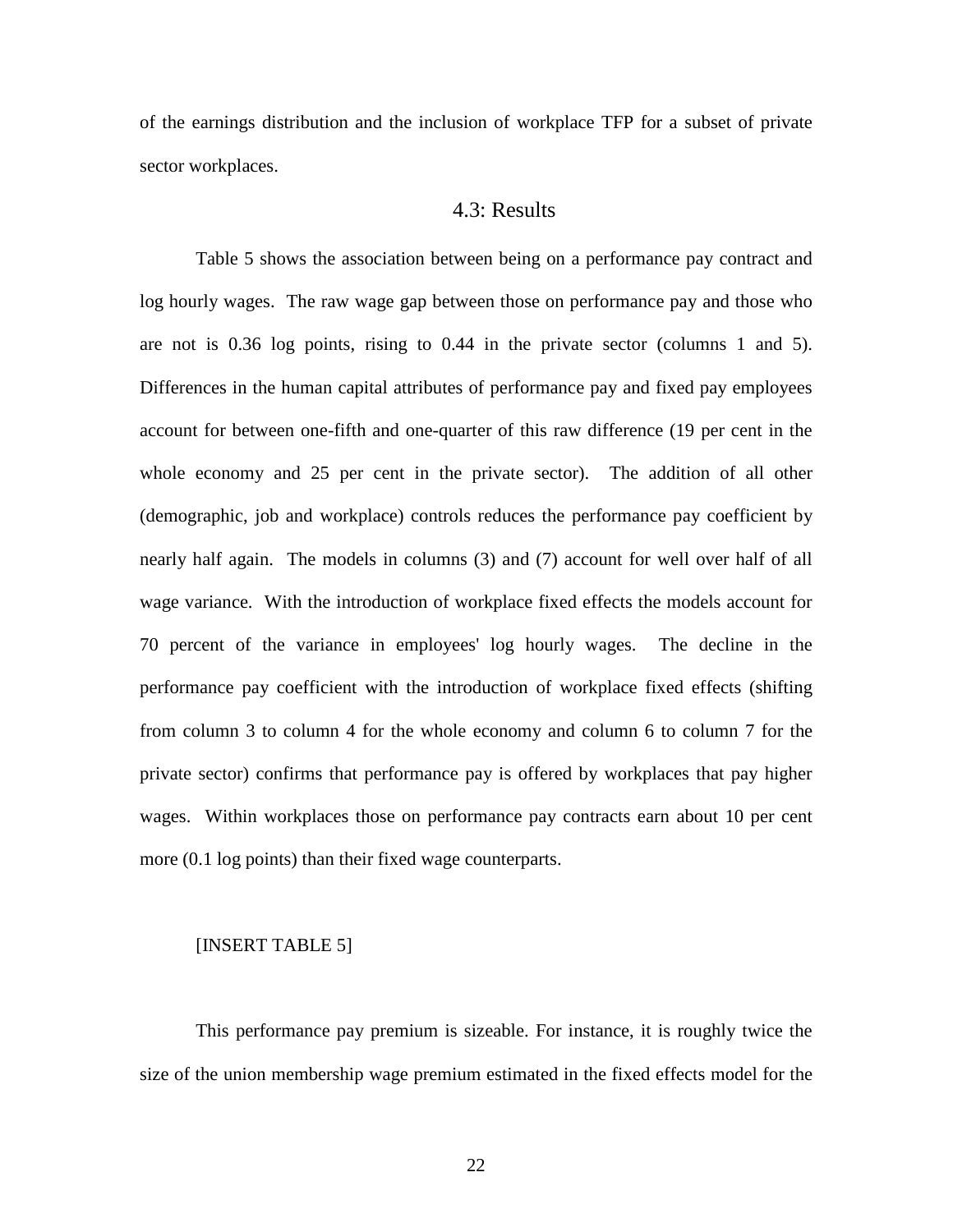of the earnings distribution and the inclusion of workplace TFP for a subset of private sector workplaces.

## 4.3: Results

Table 5 shows the association between being on a performance pay contract and log hourly wages. The raw wage gap between those on performance pay and those who are not is 0.36 log points, rising to 0.44 in the private sector (columns 1 and 5). Differences in the human capital attributes of performance pay and fixed pay employees account for between one-fifth and one-quarter of this raw difference (19 per cent in the whole economy and 25 per cent in the private sector). The addition of all other (demographic, job and workplace) controls reduces the performance pay coefficient by nearly half again. The models in columns (3) and (7) account for well over half of all wage variance. With the introduction of workplace fixed effects the models account for 70 percent of the variance in employees' log hourly wages. The decline in the performance pay coefficient with the introduction of workplace fixed effects (shifting from column 3 to column 4 for the whole economy and column 6 to column 7 for the private sector) confirms that performance pay is offered by workplaces that pay higher wages. Within workplaces those on performance pay contracts earn about 10 per cent more (0.1 log points) than their fixed wage counterparts.

[INSERT TABLE 5]

This performance pay premium is sizeable. For instance, it is roughly twice the size of the union membership wage premium estimated in the fixed effects model for the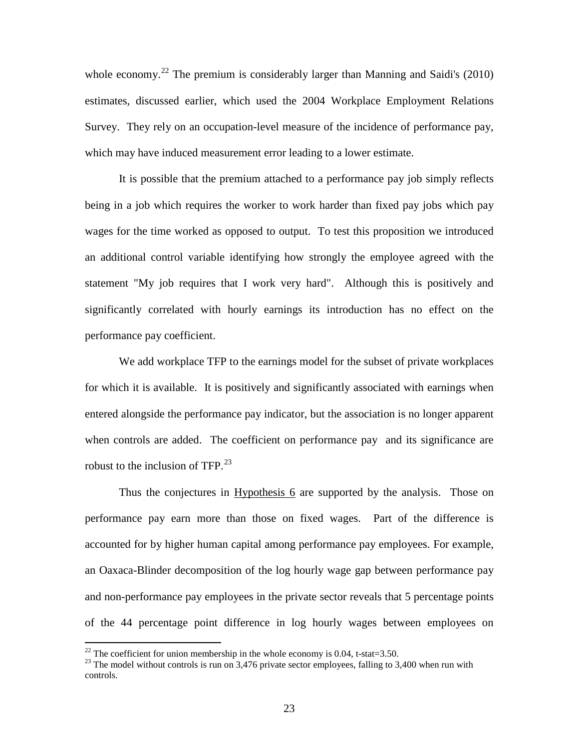whole economy.[22] The premium is considerably larger than Manning and Saidi's (2010) estimates, discussed earlier, which used the 2004 Workplace Employment Relations Survey. They rely on an occupation-level measure of the incidence of performance pay, which may have induced measurement error leading to a lower estimate.

It is possible that the premium attached to a performance pay job simply reflects being in a job which requires the worker to work harder than fixed pay jobs which pay wages for the time worked as opposed to output. To test this proposition we introduced an additional control variable identifying how strongly the employee agreed with the statement "My job requires that I work very hard". Although this is positively and significantly correlated with hourly earnings its introduction has no effect on the performance pay coefficient.

We add workplace TFP to the earnings model for the subset of private workplaces for which it is available. It is positively and significantly associated with earnings when entered alongside the performance pay indicator, but the association is no longer apparent when controls are added. The coefficient on performance pay and its significance are robust to the inclusion of TFP.[23]

Thus the conjectures in Hypothesis 6 are supported by the analysis. Those on performance pay earn more than those on fixed wages. Part of the difference is accounted for by higher human capital among performance pay employees. For example, an Oaxaca-Blinder decomposition of the log hourly wage gap between performance pay and non-performance pay employees in the private sector reveals that 5 percentage points of the 44 percentage point difference in log hourly wages between employees on

[22] The coefficient for union membership in the whole economy is 0.04, t-stat=3.50.

[23] The model without controls is run on 3,476 private sector employees, falling to 3,400 when run with controls.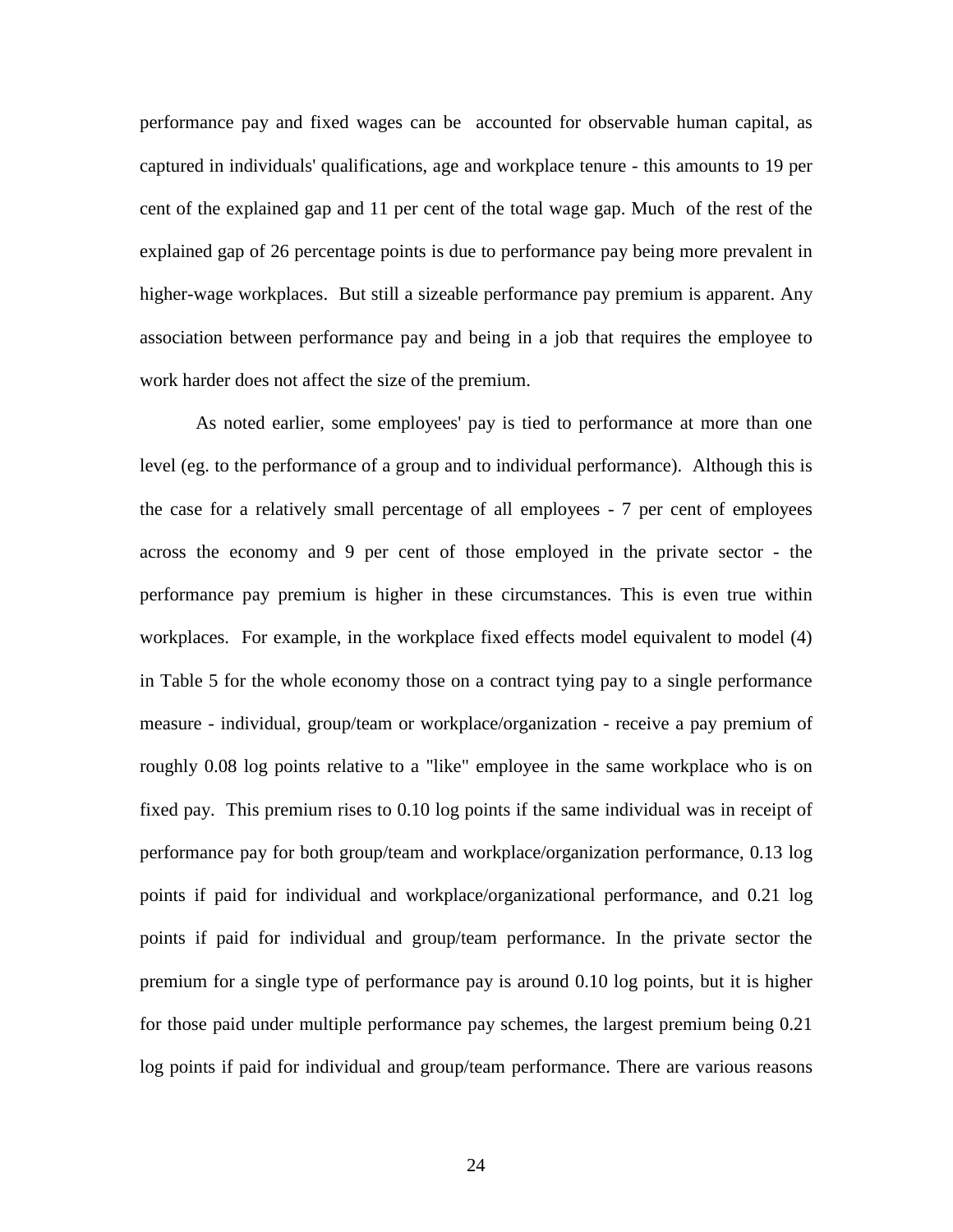performance pay and fixed wages can be accounted for observable human capital, as captured in individuals' qualifications, age and workplace tenure - this amounts to 19 per cent of the explained gap and 11 per cent of the total wage gap. Much of the rest of the explained gap of 26 percentage points is due to performance pay being more prevalent in higher-wage workplaces. But still a sizeable performance pay premium is apparent. Any association between performance pay and being in a job that requires the employee to work harder does not affect the size of the premium.

As noted earlier, some employees' pay is tied to performance at more than one level (eg. to the performance of a group and to individual performance). Although this is the case for a relatively small percentage of all employees - 7 per cent of employees across the economy and 9 per cent of those employed in the private sector - the performance pay premium is higher in these circumstances. This is even true within workplaces. For example, in the workplace fixed effects model equivalent to model (4) in Table 5 for the whole economy those on a contract tying pay to a single performance measure - individual, group/team or workplace/organization - receive a pay premium of roughly 0.08 log points relative to a "like" employee in the same workplace who is on fixed pay. This premium rises to 0.10 log points if the same individual was in receipt of performance pay for both group/team and workplace/organization performance, 0.13 log points if paid for individual and workplace/organizational performance, and 0.21 log points if paid for individual and group/team performance. In the private sector the premium for a single type of performance pay is around 0.10 log points, but it is higher for those paid under multiple performance pay schemes, the largest premium being 0.21 log points if paid for individual and group/team performance. There are various reasons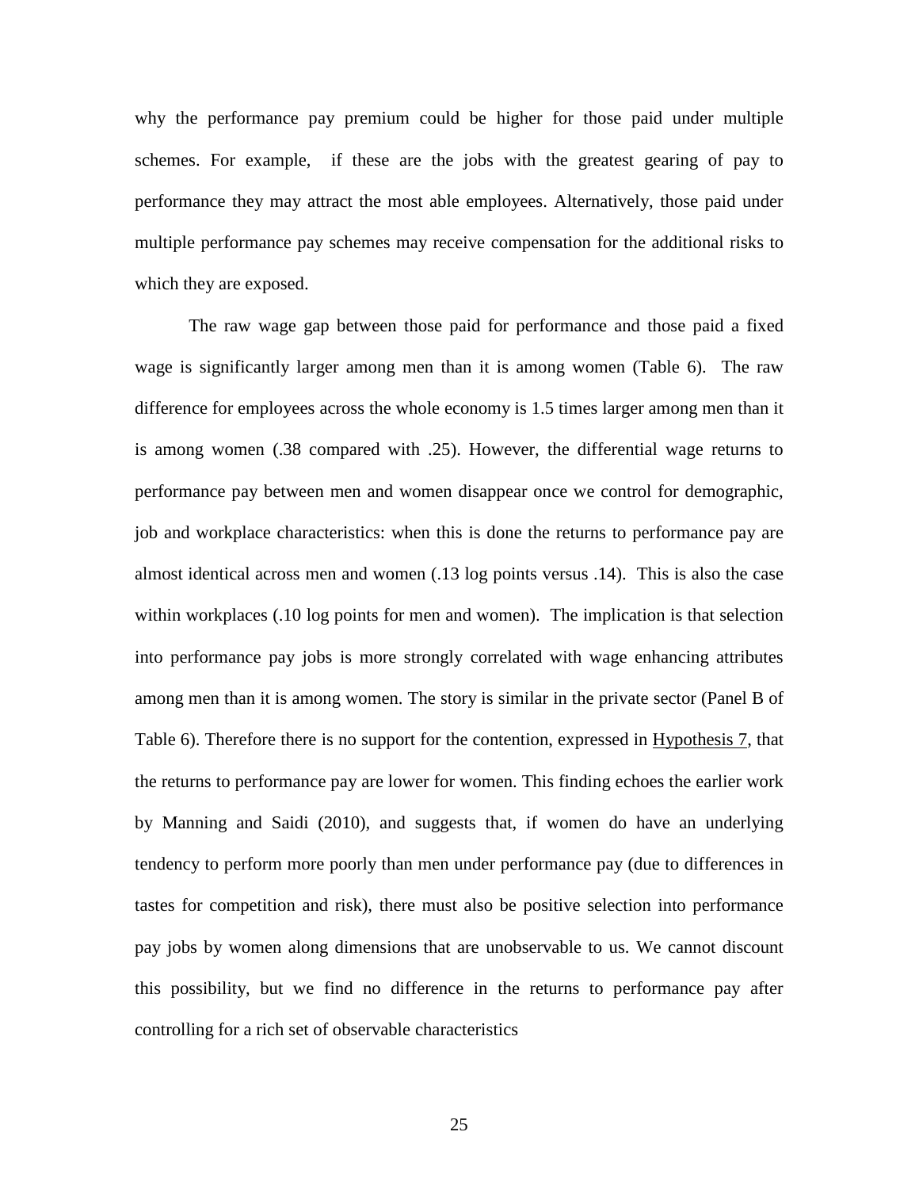why the performance pay premium could be higher for those paid under multiple schemes. For example, if these are the jobs with the greatest gearing of pay to performance they may attract the most able employees. Alternatively, those paid under multiple performance pay schemes may receive compensation for the additional risks to which they are exposed.

The raw wage gap between those paid for performance and those paid a fixed wage is significantly larger among men than it is among women (Table 6). The raw difference for employees across the whole economy is 1.5 times larger among men than it is among women (.38 compared with .25). However, the differential wage returns to performance pay between men and women disappear once we control for demographic, job and workplace characteristics: when this is done the returns to performance pay are almost identical across men and women (.13 log points versus .14). This is also the case within workplaces (.10 log points for men and women). The implication is that selection into performance pay jobs is more strongly correlated with wage enhancing attributes among men than it is among women. The story is similar in the private sector (Panel B of Table 6). Therefore there is no support for the contention, expressed in Hypothesis 7, that the returns to performance pay are lower for women. This finding echoes the earlier work by Manning and Saidi (2010), and suggests that, if women do have an underlying tendency to perform more poorly than men under performance pay (due to differences in tastes for competition and risk), there must also be positive selection into performance pay jobs by women along dimensions that are unobservable to us. We cannot discount this possibility, but we find no difference in the returns to performance pay after controlling for a rich set of observable characteristics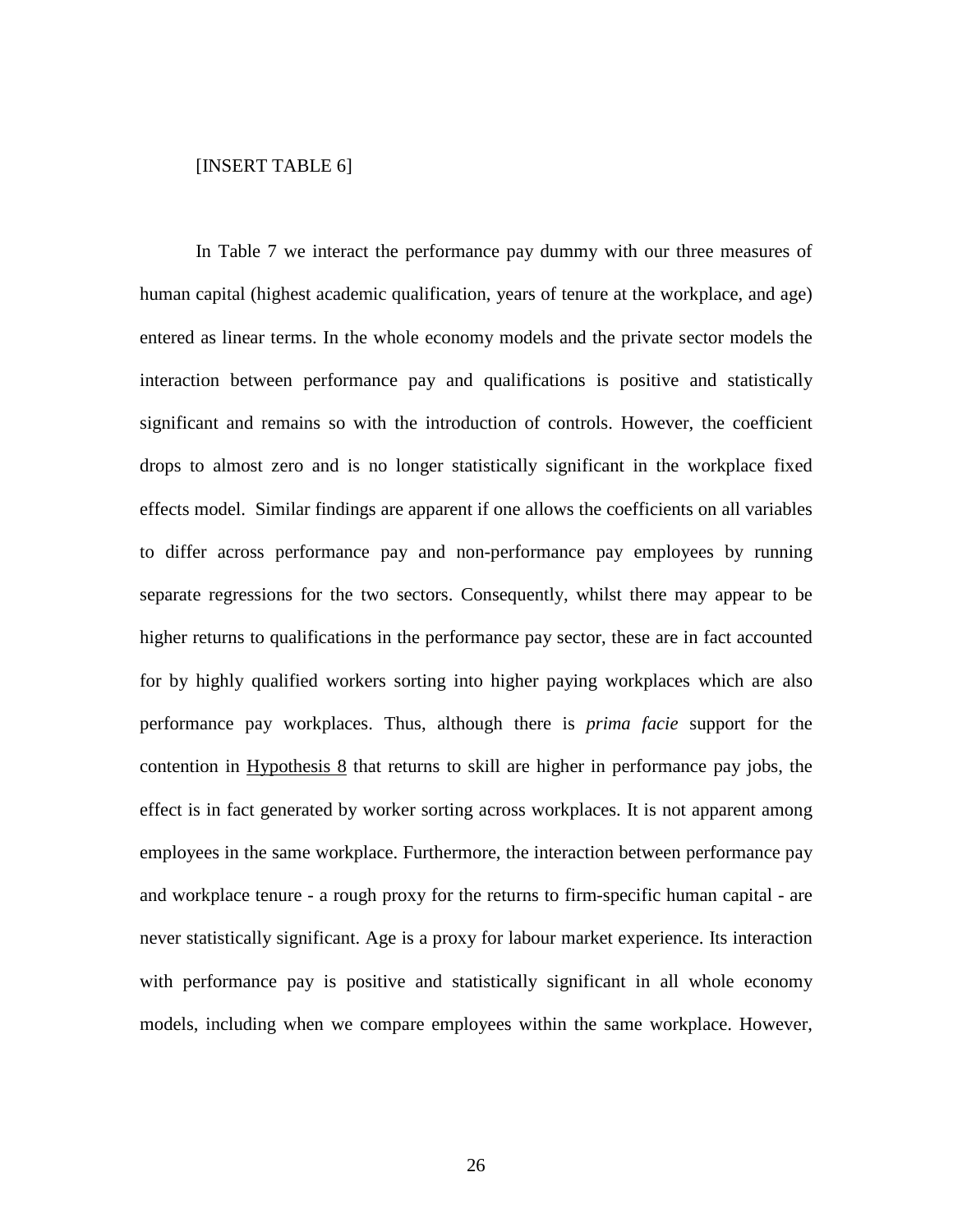[INSERT TABLE 6]

In Table 7 we interact the performance pay dummy with our three measures of human capital (highest academic qualification, years of tenure at the workplace, and age) entered as linear terms. In the whole economy models and the private sector models the interaction between performance pay and qualifications is positive and statistically significant and remains so with the introduction of controls. However, the coefficient drops to almost zero and is no longer statistically significant in the workplace fixed effects model. Similar findings are apparent if one allows the coefficients on all variables to differ across performance pay and non-performance pay employees by running separate regressions for the two sectors. Consequently, whilst there may appear to be higher returns to qualifications in the performance pay sector, these are in fact accounted for by highly qualified workers sorting into higher paying workplaces which are also performance pay workplaces. Thus, although there is *prima facie* support for the contention in Hypothesis 8 that returns to skill are higher in performance pay jobs, the effect is in fact generated by worker sorting across workplaces. It is not apparent among employees in the same workplace. Furthermore, the interaction between performance pay and workplace tenure - a rough proxy for the returns to firm-specific human capital - are never statistically significant. Age is a proxy for labour market experience. Its interaction with performance pay is positive and statistically significant in all whole economy models, including when we compare employees within the same workplace. However,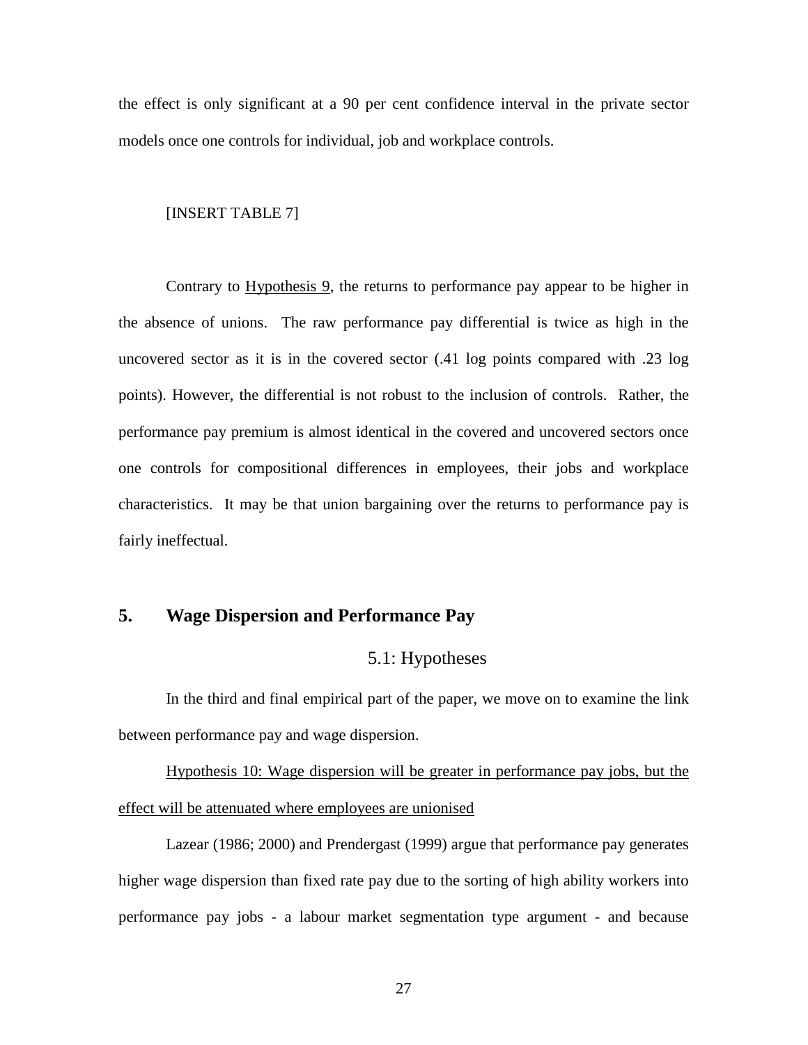the effect is only significant at a 90 per cent confidence interval in the private sector models once one controls for individual, job and workplace controls.

[INSERT TABLE 7]

Contrary to Hypothesis 9, the returns to performance pay appear to be higher in the absence of unions. The raw performance pay differential is twice as high in the uncovered sector as it is in the covered sector (.41 log points compared with .23 log points). However, the differential is not robust to the inclusion of controls. Rather, the performance pay premium is almost identical in the covered and uncovered sectors once one controls for compositional differences in employees, their jobs and workplace characteristics. It may be that union bargaining over the returns to performance pay is fairly ineffectual.

## 5. Wage Dispersion and Performance Pay

### 5.1: Hypotheses

In the third and final empirical part of the paper, we move on to examine the link between performance pay and wage dispersion.

Hypothesis 10: Wage dispersion will be greater in performance pay jobs, but the effect will be attenuated where employees are unionised

Lazear (1986; 2000) and Prendergast (1999) argue that performance pay generates higher wage dispersion than fixed rate pay due to the sorting of high ability workers into performance pay jobs - a labour market segmentation type argument - and because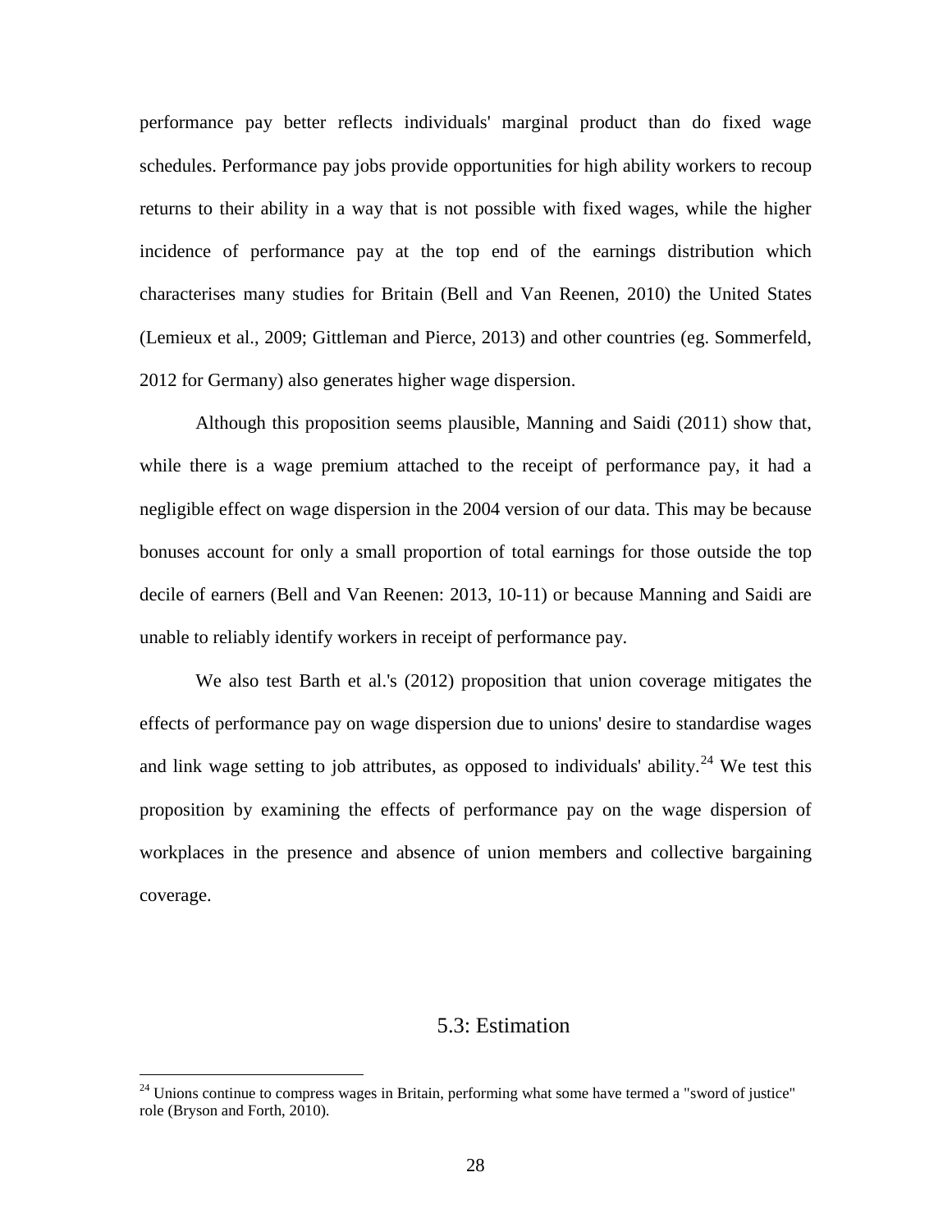performance pay better reflects individuals' marginal product than do fixed wage schedules. Performance pay jobs provide opportunities for high ability workers to recoup returns to their ability in a way that is not possible with fixed wages, while the higher incidence of performance pay at the top end of the earnings distribution which characterises many studies for Britain (Bell and Van Reenen, 2010) the United States (Lemieux et al., 2009; Gittleman and Pierce, 2013) and other countries (eg. Sommerfeld, 2012 for Germany) also generates higher wage dispersion.

Although this proposition seems plausible, Manning and Saidi (2011) show that, while there is a wage premium attached to the receipt of performance pay, it had a negligible effect on wage dispersion in the 2004 version of our data. This may be because bonuses account for only a small proportion of total earnings for those outside the top decile of earners (Bell and Van Reenen: 2013, 10-11) or because Manning and Saidi are unable to reliably identify workers in receipt of performance pay.

We also test Barth et al.'s (2012) proposition that union coverage mitigates the effects of performance pay on wage dispersion due to unions' desire to standardise wages and link wage setting to job attributes, as opposed to individuals' ability.[24] We test this proposition by examining the effects of performance pay on the wage dispersion of workplaces in the presence and absence of union members and collective bargaining coverage.

## 5.3: Estimation

[24] Unions continue to compress wages in Britain, performing what some have termed a "sword of justice" role (Bryson and Forth, 2010).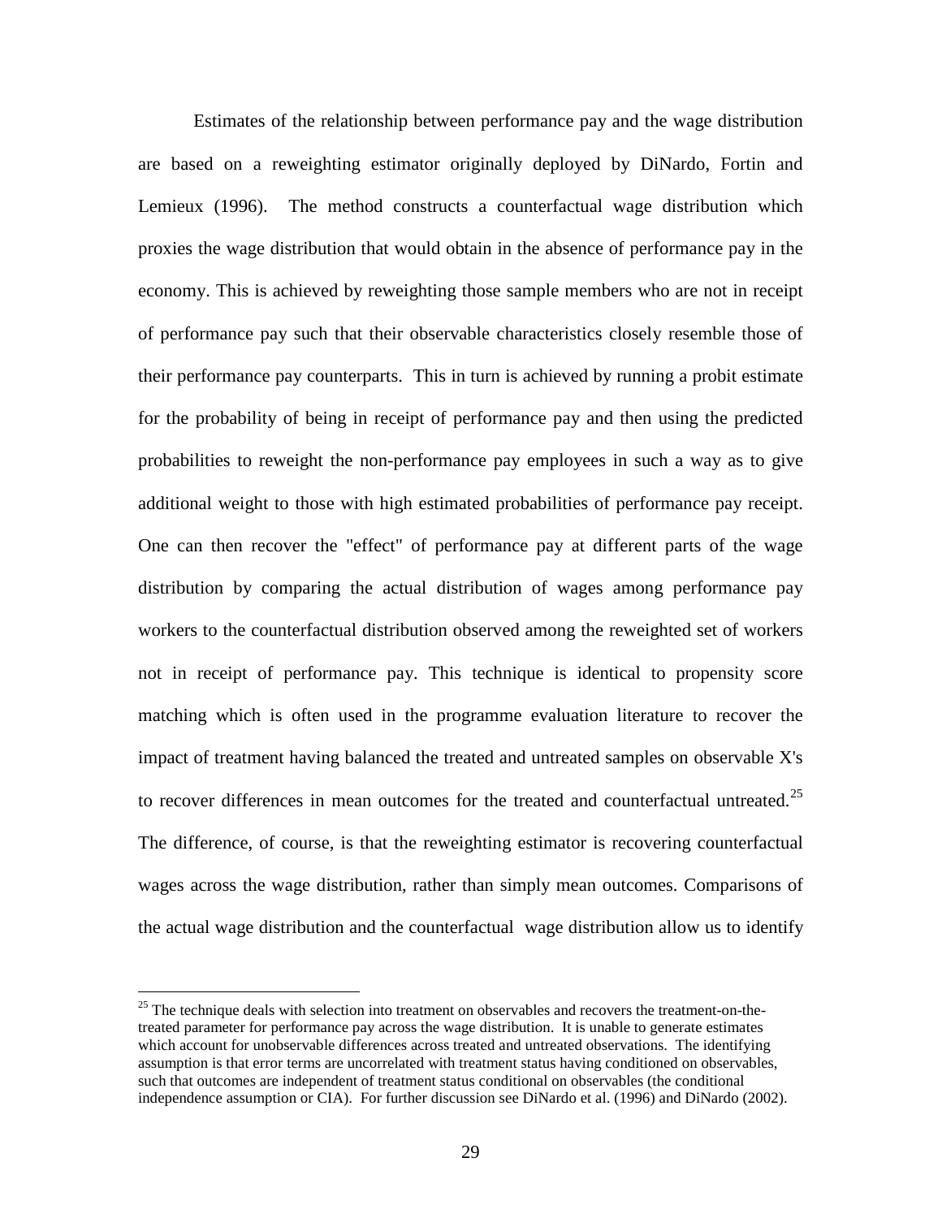Estimates of the relationship between performance pay and the wage distribution are based on a reweighting estimator originally deployed by DiNardo, Fortin and Lemieux (1996). The method constructs a counterfactual wage distribution which proxies the wage distribution that would obtain in the absence of performance pay in the economy. This is achieved by reweighting those sample members who are not in receipt of performance pay such that their observable characteristics closely resemble those of their performance pay counterparts. This in turn is achieved by running a probit estimate for the probability of being in receipt of performance pay and then using the predicted probabilities to reweight the non-performance pay employees in such a way as to give additional weight to those with high estimated probabilities of performance pay receipt. One can then recover the "effect" of performance pay at different parts of the wage distribution by comparing the actual distribution of wages among performance pay workers to the counterfactual distribution observed among the reweighted set of workers not in receipt of performance pay. This technique is identical to propensity score matching which is often used in the programme evaluation literature to recover the impact of treatment having balanced the treated and untreated samples on observable X's to recover differences in mean outcomes for the treated and counterfactual untreated.[25] The difference, of course, is that the reweighting estimator is recovering counterfactual wages across the wage distribution, rather than simply mean outcomes. Comparisons of the actual wage distribution and the counterfactual wage distribution allow us to identify

---

[25] The technique deals with selection into treatment on observables and recovers the treatment-on-the-treated parameter for performance pay across the wage distribution. It is unable to generate estimates which account for unobservable differences across treated and untreated observations. The identifying assumption is that error terms are uncorrelated with treatment status having conditioned on observables, such that outcomes are independent of treatment status conditional on observables (the conditional independence assumption or CIA). For further discussion see DiNardo et al. (1996) and DiNardo (2002).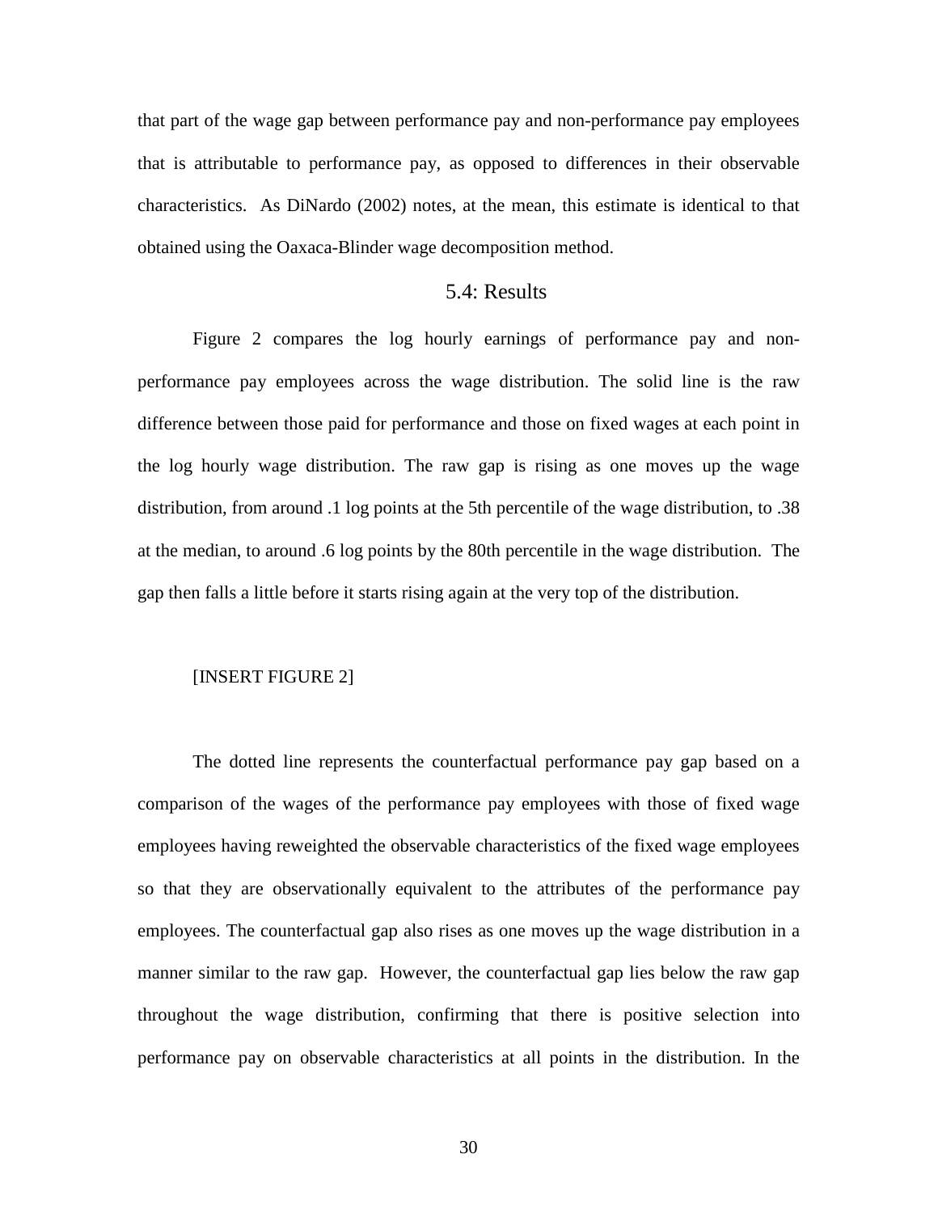that part of the wage gap between performance pay and non-performance pay employees that is attributable to performance pay, as opposed to differences in their observable characteristics. As DiNardo (2002) notes, at the mean, this estimate is identical to that obtained using the Oaxaca-Blinder wage decomposition method.

## 5.4: Results

Figure 2 compares the log hourly earnings of performance pay and non-performance pay employees across the wage distribution. The solid line is the raw difference between those paid for performance and those on fixed wages at each point in the log hourly wage distribution. The raw gap is rising as one moves up the wage distribution, from around .1 log points at the 5th percentile of the wage distribution, to .38 at the median, to around .6 log points by the 80th percentile in the wage distribution. The gap then falls a little before it starts rising again at the very top of the distribution.

[INSERT FIGURE 2]

The dotted line represents the counterfactual performance pay gap based on a comparison of the wages of the performance pay employees with those of fixed wage employees having reweighted the observable characteristics of the fixed wage employees so that they are observationally equivalent to the attributes of the performance pay employees. The counterfactual gap also rises as one moves up the wage distribution in a manner similar to the raw gap. However, the counterfactual gap lies below the raw gap throughout the wage distribution, confirming that there is positive selection into performance pay on observable characteristics at all points in the distribution. In the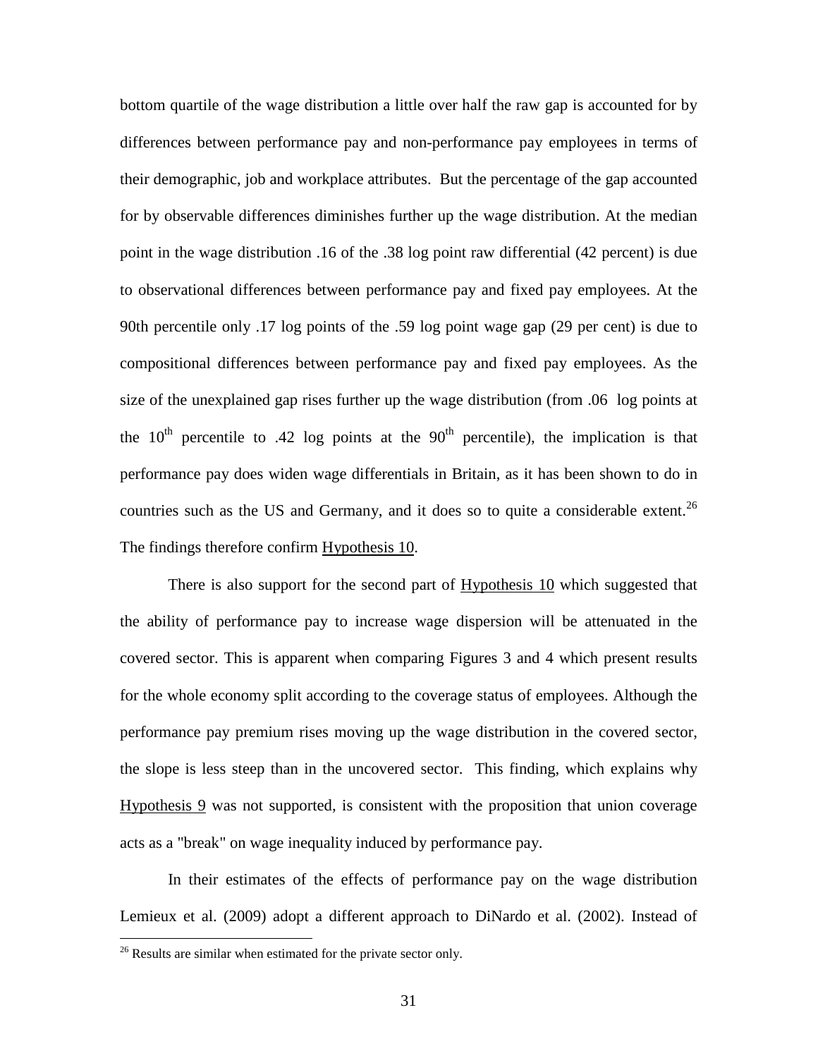bottom quartile of the wage distribution a little over half the raw gap is accounted for by differences between performance pay and non-performance pay employees in terms of their demographic, job and workplace attributes. But the percentage of the gap accounted for by observable differences diminishes further up the wage distribution. At the median point in the wage distribution .16 of the .38 log point raw differential (42 percent) is due to observational differences between performance pay and fixed pay employees. At the 90th percentile only .17 log points of the .59 log point wage gap (29 per cent) is due to compositional differences between performance pay and fixed pay employees. As the size of the unexplained gap rises further up the wage distribution (from .06 log points at the 10th percentile to .42 log points at the 90th percentile), the implication is that performance pay does widen wage differentials in Britain, as it has been shown to do in countries such as the US and Germany, and it does so to quite a considerable extent.[26] The findings therefore confirm Hypothesis 10.

There is also support for the second part of Hypothesis 10 which suggested that the ability of performance pay to increase wage dispersion will be attenuated in the covered sector. This is apparent when comparing Figures 3 and 4 which present results for the whole economy split according to the coverage status of employees. Although the performance pay premium rises moving up the wage distribution in the covered sector, the slope is less steep than in the uncovered sector. This finding, which explains why Hypothesis 9 was not supported, is consistent with the proposition that union coverage acts as a "break" on wage inequality induced by performance pay.

In their estimates of the effects of performance pay on the wage distribution Lemieux et al. (2009) adopt a different approach to DiNardo et al. (2002). Instead of

[26] Results are similar when estimated for the private sector only.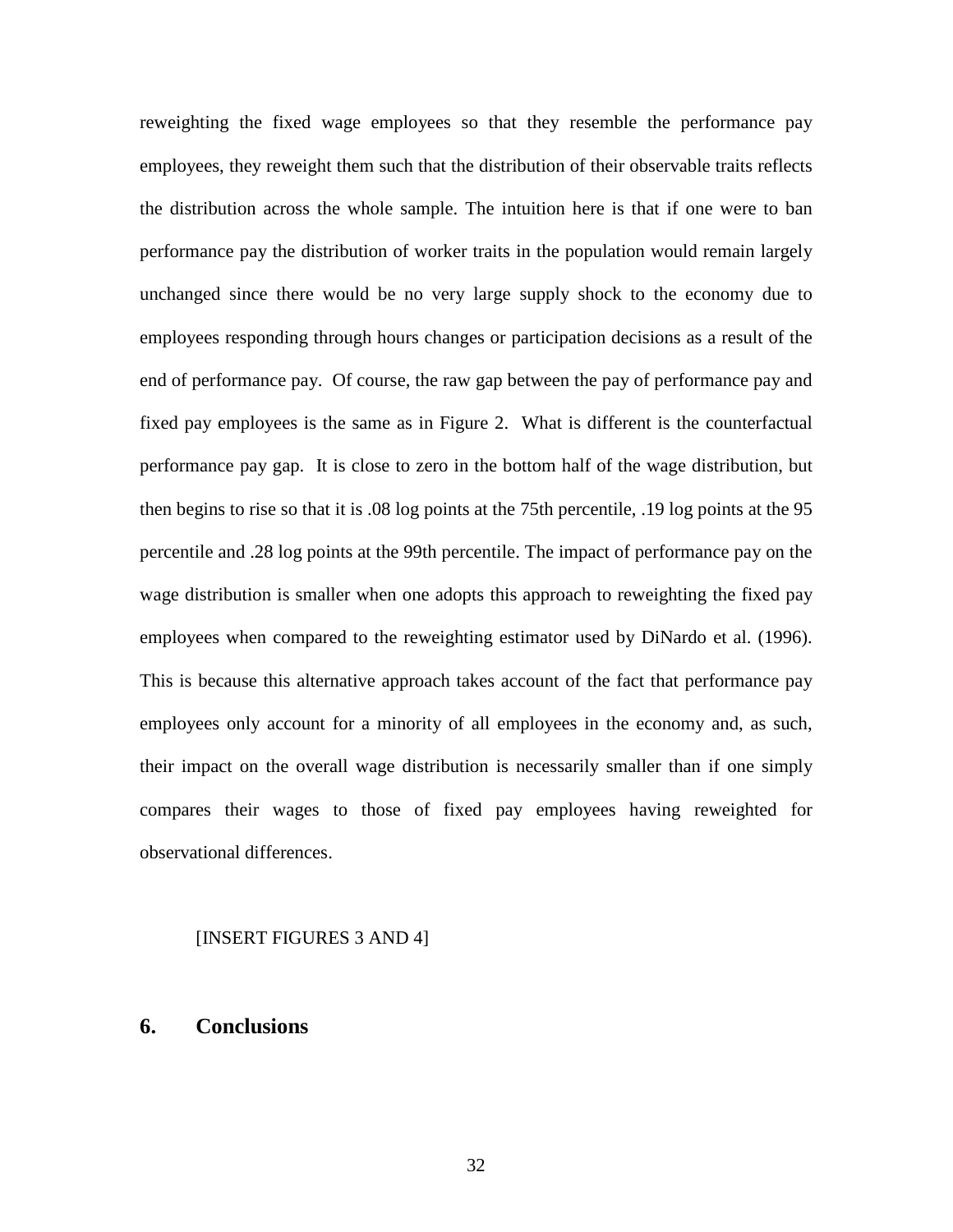reweighting the fixed wage employees so that they resemble the performance pay employees, they reweight them such that the distribution of their observable traits reflects the distribution across the whole sample. The intuition here is that if one were to ban performance pay the distribution of worker traits in the population would remain largely unchanged since there would be no very large supply shock to the economy due to employees responding through hours changes or participation decisions as a result of the end of performance pay. Of course, the raw gap between the pay of performance pay and fixed pay employees is the same as in Figure 2. What is different is the counterfactual performance pay gap. It is close to zero in the bottom half of the wage distribution, but then begins to rise so that it is .08 log points at the 75th percentile, .19 log points at the 95 percentile and .28 log points at the 99th percentile. The impact of performance pay on the wage distribution is smaller when one adopts this approach to reweighting the fixed pay employees when compared to the reweighting estimator used by DiNardo et al. (1996). This is because this alternative approach takes account of the fact that performance pay employees only account for a minority of all employees in the economy and, as such, their impact on the overall wage distribution is necessarily smaller than if one simply compares their wages to those of fixed pay employees having reweighted for observational differences.

[INSERT FIGURES 3 AND 4]

## 6. Conclusions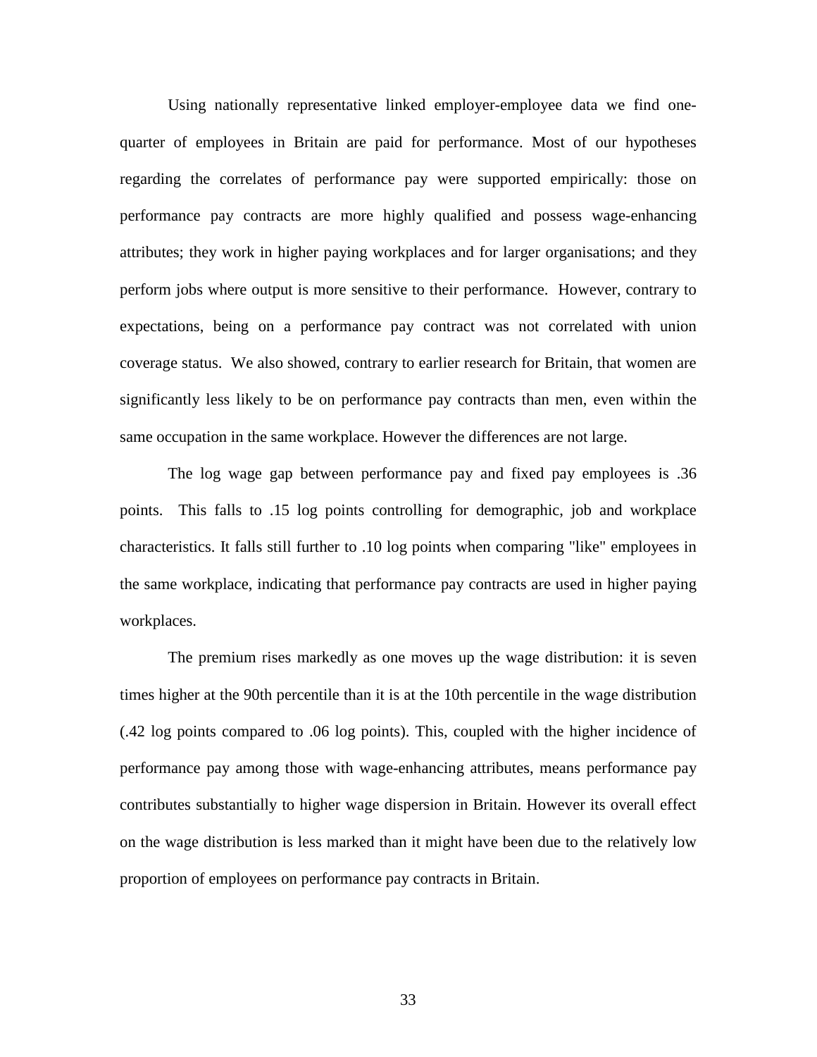Using nationally representative linked employer-employee data we find one-quarter of employees in Britain are paid for performance. Most of our hypotheses regarding the correlates of performance pay were supported empirically: those on performance pay contracts are more highly qualified and possess wage-enhancing attributes; they work in higher paying workplaces and for larger organisations; and they perform jobs where output is more sensitive to their performance. However, contrary to expectations, being on a performance pay contract was not correlated with union coverage status. We also showed, contrary to earlier research for Britain, that women are significantly less likely to be on performance pay contracts than men, even within the same occupation in the same workplace. However the differences are not large.

The log wage gap between performance pay and fixed pay employees is .36 points. This falls to .15 log points controlling for demographic, job and workplace characteristics. It falls still further to .10 log points when comparing "like" employees in the same workplace, indicating that performance pay contracts are used in higher paying workplaces.

The premium rises markedly as one moves up the wage distribution: it is seven times higher at the 90th percentile than it is at the 10th percentile in the wage distribution (.42 log points compared to .06 log points). This, coupled with the higher incidence of performance pay among those with wage-enhancing attributes, means performance pay contributes substantially to higher wage dispersion in Britain. However its overall effect on the wage distribution is less marked than it might have been due to the relatively low proportion of employees on performance pay contracts in Britain.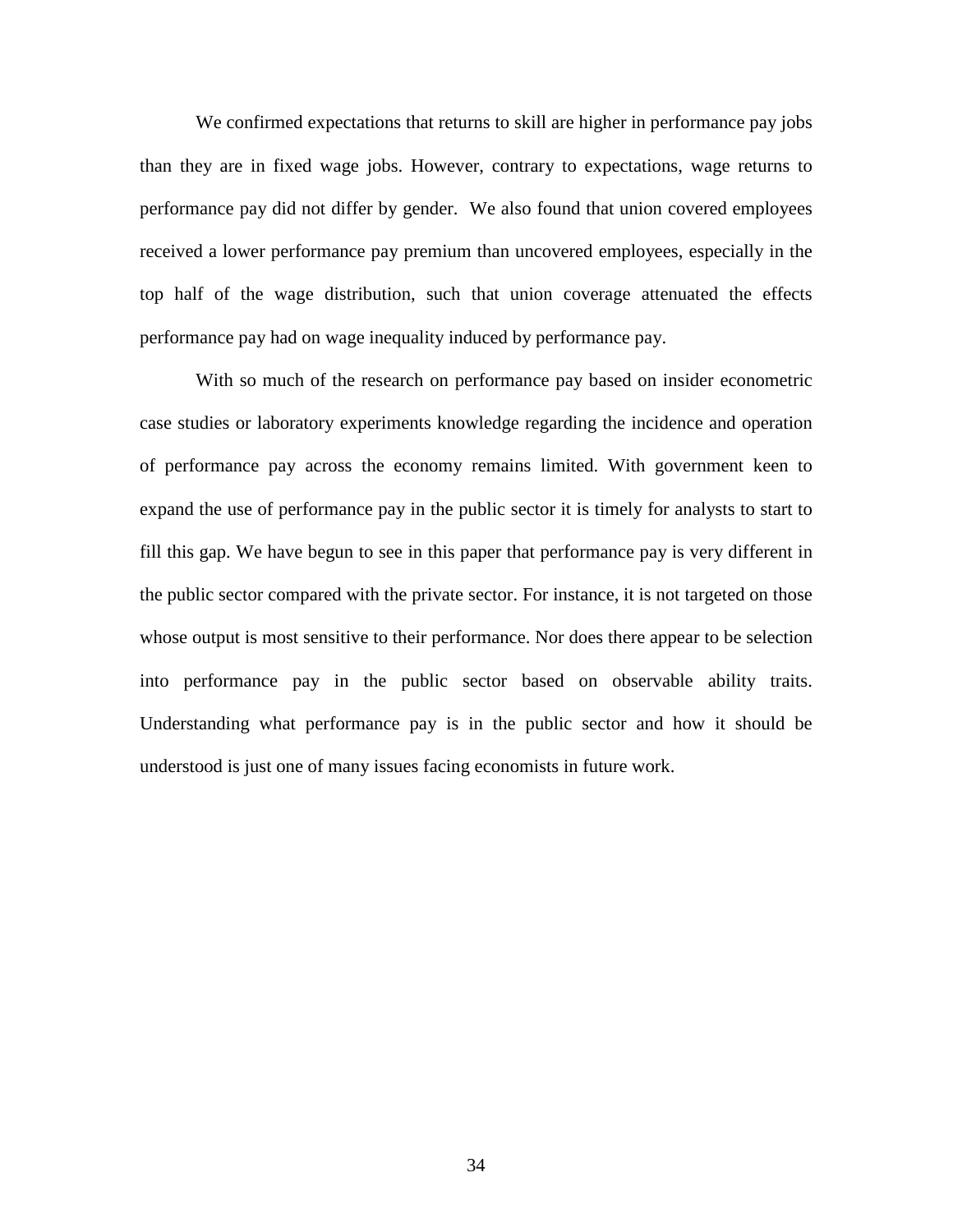We confirmed expectations that returns to skill are higher in performance pay jobs than they are in fixed wage jobs. However, contrary to expectations, wage returns to performance pay did not differ by gender. We also found that union covered employees received a lower performance pay premium than uncovered employees, especially in the top half of the wage distribution, such that union coverage attenuated the effects performance pay had on wage inequality induced by performance pay.

With so much of the research on performance pay based on insider econometric case studies or laboratory experiments knowledge regarding the incidence and operation of performance pay across the economy remains limited. With government keen to expand the use of performance pay in the public sector it is timely for analysts to start to fill this gap. We have begun to see in this paper that performance pay is very different in the public sector compared with the private sector. For instance, it is not targeted on those whose output is most sensitive to their performance. Nor does there appear to be selection into performance pay in the public sector based on observable ability traits. Understanding what performance pay is in the public sector and how it should be understood is just one of many issues facing economists in future work.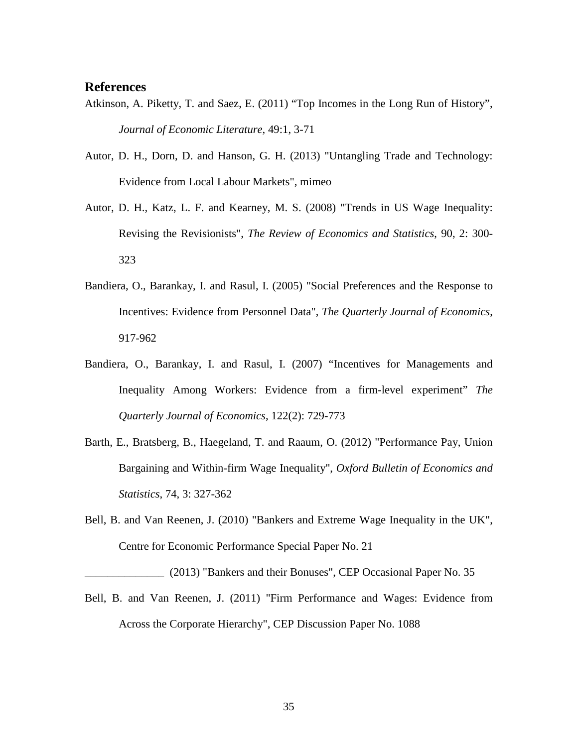## References

Atkinson, A. Piketty, T. and Saez, E. (2011) “Top Incomes in the Long Run of History”, *Journal of Economic Literature*, 49:1, 3-71

Autor, D. H., Dorn, D. and Hanson, G. H. (2013) "Untangling Trade and Technology: Evidence from Local Labour Markets", mimeo

Autor, D. H., Katz, L. F. and Kearney, M. S. (2008) "Trends in US Wage Inequality: Revising the Revisionists", *The Review of Economics and Statistics*, 90, 2: 300-323

Bandiera, O., Barankay, I. and Rasul, I. (2005) "Social Preferences and the Response to Incentives: Evidence from Personnel Data", *The Quarterly Journal of Economics*, 917-962

Bandiera, O., Barankay, I. and Rasul, I. (2007) “Incentives for Managements and Inequality Among Workers: Evidence from a firm-level experiment” *The Quarterly Journal of Economics*, 122(2): 729-773

Barth, E., Bratsberg, B., Haegeland, T. and Raaum, O. (2012) "Performance Pay, Union Bargaining and Within-firm Wage Inequality", *Oxford Bulletin of Economics and Statistics*, 74, 3: 327-362

Bell, B. and Van Reenen, J. (2010) "Bankers and Extreme Wage Inequality in the UK", Centre for Economic Performance Special Paper No. 21

______________ (2013) "Bankers and their Bonuses", CEP Occasional Paper No. 35

Bell, B. and Van Reenen, J. (2011) "Firm Performance and Wages: Evidence from Across the Corporate Hierarchy", CEP Discussion Paper No. 1088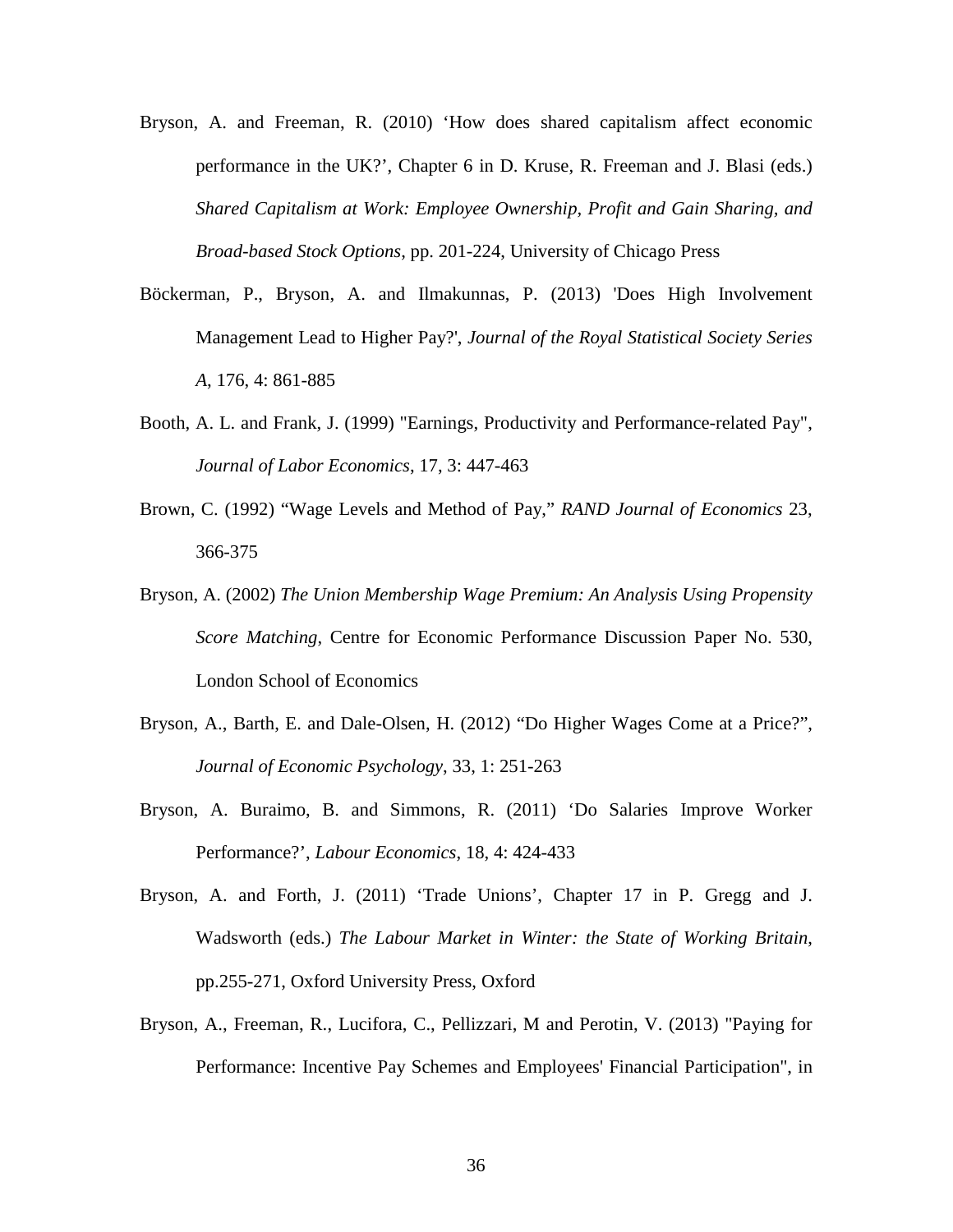Bryson, A. and Freeman, R. (2010) ‘How does shared capitalism affect economic performance in the UK?’, Chapter 6 in D. Kruse, R. Freeman and J. Blasi (eds.) *Shared Capitalism at Work: Employee Ownership, Profit and Gain Sharing, and Broad-based Stock Options*, pp. 201-224, University of Chicago Press

Böckerman, P., Bryson, A. and Ilmakunnas, P. (2013) 'Does High Involvement Management Lead to Higher Pay?', *Journal of the Royal Statistical Society Series A*, 176, 4: 861-885

Booth, A. L. and Frank, J. (1999) "Earnings, Productivity and Performance-related Pay", *Journal of Labor Economics*, 17, 3: 447-463

Brown, C. (1992) “Wage Levels and Method of Pay,” *RAND Journal of Economics* 23, 366-375

Bryson, A. (2002) *The Union Membership Wage Premium: An Analysis Using Propensity Score Matching*, Centre for Economic Performance Discussion Paper No. 530, London School of Economics

Bryson, A., Barth, E. and Dale-Olsen, H. (2012) “Do Higher Wages Come at a Price?”, *Journal of Economic Psychology*, 33, 1: 251-263

Bryson, A. Buraimo, B. and Simmons, R. (2011) ‘Do Salaries Improve Worker Performance?’, *Labour Economics*, 18, 4: 424-433

Bryson, A. and Forth, J. (2011) ‘Trade Unions’, Chapter 17 in P. Gregg and J. Wadsworth (eds.) *The Labour Market in Winter: the State of Working Britain*, pp.255-271, Oxford University Press, Oxford

Bryson, A., Freeman, R., Lucifora, C., Pellizzari, M and Perotin, V. (2013) "Paying for Performance: Incentive Pay Schemes and Employees' Financial Participation", in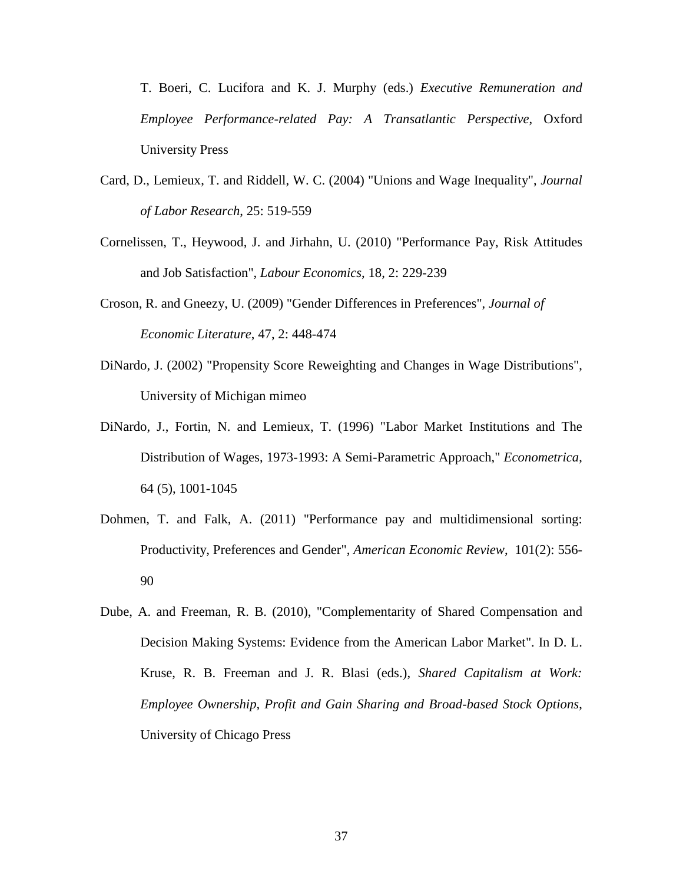T. Boeri, C. Lucifora and K. J. Murphy (eds.) *Executive Remuneration and Employee Performance-related Pay: A Transatlantic Perspective*, Oxford University Press

Card, D., Lemieux, T. and Riddell, W. C. (2004) "Unions and Wage Inequality", *Journal of Labor Research*, 25: 519-559

Cornelissen, T., Heywood, J. and Jirhahn, U. (2010) "Performance Pay, Risk Attitudes and Job Satisfaction", *Labour Economics*, 18, 2: 229-239

Croson, R. and Gneezy, U. (2009) "Gender Differences in Preferences", *Journal of Economic Literature*, 47, 2: 448-474

DiNardo, J. (2002) "Propensity Score Reweighting and Changes in Wage Distributions", University of Michigan mimeo

DiNardo, J., Fortin, N. and Lemieux, T. (1996) "Labor Market Institutions and The Distribution of Wages, 1973-1993: A Semi-Parametric Approach," *Econometrica*, 64 (5), 1001-1045

Dohmen, T. and Falk, A. (2011) "Performance pay and multidimensional sorting: Productivity, Preferences and Gender", *American Economic Review*, 101(2): 556-90

Dube, A. and Freeman, R. B. (2010), "Complementarity of Shared Compensation and Decision Making Systems: Evidence from the American Labor Market". In D. L. Kruse, R. B. Freeman and J. R. Blasi (eds.), *Shared Capitalism at Work: Employee Ownership, Profit and Gain Sharing and Broad-based Stock Options*, University of Chicago Press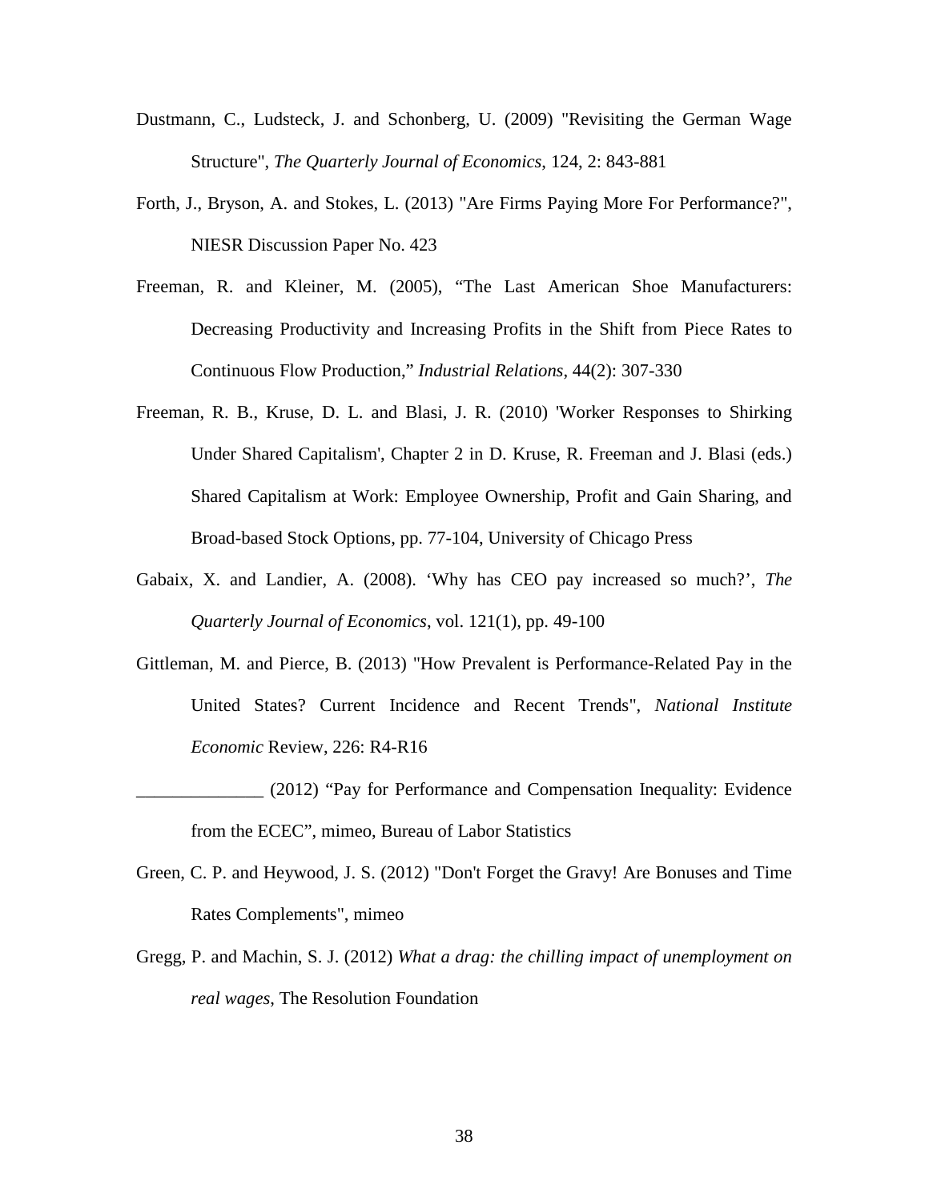Dustmann, C., Ludsteck, J. and Schonberg, U. (2009) "Revisiting the German Wage Structure", *The Quarterly Journal of Economics*, 124, 2: 843-881

Forth, J., Bryson, A. and Stokes, L. (2013) "Are Firms Paying More For Performance?", NIESR Discussion Paper No. 423

Freeman, R. and Kleiner, M. (2005), "The Last American Shoe Manufacturers: Decreasing Productivity and Increasing Profits in the Shift from Piece Rates to Continuous Flow Production," *Industrial Relations*, 44(2): 307-330

Freeman, R. B., Kruse, D. L. and Blasi, J. R. (2010) 'Worker Responses to Shirking Under Shared Capitalism', Chapter 2 in D. Kruse, R. Freeman and J. Blasi (eds.) Shared Capitalism at Work: Employee Ownership, Profit and Gain Sharing, and Broad-based Stock Options, pp. 77-104, University of Chicago Press

Gabaix, X. and Landier, A. (2008). 'Why has CEO pay increased so much?', *The Quarterly Journal of Economics*, vol. 121(1), pp. 49-100

Gittleman, M. and Pierce, B. (2013) "How Prevalent is Performance-Related Pay in the United States? Current Incidence and Recent Trends", *National Institute Economic* Review, 226: R4-R16

______________ (2012) "Pay for Performance and Compensation Inequality: Evidence from the ECEC", mimeo, Bureau of Labor Statistics

Green, C. P. and Heywood, J. S. (2012) "Don't Forget the Gravy! Are Bonuses and Time Rates Complements", mimeo

Gregg, P. and Machin, S. J. (2012) *What a drag: the chilling impact of unemployment on real wages*, The Resolution Foundation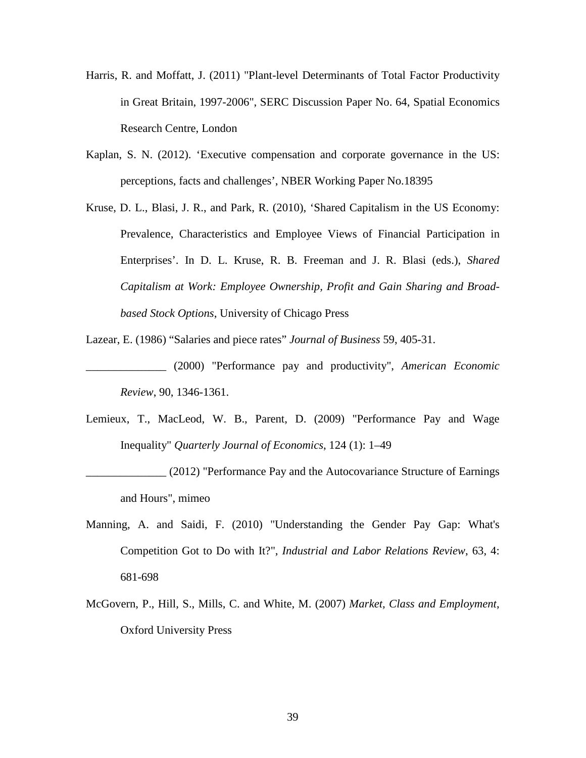Harris, R. and Moffatt, J. (2011) "Plant-level Determinants of Total Factor Productivity in Great Britain, 1997-2006", SERC Discussion Paper No. 64, Spatial Economics Research Centre, London

Kaplan, S. N. (2012). 'Executive compensation and corporate governance in the US: perceptions, facts and challenges', NBER Working Paper No.18395

Kruse, D. L., Blasi, J. R., and Park, R. (2010), 'Shared Capitalism in the US Economy: Prevalence, Characteristics and Employee Views of Financial Participation in Enterprises'. In D. L. Kruse, R. B. Freeman and J. R. Blasi (eds.), *Shared Capitalism at Work: Employee Ownership, Profit and Gain Sharing and Broad-based Stock Options*, University of Chicago Press

Lazear, E. (1986) "Salaries and piece rates" *Journal of Business* 59, 405-31.

______________ (2000) "Performance pay and productivity", *American Economic Review*, 90, 1346-1361.

Lemieux, T., MacLeod, W. B., Parent, D. (2009) "Performance Pay and Wage Inequality" *Quarterly Journal of Economics*, 124 (1): 1–49

______________ (2012) "Performance Pay and the Autocovariance Structure of Earnings and Hours", mimeo

Manning, A. and Saidi, F. (2010) "Understanding the Gender Pay Gap: What's Competition Got to Do with It?", *Industrial and Labor Relations Review*, 63, 4: 681-698

McGovern, P., Hill, S., Mills, C. and White, M. (2007) *Market, Class and Employment*, Oxford University Press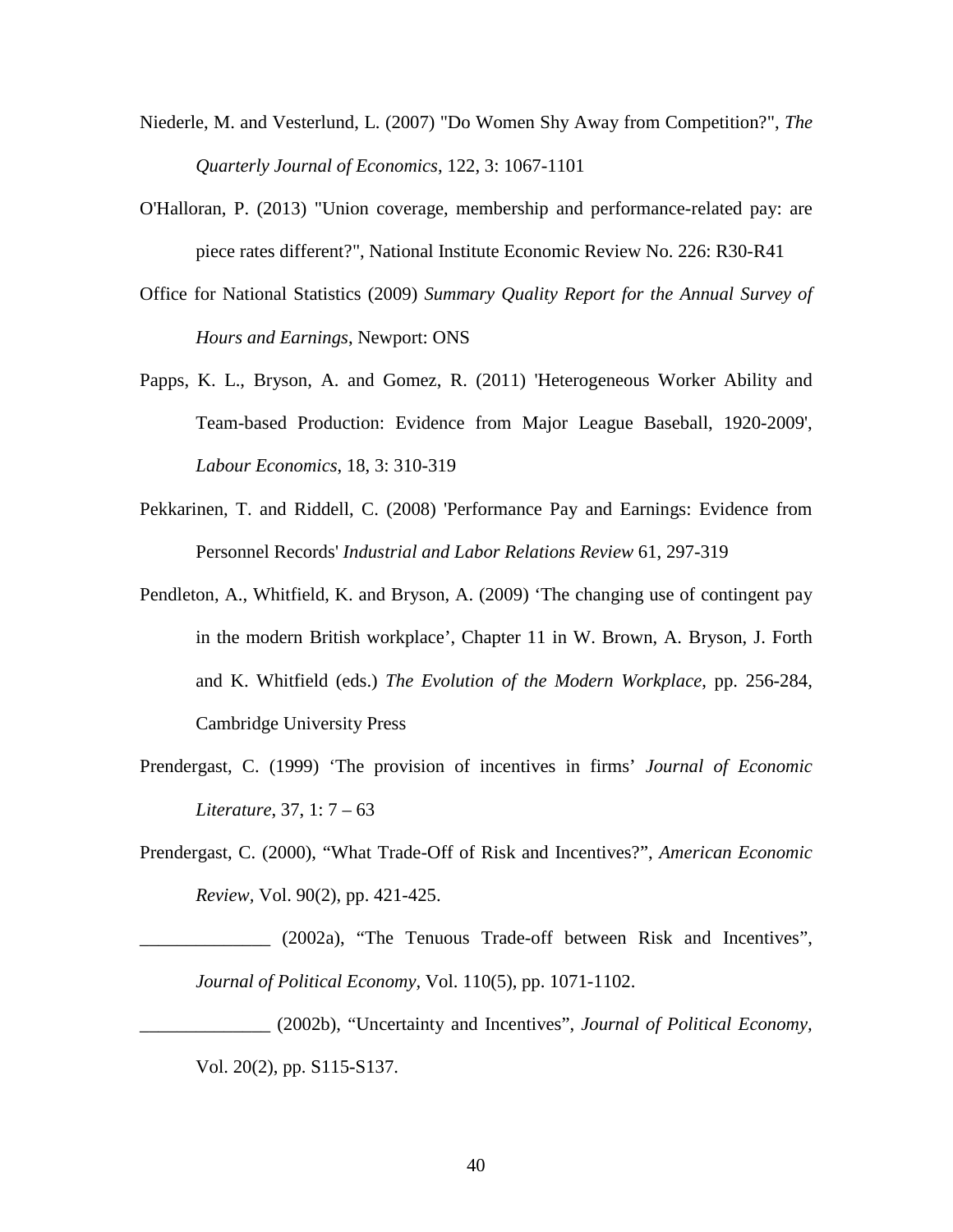Niederle, M. and Vesterlund, L. (2007) "Do Women Shy Away from Competition?", *The Quarterly Journal of Economics*, 122, 3: 1067-1101

O'Halloran, P. (2013) "Union coverage, membership and performance-related pay: are piece rates different?", National Institute Economic Review No. 226: R30-R41

Office for National Statistics (2009) *Summary Quality Report for the Annual Survey of Hours and Earnings*, Newport: ONS

Papps, K. L., Bryson, A. and Gomez, R. (2011) 'Heterogeneous Worker Ability and Team-based Production: Evidence from Major League Baseball, 1920-2009', *Labour Economics*, 18, 3: 310-319

Pekkarinen, T. and Riddell, C. (2008) 'Performance Pay and Earnings: Evidence from Personnel Records' *Industrial and Labor Relations Review* 61, 297-319

Pendleton, A., Whitfield, K. and Bryson, A. (2009) 'The changing use of contingent pay in the modern British workplace', Chapter 11 in W. Brown, A. Bryson, J. Forth and K. Whitfield (eds.) *The Evolution of the Modern Workplace*, pp. 256-284, Cambridge University Press

Prendergast, C. (1999) 'The provision of incentives in firms' *Journal of Economic Literature*, 37, 1: 7 – 63

Prendergast, C. (2000), "What Trade-Off of Risk and Incentives?", *American Economic Review*, Vol. 90(2), pp. 421-425.

______________ (2002a), "The Tenuous Trade-off between Risk and Incentives", *Journal of Political Economy*, Vol. 110(5), pp. 1071-1102.

______________ (2002b), "Uncertainty and Incentives", *Journal of Political Economy*, Vol. 20(2), pp. S115-S137.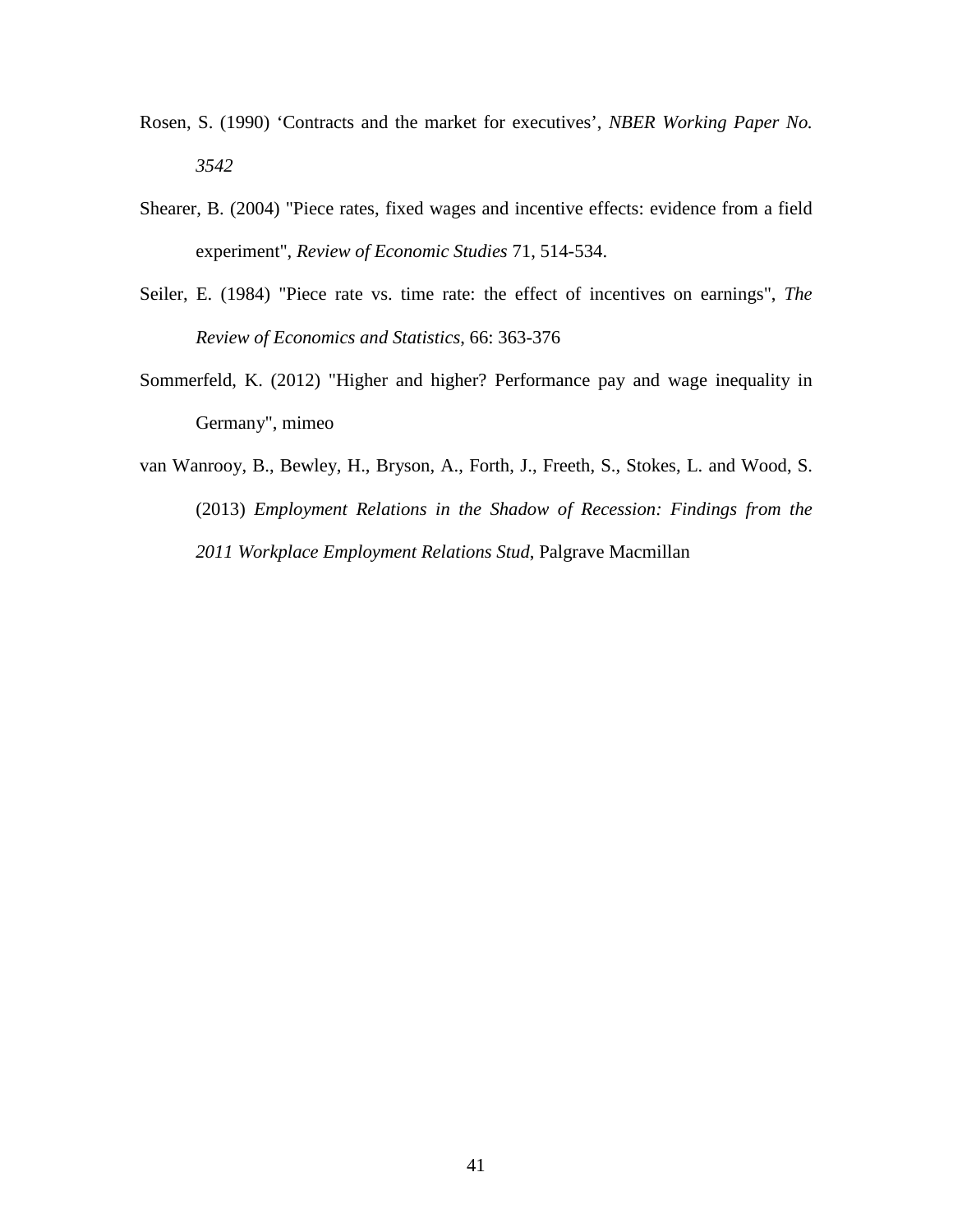Rosen, S. (1990) ‘Contracts and the market for executives’, *NBER Working Paper No. 3542*

Shearer, B. (2004) "Piece rates, fixed wages and incentive effects: evidence from a field experiment", *Review of Economic Studies* 71, 514-534.

Seiler, E. (1984) "Piece rate vs. time rate: the effect of incentives on earnings", *The Review of Economics and Statistics*, 66: 363-376

Sommerfeld, K. (2012) "Higher and higher? Performance pay and wage inequality in Germany", mimeo

van Wanrooy, B., Bewley, H., Bryson, A., Forth, J., Freeth, S., Stokes, L. and Wood, S. (2013) *Employment Relations in the Shadow of Recession: Findings from the 2011 Workplace Employment Relations Stud*, Palgrave Macmillan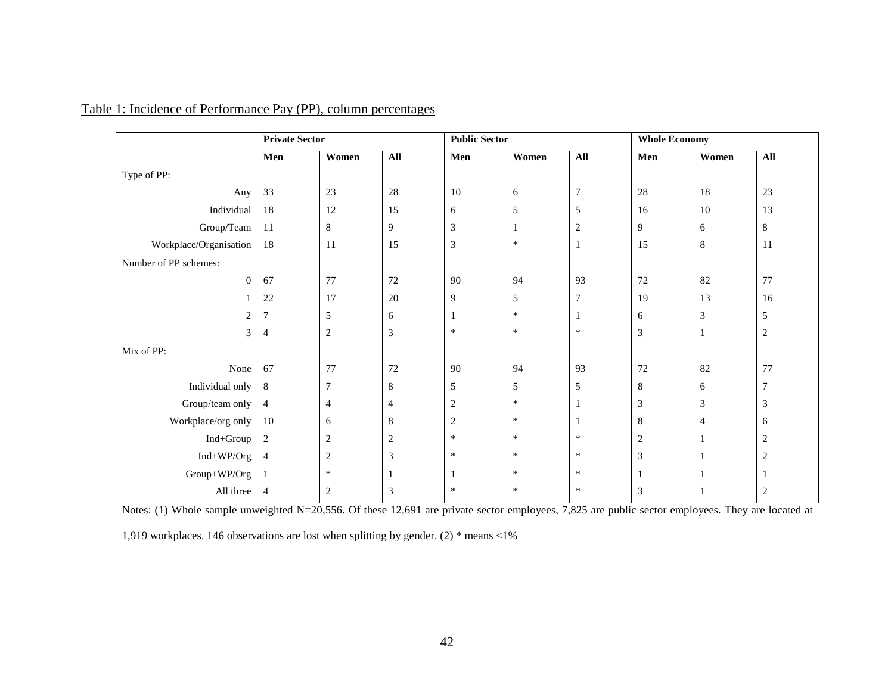Table 1: Incidence of Performance Pay (PP), column percentages

| | Private Sector | | | Public Sector | | | Whole Economy | | |
|---|---|---|---|---|---|---|---|---|---|
| | **Men** | **Women** | **All** | **Men** | **Women** | **All** | **Men** | **Women** | **All** |
| Type of PP: | | | | | | | | | |
| Any | 33 | 23 | 28 | 10 | 6 | 7 | 28 | 18 | 23 |
| Individual | 18 | 12 | 15 | 6 | 5 | 5 | 16 | 10 | 13 |
| Group/Team | 11 | 8 | 9 | 3 | 1 | 2 | 9 | 6 | 8 |
| Workplace/Organisation | 18 | 11 | 15 | 3 | * | 1 | 15 | 8 | 11 |
| Number of PP schemes: | | | | | | | | | |
| 0 | 67 | 77 | 72 | 90 | 94 | 93 | 72 | 82 | 77 |
| 1 | 22 | 17 | 20 | 9 | 5 | 7 | 19 | 13 | 16 |
| 2 | 7 | 5 | 6 | 1 | * | 1 | 6 | 3 | 5 |
| 3 | 4 | 2 | 3 | * | * | * | 3 | 1 | 2 |
| Mix of PP: | | | | | | | | | |
| None | 67 | 77 | 72 | 90 | 94 | 93 | 72 | 82 | 77 |
| Individual only | 8 | 7 | 8 | 5 | 5 | 5 | 8 | 6 | 7 |
| Group/team only | 4 | 4 | 4 | 2 | * | 1 | 3 | 3 | 3 |
| Workplace/org only | 10 | 6 | 8 | 2 | * | 1 | 8 | 4 | 6 |
| Ind+Group | 2 | 2 | 2 | * | * | * | 2 | 1 | 2 |
| Ind+WP/Org | 4 | 2 | 3 | * | * | * | 3 | 1 | 2 |
| Group+WP/Org | 1 | * | 1 | 1 | * | * | 1 | 1 | 1 |
| All three | 4 | 2 | 3 | * | * | * | 3 | 1 | 2 |

Notes: (1) Whole sample unweighted N=20,556. Of these 12,691 are private sector employees, 7,825 are public sector employees. They are located at 1,919 workplaces. 146 observations are lost when splitting by gender. (2) * means <1%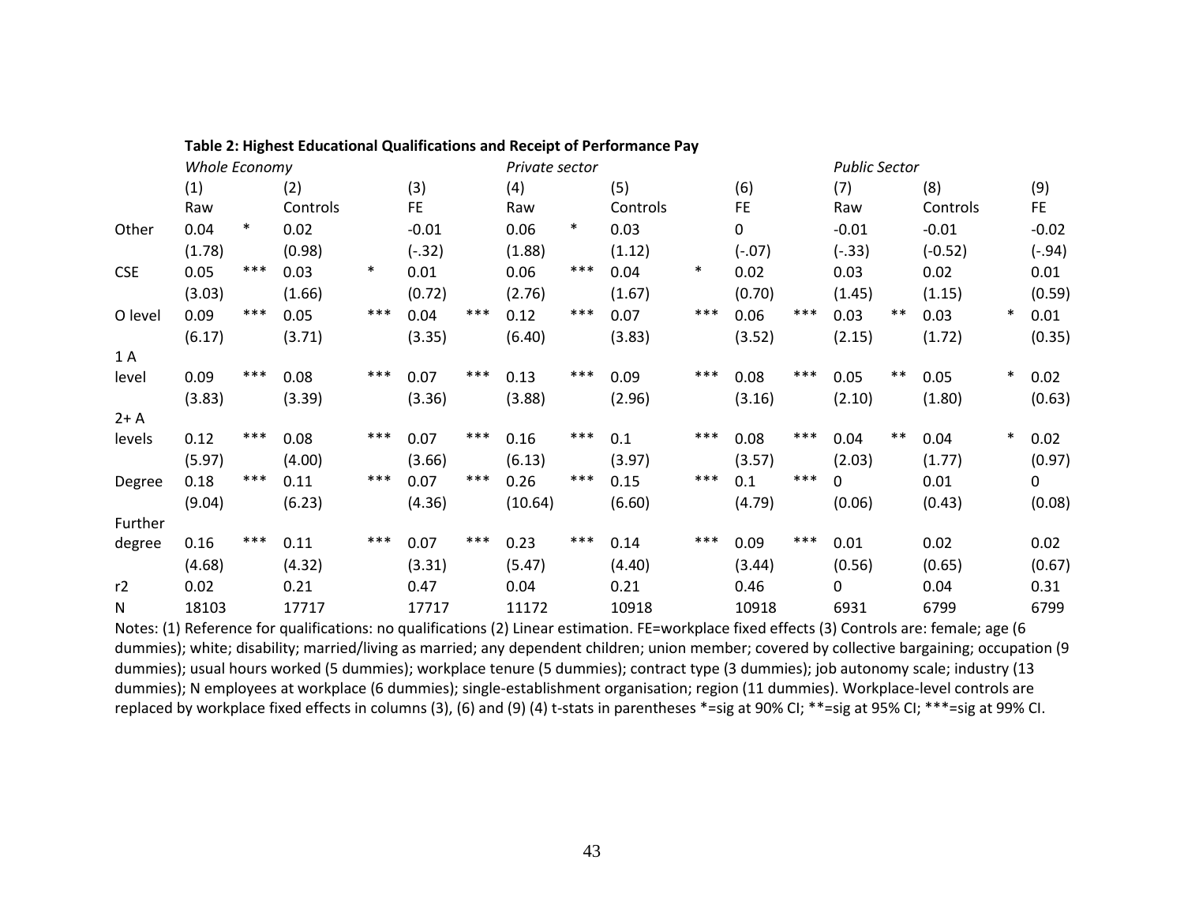**Table 2: Highest Educational Qualifications and Receipt of Performance Pay**

| | *Whole Economy* | | | *Private sector* | | | *Public Sector* | | |
|---|---|---|---|---|---|---|---|---|---|
| | (1) | (2) | (3) | (4) | (5) | (6) | (7) | (8) | (9) |
| | Raw | Controls | FE | Raw | Controls | FE | Raw | Controls | FE |
| Other | 0.04 * | 0.02 | -0.01 | 0.06 * | 0.03 | 0 | -0.01 | -0.01 | -0.02 |
| | (1.78) | (0.98) | (-.32) | (1.88) | (1.12) | (-.07) | (-.33) | (-0.52) | (-.94) |
| CSE | 0.05 *** | 0.03 * | 0.01 | 0.06 *** | 0.04 * | 0.02 | 0.03 | 0.02 | 0.01 |
| | (3.03) | (1.66) | (0.72) | (2.76) | (1.67) | (0.70) | (1.45) | (1.15) | (0.59) |
| O level | 0.09 *** | 0.05 *** | 0.04 *** | 0.12 *** | 0.07 *** | 0.06 *** | 0.03 ** | 0.03 * | 0.01 |
| | (6.17) | (3.71) | (3.35) | (6.40) | (3.83) | (3.52) | (2.15) | (1.72) | (0.35) |
| 1 A level | 0.09 *** | 0.08 *** | 0.07 *** | 0.13 *** | 0.09 *** | 0.08 *** | 0.05 ** | 0.05 * | 0.02 |
| | (3.83) | (3.39) | (3.36) | (3.88) | (2.96) | (3.16) | (2.10) | (1.80) | (0.63) |
| 2+ A levels | 0.12 *** | 0.08 *** | 0.07 *** | 0.16 *** | 0.1 *** | 0.08 *** | 0.04 ** | 0.04 * | 0.02 |
| | (5.97) | (4.00) | (3.66) | (6.13) | (3.97) | (3.57) | (2.03) | (1.77) | (0.97) |
| Degree | 0.18 *** | 0.11 *** | 0.07 *** | 0.26 *** | 0.15 *** | 0.1 *** | 0 | 0.01 | 0 |
| | (9.04) | (6.23) | (4.36) | (10.64) | (6.60) | (4.79) | (0.06) | (0.43) | (0.08) |
| Further degree | 0.16 *** | 0.11 *** | 0.07 *** | 0.23 *** | 0.14 *** | 0.09 *** | 0.01 | 0.02 | 0.02 |
| | (4.68) | (4.32) | (3.31) | (5.47) | (4.40) | (3.44) | (0.56) | (0.65) | (0.67) |
| r2 | 0.02 | 0.21 | 0.47 | 0.04 | 0.21 | 0.46 | 0 | 0.04 | 0.31 |
| N | 18103 | 17717 | 17717 | 11172 | 10918 | 10918 | 6931 | 6799 | 6799 |

Notes: (1) Reference for qualifications: no qualifications (2) Linear estimation. FE=workplace fixed effects (3) Controls are: female; age (6 dummies); white; disability; married/living as married; any dependent children; union member; covered by collective bargaining; occupation (9 dummies); usual hours worked (5 dummies); workplace tenure (5 dummies); contract type (3 dummies); job autonomy scale; industry (13 dummies); N employees at workplace (6 dummies); single-establishment organisation; region (11 dummies). Workplace-level controls are replaced by workplace fixed effects in columns (3), (6) and (9) (4) t-stats in parentheses *=sig at 90% CI; **=sig at 95% CI; ***=sig at 99% CI.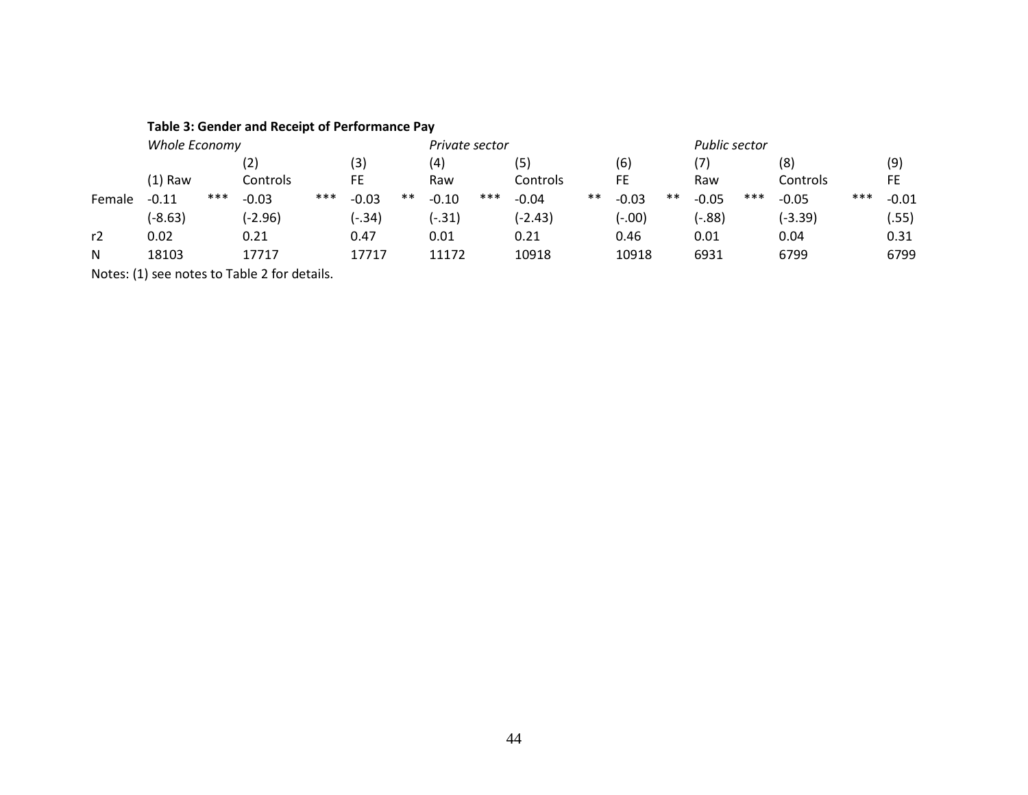**Table 3: Gender and Receipt of Performance Pay**

| | *Whole Economy* | | | | | | *Private sector* | | | | | | *Public sector* | | | | |
|---|---|---|---|---|---|---|---|---|---|---|---|---|---|---|---|---|---|
| | (1) Raw | | (2) Controls | | (3) FE | | (4) Raw | | (5) Controls | | (6) FE | | (7) Raw | | (8) Controls | | (9) FE |
| Female | -0.11 | *** | -0.03 | *** | -0.03 | ** | -0.10 | *** | -0.04 | ** | -0.03 | ** | -0.05 | *** | -0.05 | *** | -0.01 |
| | (-8.63) | | (-2.96) | | (-.34) | | (-.31) | | (-2.43) | | (-.00) | | (-.88) | | (-3.39) | | (.55) |
| r2 | 0.02 | | 0.21 | | 0.47 | | 0.01 | | 0.21 | | 0.46 | | 0.01 | | 0.04 | | 0.31 |
| N | 18103 | | 17717 | | 17717 | | 11172 | | 10918 | | 10918 | | 6931 | | 6799 | | 6799 |

Notes: (1) see notes to Table 2 for details.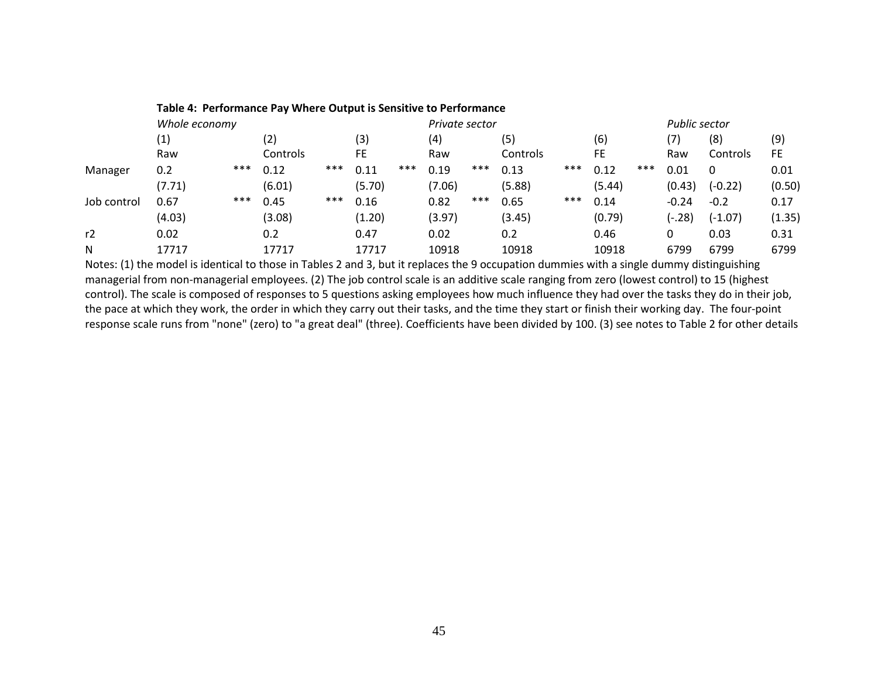**Table 4: Performance Pay Where Output is Sensitive to Performance**

| | *Whole economy* | | | | | | *Private sector* | | | | | | *Public sector* | | |
|---|---|---|---|---|---|---|---|---|---|---|---|---|---|---|---|
| | (1) | | (2) | | (3) | | (4) | | (5) | | (6) | | (7) | (8) | (9) |
| | Raw | | Controls | | FE | | Raw | | Controls | | FE | | Raw | Controls | FE |
| Manager | 0.2 | *** | 0.12 | *** | 0.11 | *** | 0.19 | *** | 0.13 | *** | 0.12 | *** | 0.01 | 0 | 0.01 |
| | (7.71) | | (6.01) | | (5.70) | | (7.06) | | (5.88) | | (5.44) | | (0.43) | (-0.22) | (0.50) |
| Job control | 0.67 | *** | 0.45 | *** | 0.16 | | 0.82 | *** | 0.65 | *** | 0.14 | | -0.24 | -0.2 | 0.17 |
| | (4.03) | | (3.08) | | (1.20) | | (3.97) | | (3.45) | | (0.79) | | (-.28) | (-1.07) | (1.35) |
| r2 | 0.02 | | 0.2 | | 0.47 | | 0.02 | | 0.2 | | 0.46 | | 0 | 0.03 | 0.31 |
| N | 17717 | | 17717 | | 17717 | | 10918 | | 10918 | | 10918 | | 6799 | 6799 | 6799 |

Notes: (1) the model is identical to those in Tables 2 and 3, but it replaces the 9 occupation dummies with a single dummy distinguishing managerial from non-managerial employees. (2) The job control scale is an additive scale ranging from zero (lowest control) to 15 (highest control). The scale is composed of responses to 5 questions asking employees how much influence they had over the tasks they do in their job, the pace at which they work, the order in which they carry out their tasks, and the time they start or finish their working day. The four-point response scale runs from "none" (zero) to "a great deal" (three). Coefficients have been divided by 100. (3) see notes to Table 2 for other details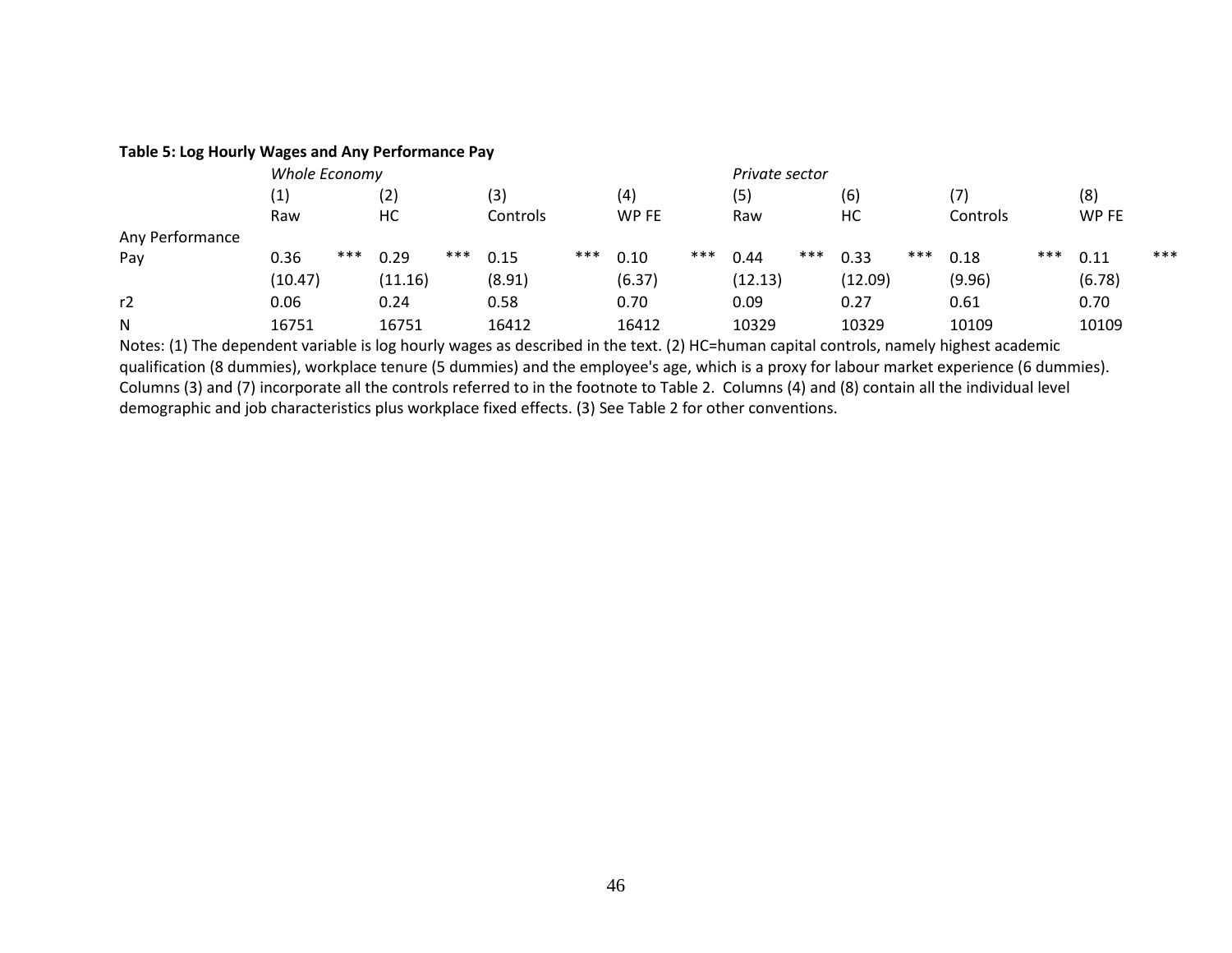**Table 5: Log Hourly Wages and Any Performance Pay**

| | *Whole Economy* | | | | *Private sector* | | | |
|---|---|---|---|---|---|---|---|---|
| | (1) | (2) | (3) | (4) | (5) | (6) | (7) | (8) |
| | Raw | HC | Controls | WP FE | Raw | HC | Controls | WP FE |
| Any Performance Pay | 0.36 *** | 0.29 *** | 0.15 *** | 0.10 *** | 0.44 *** | 0.33 *** | 0.18 *** | 0.11 *** |
| | (10.47) | (11.16) | (8.91) | (6.37) | (12.13) | (12.09) | (9.96) | (6.78) |
| r2 | 0.06 | 0.24 | 0.58 | 0.70 | 0.09 | 0.27 | 0.61 | 0.70 |
| N | 16751 | 16751 | 16412 | 16412 | 10329 | 10329 | 10109 | 10109 |

Notes: (1) The dependent variable is log hourly wages as described in the text. (2) HC=human capital controls, namely highest academic qualification (8 dummies), workplace tenure (5 dummies) and the employee's age, which is a proxy for labour market experience (6 dummies). Columns (3) and (7) incorporate all the controls referred to in the footnote to Table 2. Columns (4) and (8) contain all the individual level demographic and job characteristics plus workplace fixed effects. (3) See Table 2 for other conventions.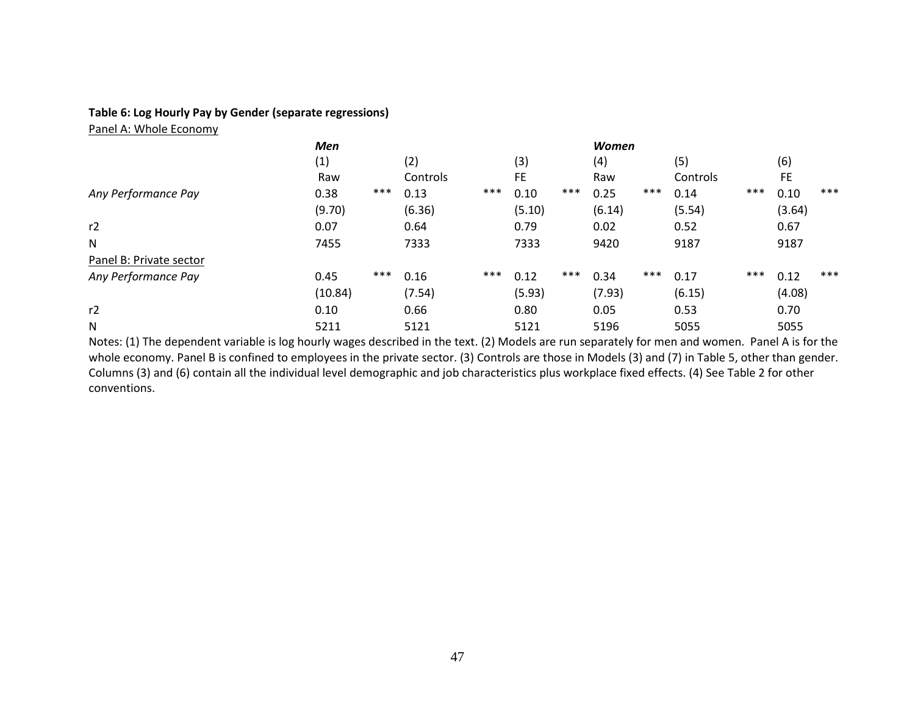**Table 6: Log Hourly Pay by Gender (separate regressions)**

| | Men | | | | | | Women | | | | | |
|---|---|---|---|---|---|---|---|---|---|---|---|---|
| | (1) | | (2) | | (3) | | (4) | | (5) | | (6) | |
| | Raw | | Controls | | FE | | Raw | | Controls | | FE | |
| Panel A: Whole Economy | | | | | | | | | | | | |
| *Any Performance Pay* | 0.38 | *** | 0.13 | *** | 0.10 | *** | 0.25 | *** | 0.14 | *** | 0.10 | *** |
| | (9.70) | | (6.36) | | (5.10) | | (6.14) | | (5.54) | | (3.64) | |
| r2 | 0.07 | | 0.64 | | 0.79 | | 0.02 | | 0.52 | | 0.67 | |
| N | 7455 | | 7333 | | 7333 | | 9420 | | 9187 | | 9187 | |
| Panel B: Private sector | | | | | | | | | | | | |
| *Any Performance Pay* | 0.45 | *** | 0.16 | *** | 0.12 | *** | 0.34 | *** | 0.17 | *** | 0.12 | *** |
| | (10.84) | | (7.54) | | (5.93) | | (7.93) | | (6.15) | | (4.08) | |
| r2 | 0.10 | | 0.66 | | 0.80 | | 0.05 | | 0.53 | | 0.70 | |
| N | 5211 | | 5121 | | 5121 | | 5196 | | 5055 | | 5055 | |

Notes: (1) The dependent variable is log hourly wages described in the text. (2) Models are run separately for men and women. Panel A is for the whole economy. Panel B is confined to employees in the private sector. (3) Controls are those in Models (3) and (7) in Table 5, other than gender. Columns (3) and (6) contain all the individual level demographic and job characteristics plus workplace fixed effects. (4) See Table 2 for other conventions.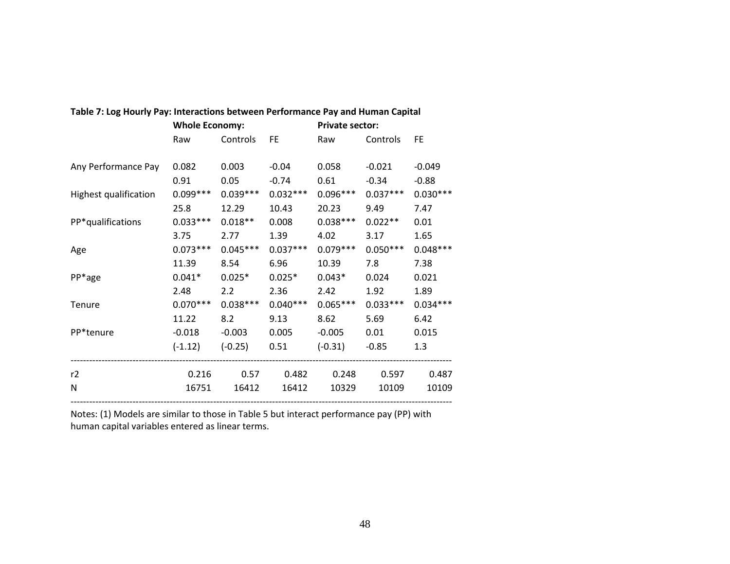**Table 7: Log Hourly Pay: Interactions between Performance Pay and Human Capital**

| | Whole Economy: | | | Private sector: | | |
|---|---|---|---|---|---|---|
| | Raw | Controls | FE | Raw | Controls | FE |
| Any Performance Pay | 0.082 | 0.003 | -0.04 | 0.058 | -0.021 | -0.049 |
| | 0.91 | 0.05 | -0.74 | 0.61 | -0.34 | -0.88 |
| Highest qualification | 0.099*** | 0.039*** | 0.032*** | 0.096*** | 0.037*** | 0.030*** |
| | 25.8 | 12.29 | 10.43 | 20.23 | 9.49 | 7.47 |
| PP*qualifications | 0.033*** | 0.018** | 0.008 | 0.038*** | 0.022** | 0.01 |
| | 3.75 | 2.77 | 1.39 | 4.02 | 3.17 | 1.65 |
| Age | 0.073*** | 0.045*** | 0.037*** | 0.079*** | 0.050*** | 0.048*** |
| | 11.39 | 8.54 | 6.96 | 10.39 | 7.8 | 7.38 |
| PP*age | 0.041* | 0.025* | 0.025* | 0.043* | 0.024 | 0.021 |
| | 2.48 | 2.2 | 2.36 | 2.42 | 1.92 | 1.89 |
| Tenure | 0.070*** | 0.038*** | 0.040*** | 0.065*** | 0.033*** | 0.034*** |
| | 11.22 | 8.2 | 9.13 | 8.62 | 5.69 | 6.42 |
| PP*tenure | -0.018 | -0.003 | 0.005 | -0.005 | 0.01 | 0.015 |
| | (-1.12) | (-0.25) | 0.51 | (-0.31) | -0.85 | 1.3 |
| r2 | 0.216 | 0.57 | 0.482 | 0.248 | 0.597 | 0.487 |
| N | 16751 | 16412 | 16412 | 10329 | 10109 | 10109 |

Notes: (1) Models are similar to those in Table 5 but interact performance pay (PP) with human capital variables entered as linear terms.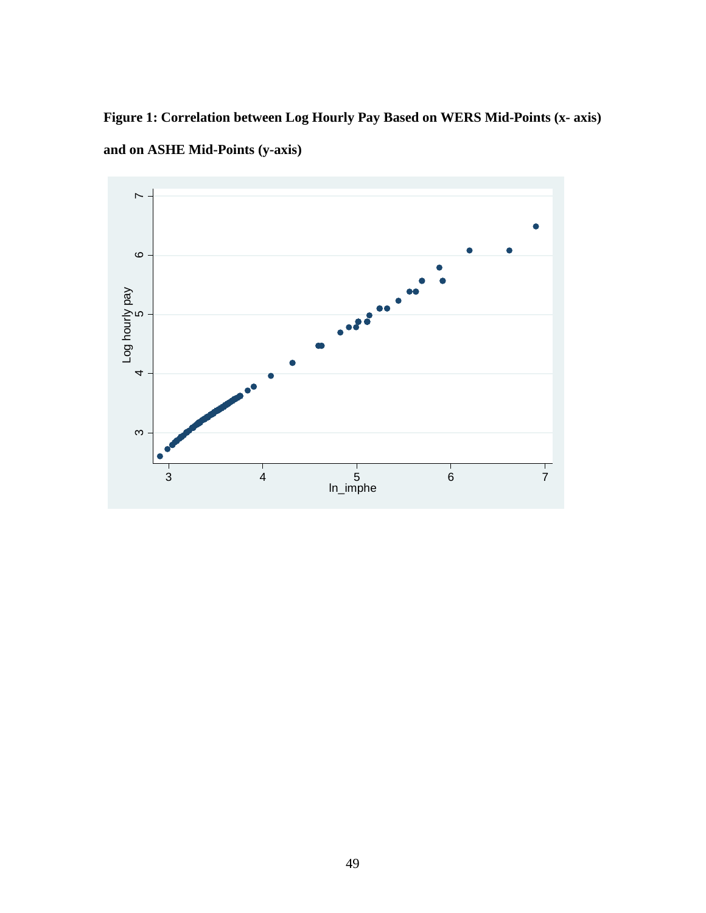**Figure 1: Correlation between Log Hourly Pay Based on WERS Mid-Points (x- axis) and on ASHE Mid-Points (y-axis)**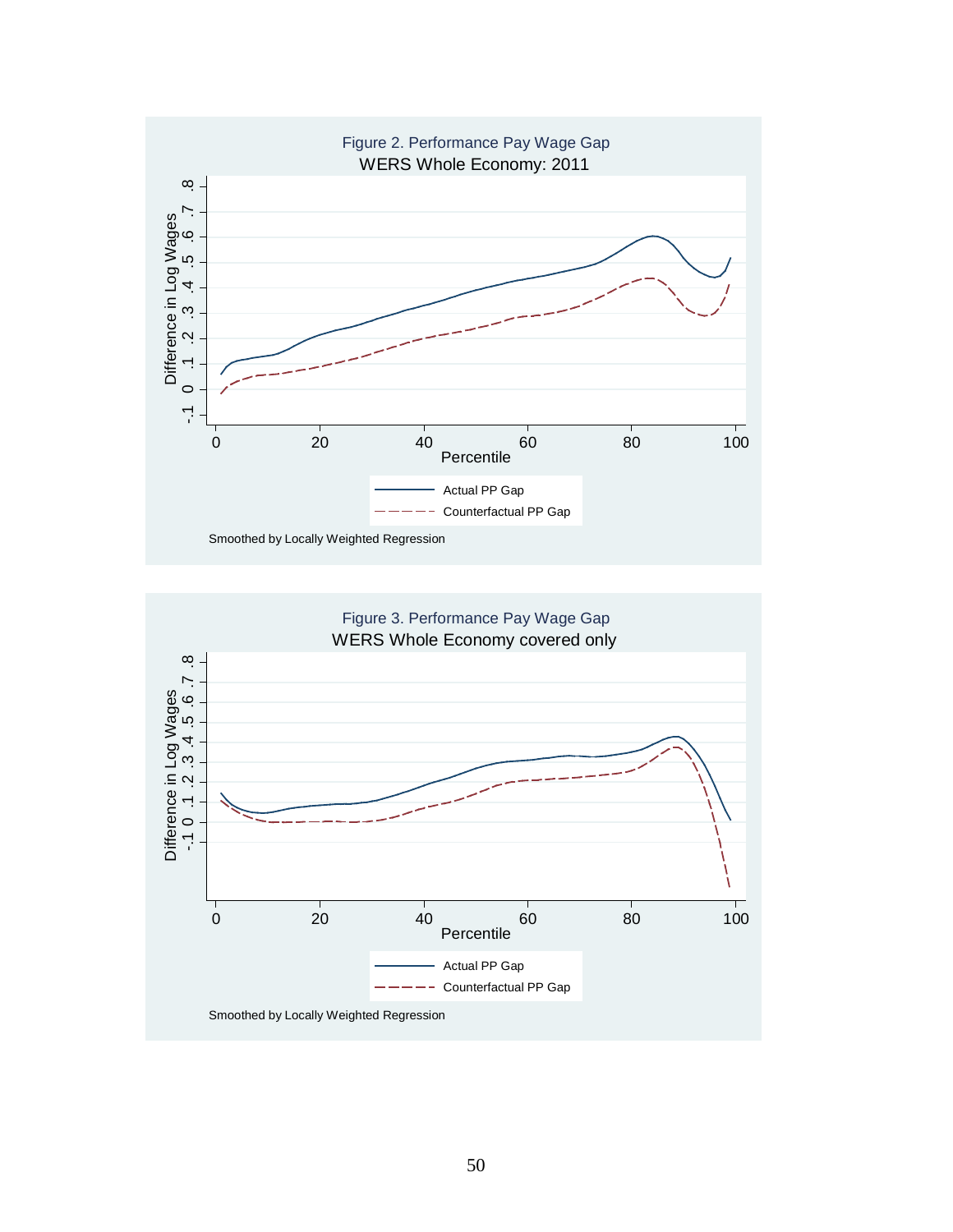Figure 2. Performance Pay Wage Gap
WERS Whole Economy: 2011

Smoothed by Locally Weighted Regression

Figure 3. Performance Pay Wage Gap
WERS Whole Economy covered only

Smoothed by Locally Weighted Regression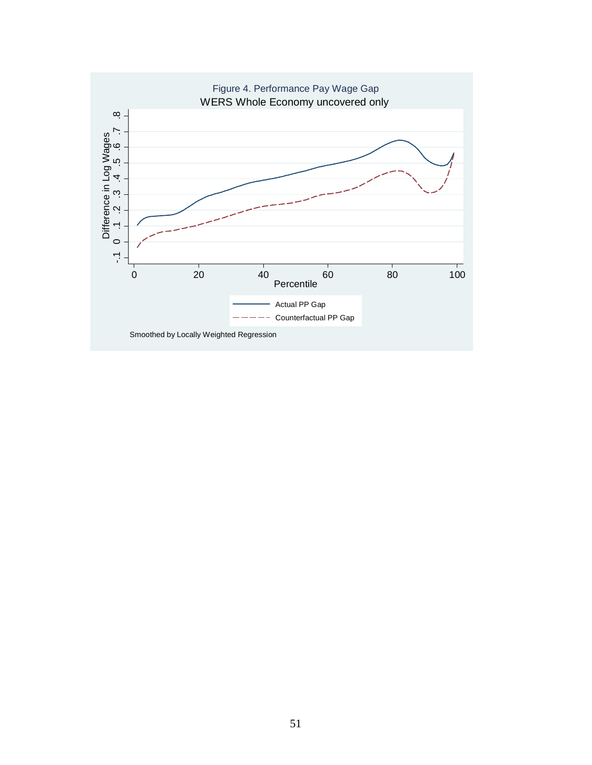Figure 4. Performance Pay Wage Gap

WERS Whole Economy uncovered only

Difference in Log Wages

-.1 0 .1 .2 .3 .4 .5 .6 .7 .8

0 20 40 60 80 100

Percentile

Actual PP Gap

Counterfactual PP Gap

Smoothed by Locally Weighted Regression